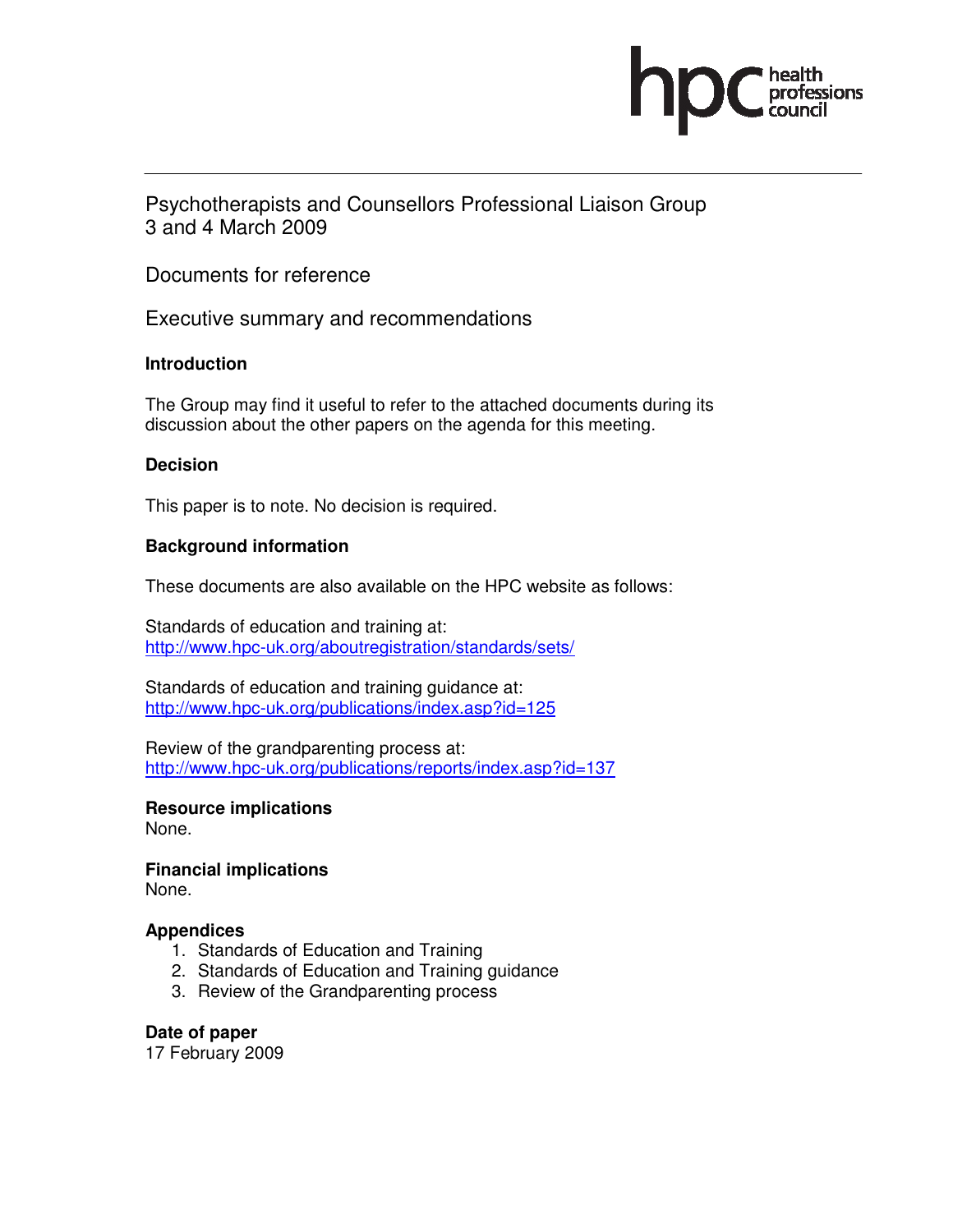Psychotherapists and Counsellors Professional Liaison Group
3 and 4 March 2009

Documents for reference

Executive summary and recommendations

**Introduction**

The Group may find it useful to refer to the attached documents during its discussion about the other papers on the agenda for this meeting.

**Decision**

This paper is to note. No decision is required.

**Background information**

These documents are also available on the HPC website as follows:

Standards of education and training at:
http://www.hpc-uk.org/aboutregistration/standards/sets/

Standards of education and training guidance at:
http://www.hpc-uk.org/publications/index.asp?id=125

Review of the grandparenting process at:
http://www.hpc-uk.org/publications/reports/index.asp?id=137

**Resource implications**
None.

**Financial implications**
None.

**Appendices**
1. Standards of Education and Training
2. Standards of Education and Training guidance
3. Review of the Grandparenting process

**Date of paper**
17 February 2009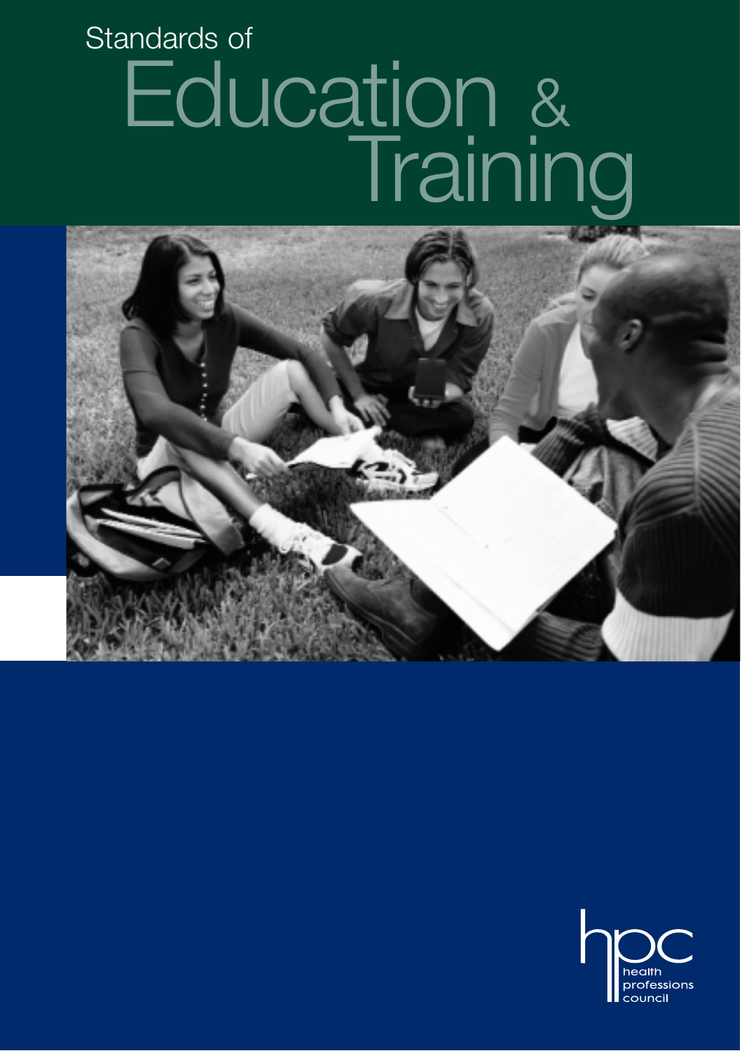Standards of

# Education & Training

health professions council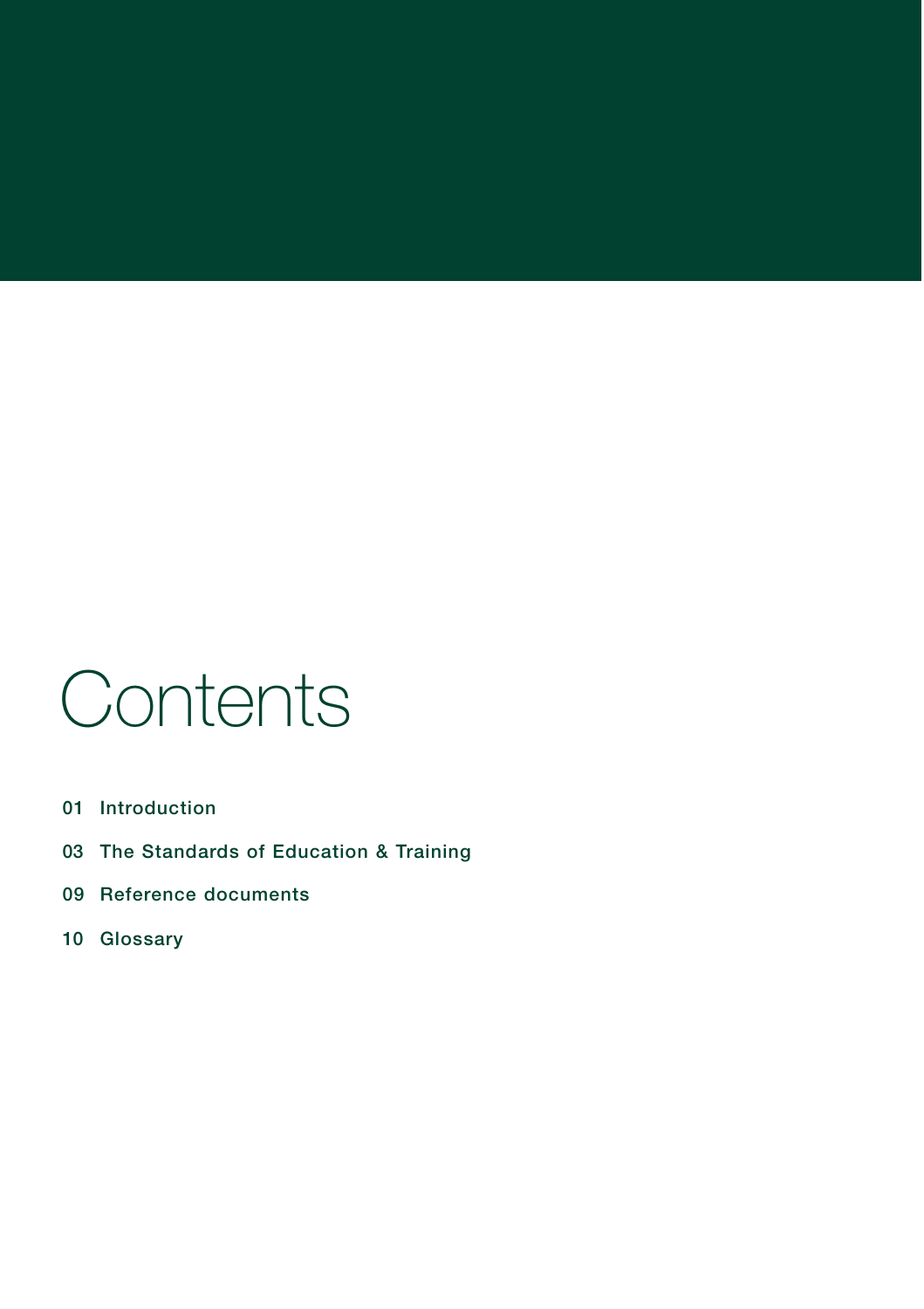# Contents

01 Introduction

03 The Standards of Education & Training

09 Reference documents

10 Glossary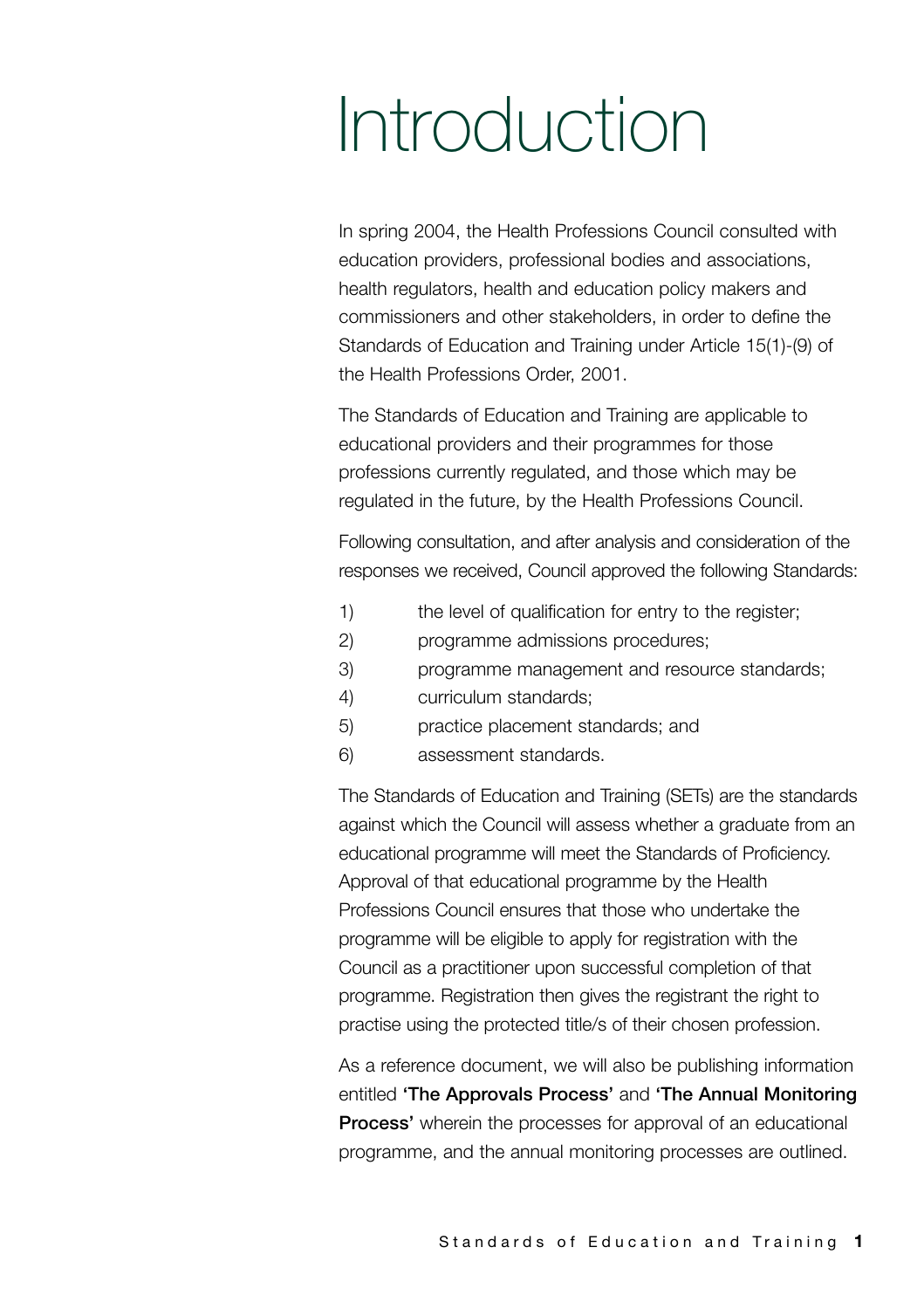# Introduction

In spring 2004, the Health Professions Council consulted with education providers, professional bodies and associations, health regulators, health and education policy makers and commissioners and other stakeholders, in order to define the Standards of Education and Training under Article 15(1)-(9) of the Health Professions Order, 2001.

The Standards of Education and Training are applicable to educational providers and their programmes for those professions currently regulated, and those which may be regulated in the future, by the Health Professions Council.

Following consultation, and after analysis and consideration of the responses we received, Council approved the following Standards:

1) the level of qualification for entry to the register;
2) programme admissions procedures;
3) programme management and resource standards;
4) curriculum standards;
5) practice placement standards; and
6) assessment standards.

The Standards of Education and Training (SETs) are the standards against which the Council will assess whether a graduate from an educational programme will meet the Standards of Proficiency. Approval of that educational programme by the Health Professions Council ensures that those who undertake the programme will be eligible to apply for registration with the Council as a practitioner upon successful completion of that programme. Registration then gives the registrant the right to practise using the protected title/s of their chosen profession.

As a reference document, we will also be publishing information entitled **'The Approvals Process'** and **'The Annual Monitoring Process'** wherein the processes for approval of an educational programme, and the annual monitoring processes are outlined.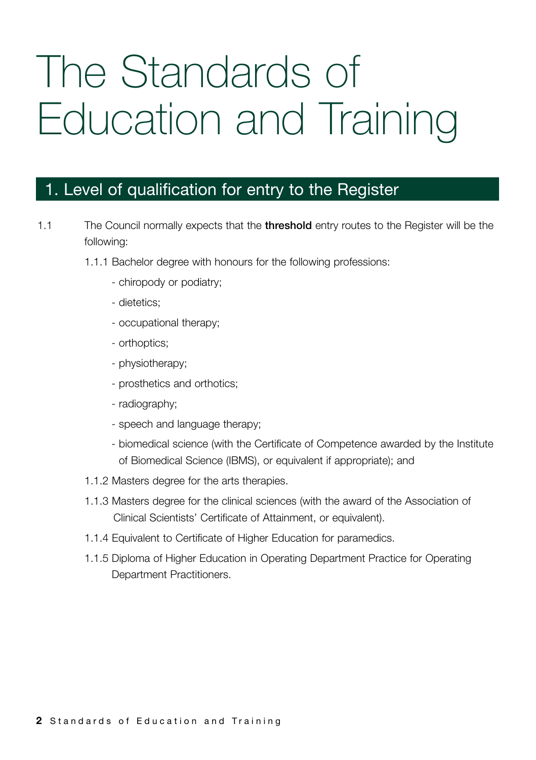# The Standards of Education and Training

## 1. Level of qualification for entry to the Register

1.1 The Council normally expects that the **threshold** entry routes to the Register will be the following:

1.1.1 Bachelor degree with honours for the following professions:

- chiropody or podiatry;
- dietetics;
- occupational therapy;
- orthoptics;
- physiotherapy;
- prosthetics and orthotics;
- radiography;
- speech and language therapy;
- biomedical science (with the Certificate of Competence awarded by the Institute of Biomedical Science (IBMS), or equivalent if appropriate); and

1.1.2 Masters degree for the arts therapies.

1.1.3 Masters degree for the clinical sciences (with the award of the Association of Clinical Scientists' Certificate of Attainment, or equivalent).

1.1.4 Equivalent to Certificate of Higher Education for paramedics.

1.1.5 Diploma of Higher Education in Operating Department Practice for Operating Department Practitioners.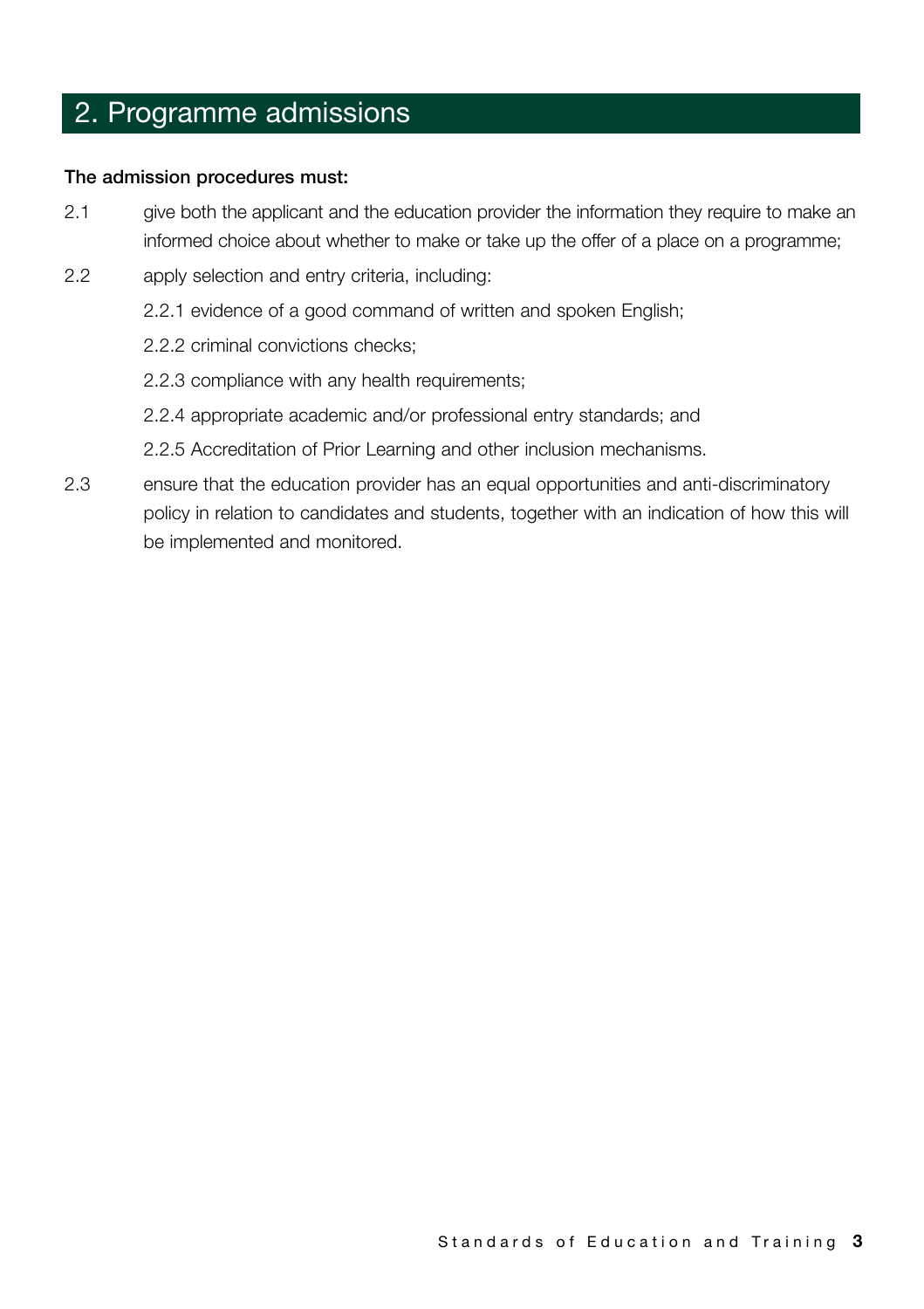## 2. Programme admissions

**The admission procedures must:**

2.1 give both the applicant and the education provider the information they require to make an informed choice about whether to make or take up the offer of a place on a programme;

2.2 apply selection and entry criteria, including:

- 2.2.1 evidence of a good command of written and spoken English;
- 2.2.2 criminal convictions checks;
- 2.2.3 compliance with any health requirements;
- 2.2.4 appropriate academic and/or professional entry standards; and
- 2.2.5 Accreditation of Prior Learning and other inclusion mechanisms.

2.3 ensure that the education provider has an equal opportunities and anti-discriminatory policy in relation to candidates and students, together with an indication of how this will be implemented and monitored.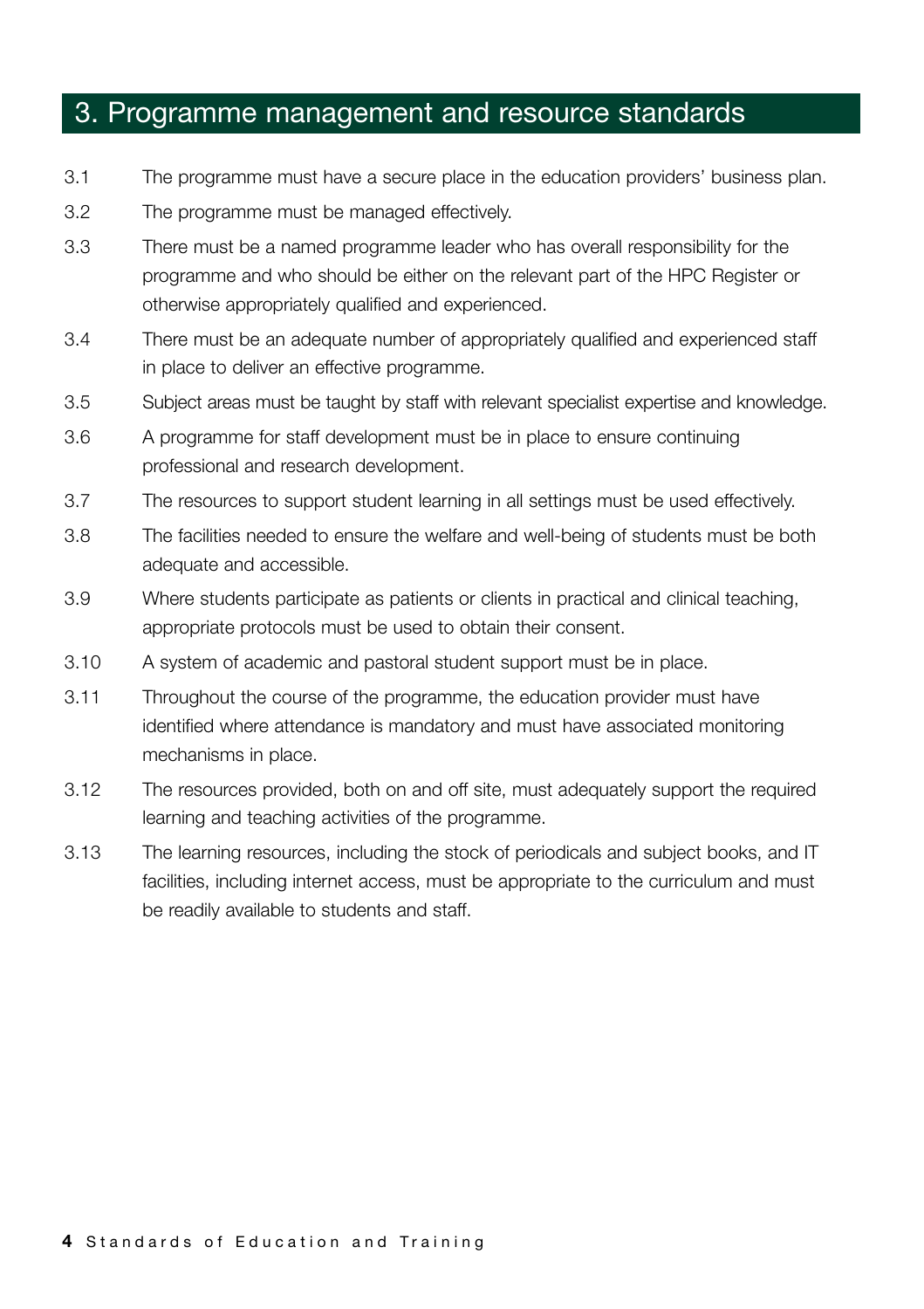# 3. Programme management and resource standards

3.1 The programme must have a secure place in the education providers' business plan.

3.2 The programme must be managed effectively.

3.3 There must be a named programme leader who has overall responsibility for the programme and who should be either on the relevant part of the HPC Register or otherwise appropriately qualified and experienced.

3.4 There must be an adequate number of appropriately qualified and experienced staff in place to deliver an effective programme.

3.5 Subject areas must be taught by staff with relevant specialist expertise and knowledge.

3.6 A programme for staff development must be in place to ensure continuing professional and research development.

3.7 The resources to support student learning in all settings must be used effectively.

3.8 The facilities needed to ensure the welfare and well-being of students must be both adequate and accessible.

3.9 Where students participate as patients or clients in practical and clinical teaching, appropriate protocols must be used to obtain their consent.

3.10 A system of academic and pastoral student support must be in place.

3.11 Throughout the course of the programme, the education provider must have identified where attendance is mandatory and must have associated monitoring mechanisms in place.

3.12 The resources provided, both on and off site, must adequately support the required learning and teaching activities of the programme.

3.13 The learning resources, including the stock of periodicals and subject books, and IT facilities, including internet access, must be appropriate to the curriculum and must be readily available to students and staff.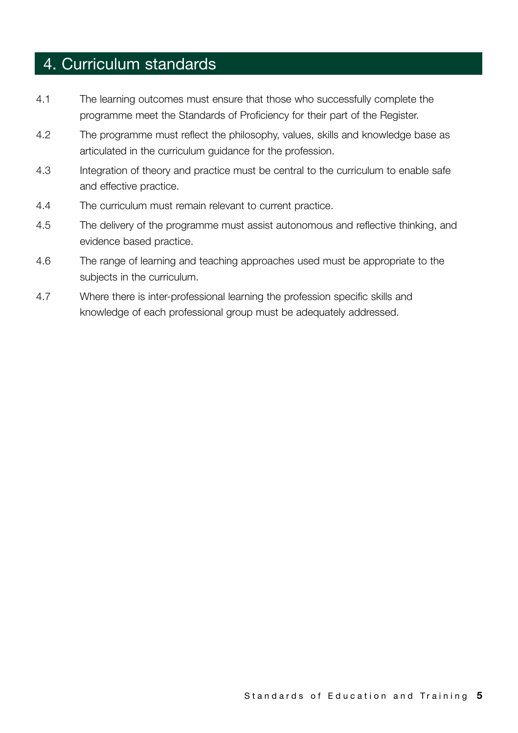## 4. Curriculum standards

4.1 The learning outcomes must ensure that those who successfully complete the programme meet the Standards of Proficiency for their part of the Register.

4.2 The programme must reflect the philosophy, values, skills and knowledge base as articulated in the curriculum guidance for the profession.

4.3 Integration of theory and practice must be central to the curriculum to enable safe and effective practice.

4.4 The curriculum must remain relevant to current practice.

4.5 The delivery of the programme must assist autonomous and reflective thinking, and evidence based practice.

4.6 The range of learning and teaching approaches used must be appropriate to the subjects in the curriculum.

4.7 Where there is inter-professional learning the profession specific skills and knowledge of each professional group must be adequately addressed.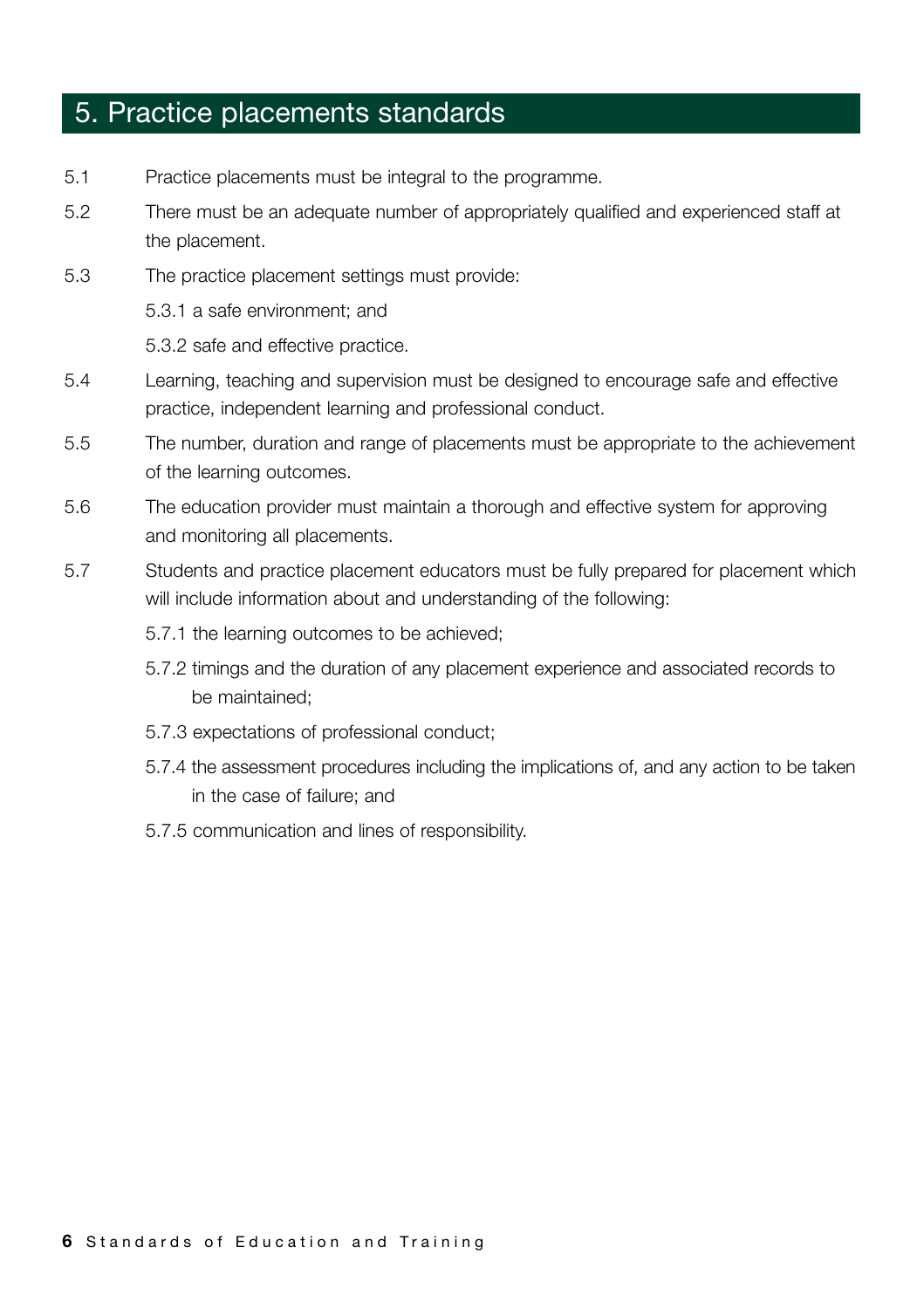## 5. Practice placements standards

5.1 Practice placements must be integral to the programme.

5.2 There must be an adequate number of appropriately qualified and experienced staff at the placement.

5.3 The practice placement settings must provide:

- 5.3.1 a safe environment; and
- 5.3.2 safe and effective practice.

5.4 Learning, teaching and supervision must be designed to encourage safe and effective practice, independent learning and professional conduct.

5.5 The number, duration and range of placements must be appropriate to the achievement of the learning outcomes.

5.6 The education provider must maintain a thorough and effective system for approving and monitoring all placements.

5.7 Students and practice placement educators must be fully prepared for placement which will include information about and understanding of the following:

- 5.7.1 the learning outcomes to be achieved;
- 5.7.2 timings and the duration of any placement experience and associated records to be maintained;
- 5.7.3 expectations of professional conduct;
- 5.7.4 the assessment procedures including the implications of, and any action to be taken in the case of failure; and
- 5.7.5 communication and lines of responsibility.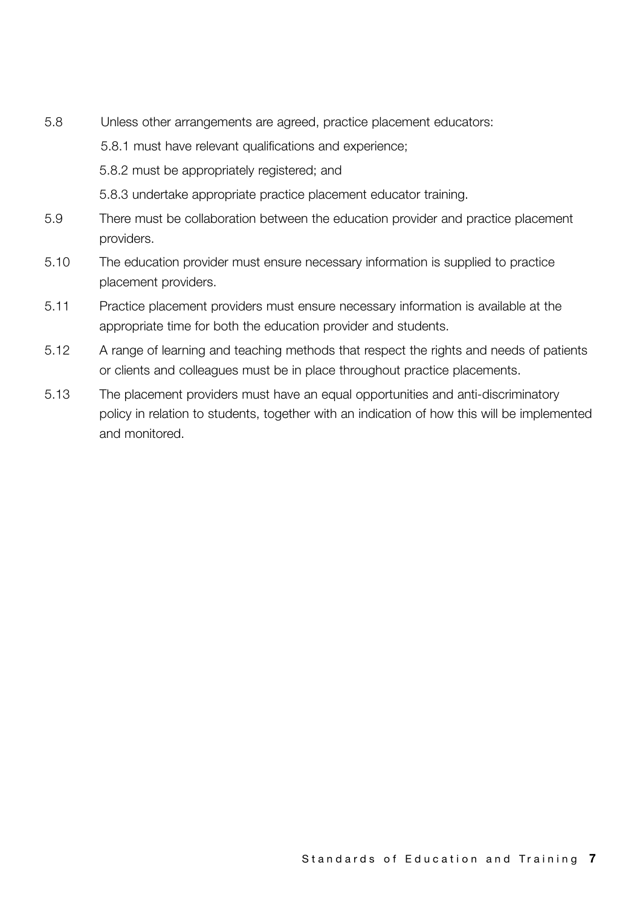5.8 Unless other arrangements are agreed, practice placement educators:

5.8.1 must have relevant qualifications and experience;

5.8.2 must be appropriately registered; and

5.8.3 undertake appropriate practice placement educator training.

5.9 There must be collaboration between the education provider and practice placement providers.

5.10 The education provider must ensure necessary information is supplied to practice placement providers.

5.11 Practice placement providers must ensure necessary information is available at the appropriate time for both the education provider and students.

5.12 A range of learning and teaching methods that respect the rights and needs of patients or clients and colleagues must be in place throughout practice placements.

5.13 The placement providers must have an equal opportunities and anti-discriminatory policy in relation to students, together with an indication of how this will be implemented and monitored.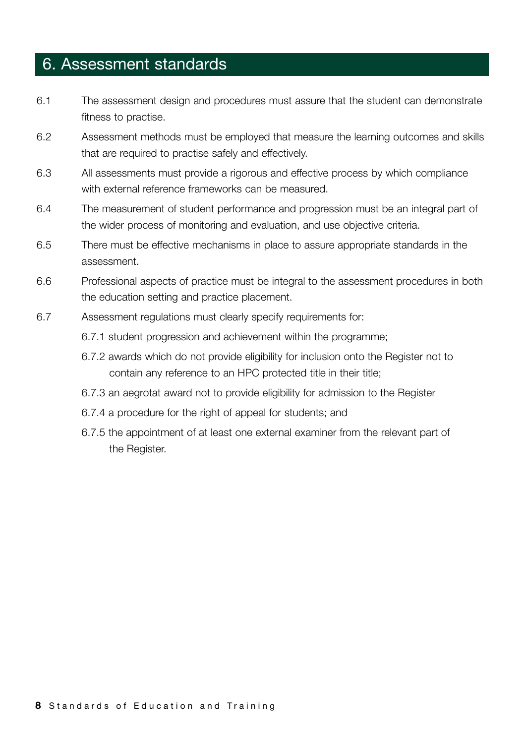# 6. Assessment standards

6.1 The assessment design and procedures must assure that the student can demonstrate fitness to practise.

6.2 Assessment methods must be employed that measure the learning outcomes and skills that are required to practise safely and effectively.

6.3 All assessments must provide a rigorous and effective process by which compliance with external reference frameworks can be measured.

6.4 The measurement of student performance and progression must be an integral part of the wider process of monitoring and evaluation, and use objective criteria.

6.5 There must be effective mechanisms in place to assure appropriate standards in the assessment.

6.6 Professional aspects of practice must be integral to the assessment procedures in both the education setting and practice placement.

6.7 Assessment regulations must clearly specify requirements for:

6.7.1 student progression and achievement within the programme;

6.7.2 awards which do not provide eligibility for inclusion onto the Register not to contain any reference to an HPC protected title in their title;

6.7.3 an aegrotat award not to provide eligibility for admission to the Register

6.7.4 a procedure for the right of appeal for students; and

6.7.5 the appointment of at least one external examiner from the relevant part of the Register.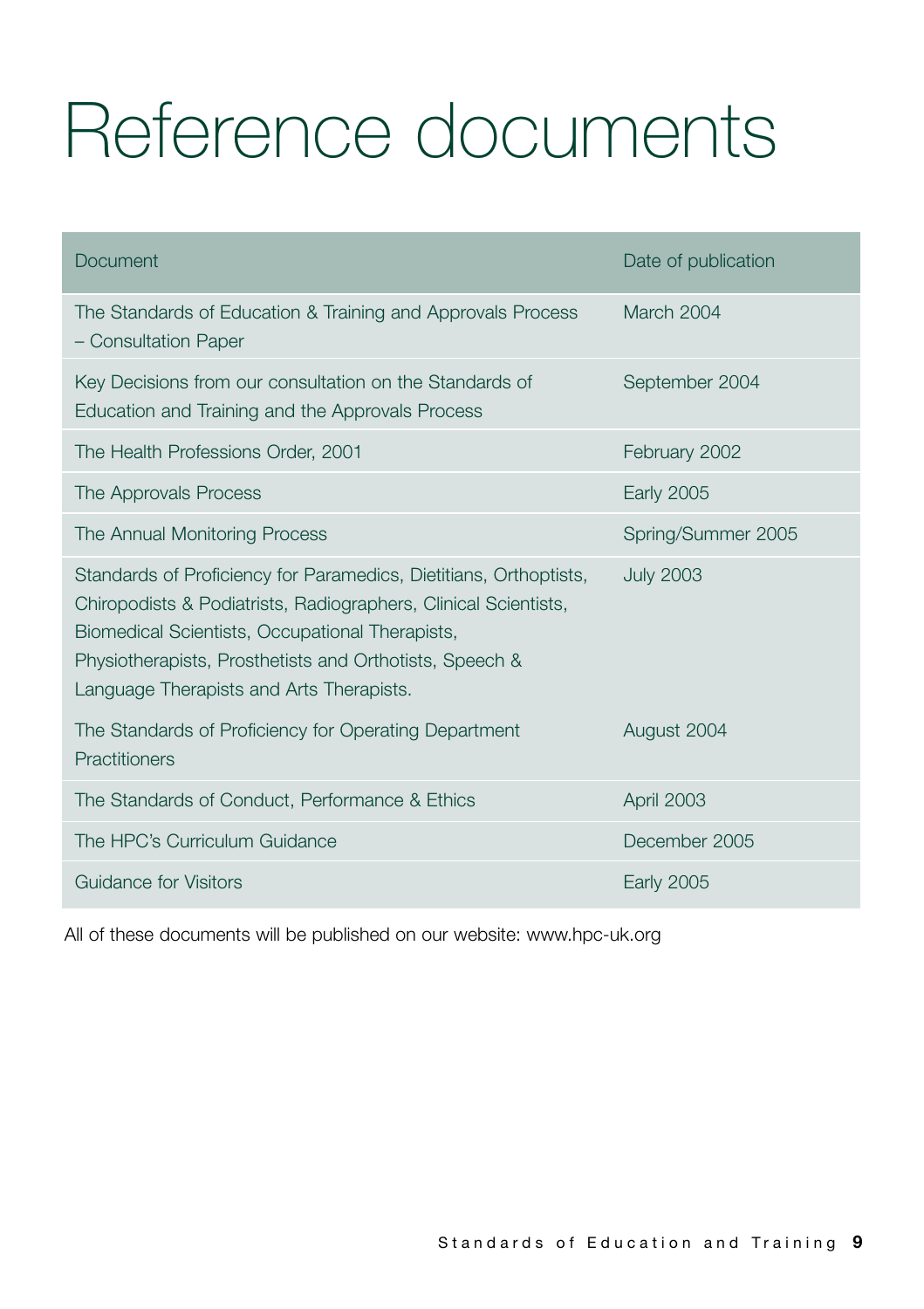# Reference documents

| Document | Date of publication |
|---|---|
| The Standards of Education & Training and Approvals Process – Consultation Paper | March 2004 |
| Key Decisions from our consultation on the Standards of Education and Training and the Approvals Process | September 2004 |
| The Health Professions Order, 2001 | February 2002 |
| The Approvals Process | Early 2005 |
| The Annual Monitoring Process | Spring/Summer 2005 |
| Standards of Proficiency for Paramedics, Dietitians, Orthoptists, Chiropodists & Podiatrists, Radiographers, Clinical Scientists, Biomedical Scientists, Occupational Therapists, Physiotherapists, Prosthetists and Orthotists, Speech & Language Therapists and Arts Therapists. | July 2003 |
| The Standards of Proficiency for Operating Department Practitioners | August 2004 |
| The Standards of Conduct, Performance & Ethics | April 2003 |
| The HPC's Curriculum Guidance | December 2005 |
| Guidance for Visitors | Early 2005 |

All of these documents will be published on our website: www.hpc-uk.org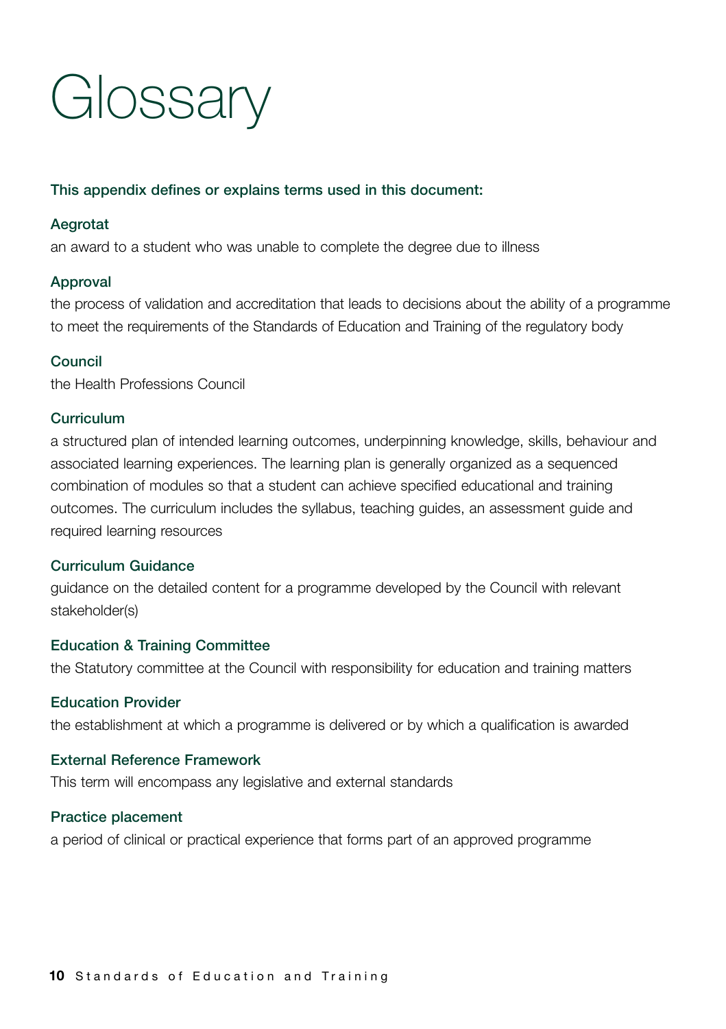# Glossary

**This appendix defines or explains terms used in this document:**

**Aegrotat**

an award to a student who was unable to complete the degree due to illness

**Approval**

the process of validation and accreditation that leads to decisions about the ability of a programme to meet the requirements of the Standards of Education and Training of the regulatory body

**Council**

the Health Professions Council

**Curriculum**

a structured plan of intended learning outcomes, underpinning knowledge, skills, behaviour and associated learning experiences. The learning plan is generally organized as a sequenced combination of modules so that a student can achieve specified educational and training outcomes. The curriculum includes the syllabus, teaching guides, an assessment guide and required learning resources

**Curriculum Guidance**

guidance on the detailed content for a programme developed by the Council with relevant stakeholder(s)

**Education & Training Committee**

the Statutory committee at the Council with responsibility for education and training matters

**Education Provider**

the establishment at which a programme is delivered or by which a qualification is awarded

**External Reference Framework**

This term will encompass any legislative and external standards

**Practice placement**

a period of clinical or practical experience that forms part of an approved programme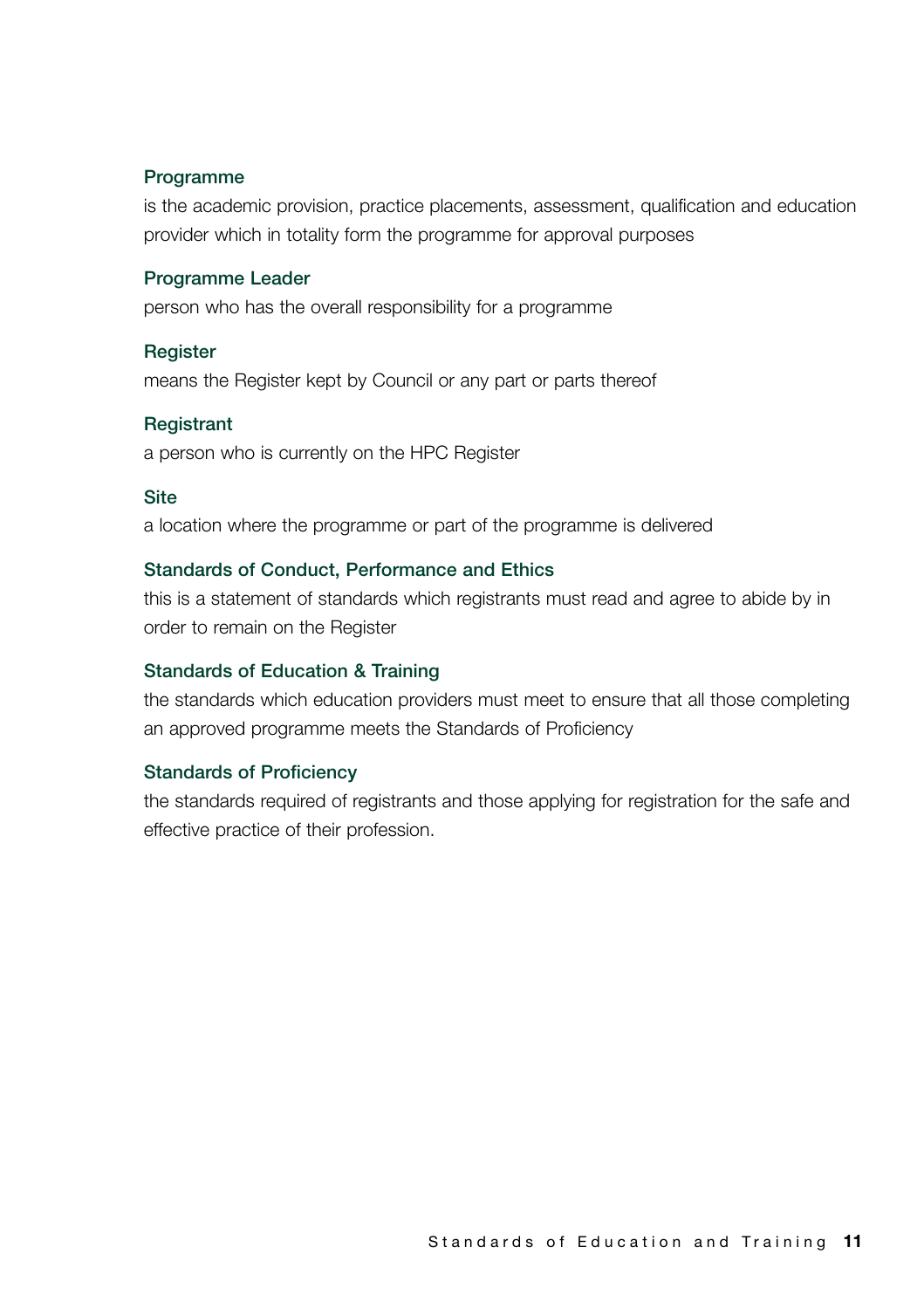**Programme**

is the academic provision, practice placements, assessment, qualification and education provider which in totality form the programme for approval purposes

**Programme Leader**

person who has the overall responsibility for a programme

**Register**

means the Register kept by Council or any part or parts thereof

**Registrant**

a person who is currently on the HPC Register

**Site**

a location where the programme or part of the programme is delivered

**Standards of Conduct, Performance and Ethics**

this is a statement of standards which registrants must read and agree to abide by in order to remain on the Register

**Standards of Education & Training**

the standards which education providers must meet to ensure that all those completing an approved programme meets the Standards of Proficiency

**Standards of Proficiency**

the standards required of registrants and those applying for registration for the safe and effective practice of their profession.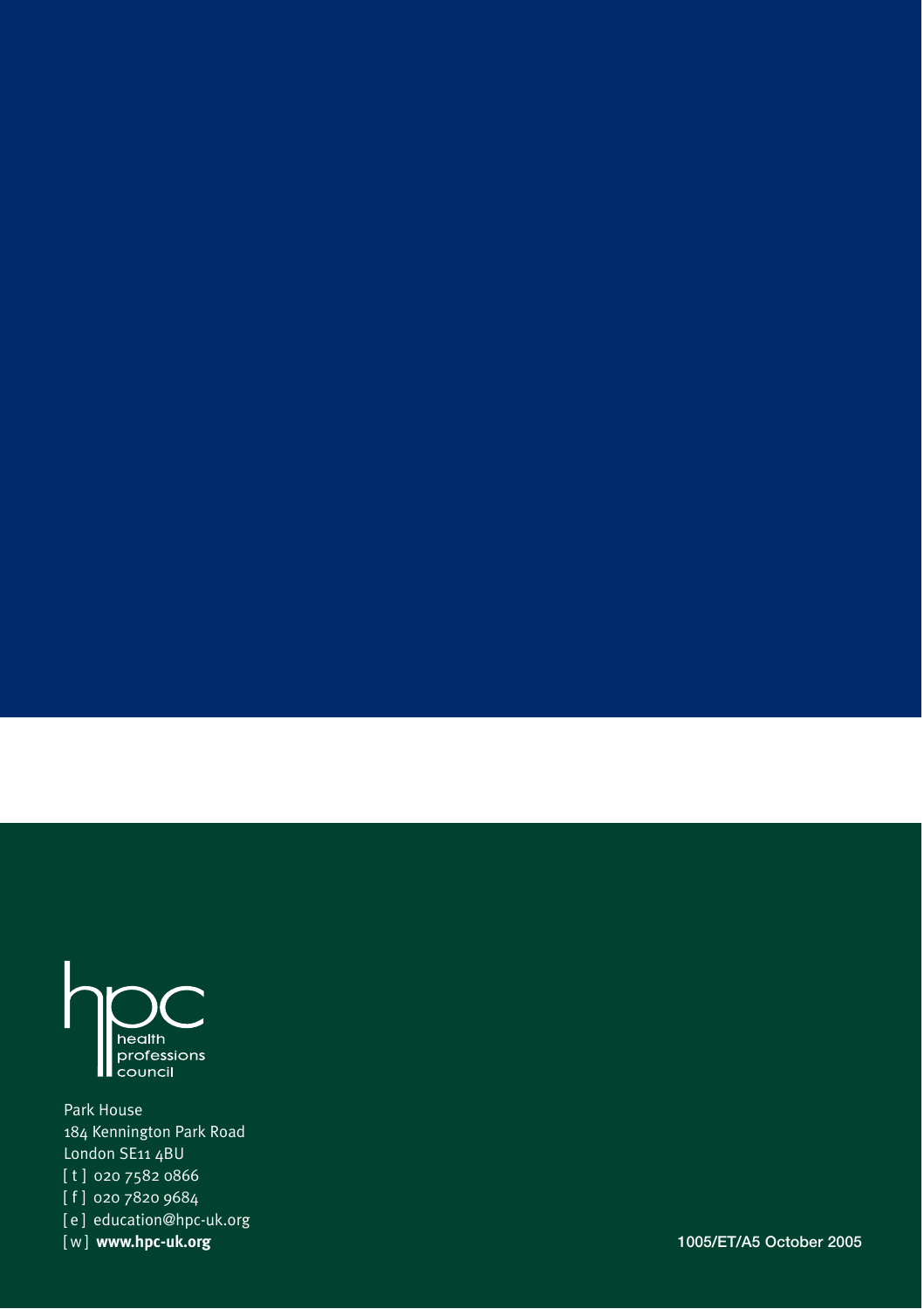hpc health professions council

Park House
184 Kennington Park Road
London SE11 4BU
[ t ] 020 7582 0866
[ f ] 020 7820 9684
[ e ] education@hpc-uk.org
[ w ] **www.hpc-uk.org**

1005/ET/A5 October 2005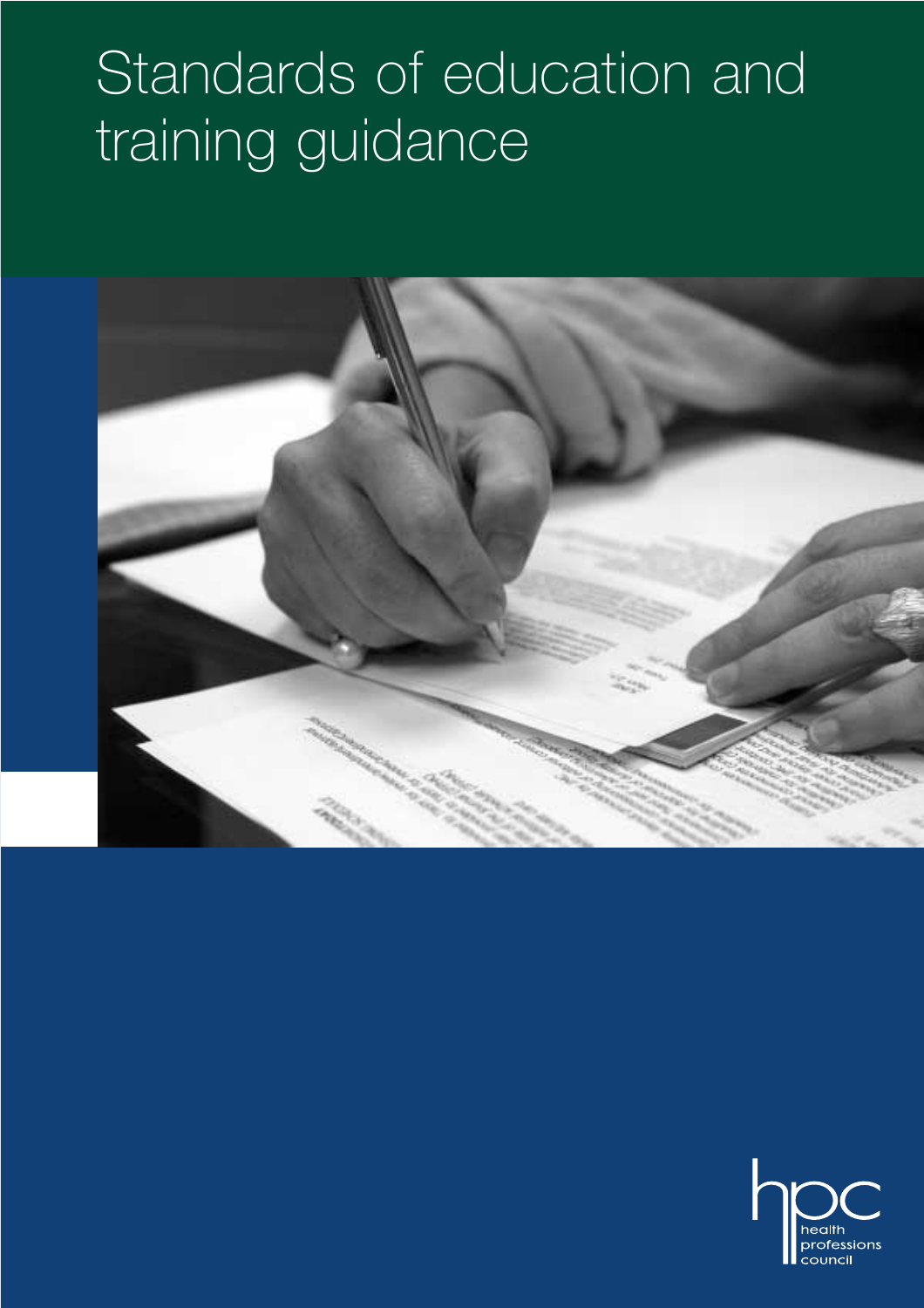# Standards of education and training guidance

health professions council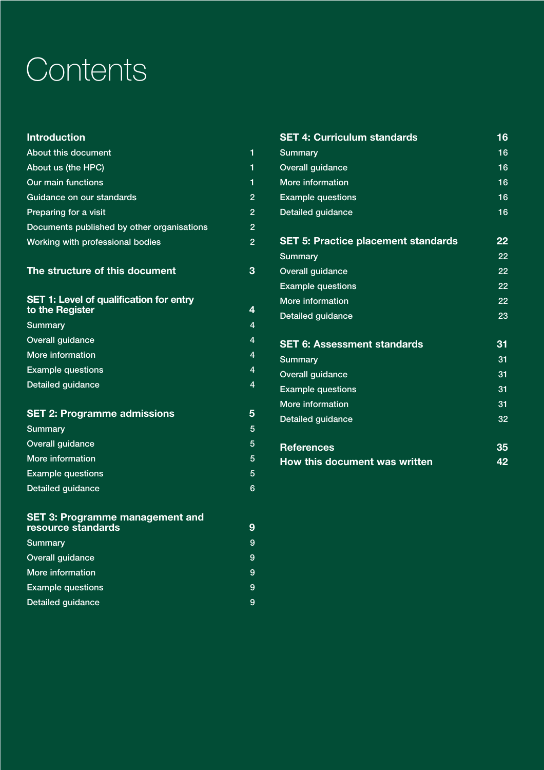# Contents

| | |
|---|---|
| **Introduction** | |
| About this document | 1 |
| About us (the HPC) | 1 |
| Our main functions | 1 |
| Guidance on our standards | 2 |
| Preparing for a visit | 2 |
| Documents published by other organisations | 2 |
| Working with professional bodies | 2 |
| **The structure of this document** | **3** |
| **SET 1: Level of qualification for entry to the Register** | **4** |
| Summary | 4 |
| Overall guidance | 4 |
| More information | 4 |
| Example questions | 4 |
| Detailed guidance | 4 |
| **SET 2: Programme admissions** | **5** |
| Summary | 5 |
| Overall guidance | 5 |
| More information | 5 |
| Example questions | 5 |
| Detailed guidance | 6 |
| **SET 3: Programme management and resource standards** | **9** |
| Summary | 9 |
| Overall guidance | 9 |
| More information | 9 |
| Example questions | 9 |
| Detailed guidance | 9 |
| **SET 4: Curriculum standards** | **16** |
| Summary | 16 |
| Overall guidance | 16 |
| More information | 16 |
| Example questions | 16 |
| Detailed guidance | 16 |
| **SET 5: Practice placement standards** | **22** |
| Summary | 22 |
| Overall guidance | 22 |
| Example questions | 22 |
| More information | 22 |
| Detailed guidance | 23 |
| **SET 6: Assessment standards** | **31** |
| Summary | 31 |
| Overall guidance | 31 |
| Example questions | 31 |
| More information | 31 |
| Detailed guidance | 32 |
| **References** | **35** |
| **How this document was written** | **42** |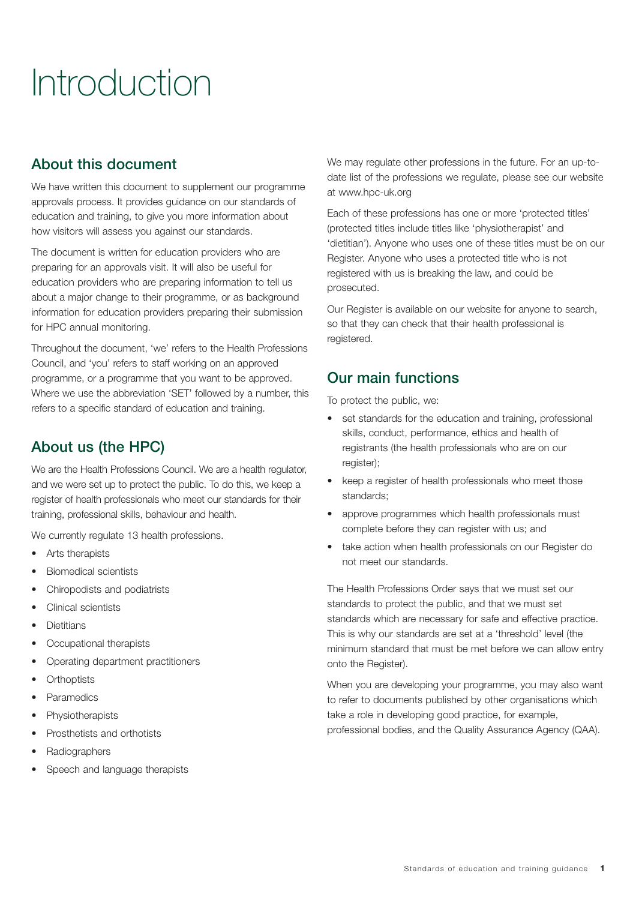# Introduction

## About this document

We have written this document to supplement our programme approvals process. It provides guidance on our standards of education and training, to give you more information about how visitors will assess you against our standards.

The document is written for education providers who are preparing for an approvals visit. It will also be useful for education providers who are preparing information to tell us about a major change to their programme, or as background information for education providers preparing their submission for HPC annual monitoring.

Throughout the document, 'we' refers to the Health Professions Council, and 'you' refers to staff working on an approved programme, or a programme that you want to be approved. Where we use the abbreviation 'SET' followed by a number, this refers to a specific standard of education and training.

## About us (the HPC)

We are the Health Professions Council. We are a health regulator, and we were set up to protect the public. To do this, we keep a register of health professionals who meet our standards for their training, professional skills, behaviour and health.

We currently regulate 13 health professions.

- Arts therapists
- Biomedical scientists
- Chiropodists and podiatrists
- Clinical scientists
- Dietitians
- Occupational therapists
- Operating department practitioners
- Orthoptists
- Paramedics
- Physiotherapists
- Prosthetists and orthotists
- Radiographers
- Speech and language therapists

We may regulate other professions in the future. For an up-to-date list of the professions we regulate, please see our website at www.hpc-uk.org

Each of these professions has one or more 'protected titles' (protected titles include titles like 'physiotherapist' and 'dietitian'). Anyone who uses one of these titles must be on our Register. Anyone who uses a protected title who is not registered with us is breaking the law, and could be prosecuted.

Our Register is available on our website for anyone to search, so that they can check that their health professional is registered.

## Our main functions

To protect the public, we:

- set standards for the education and training, professional skills, conduct, performance, ethics and health of registrants (the health professionals who are on our register);
- keep a register of health professionals who meet those standards;
- approve programmes which health professionals must complete before they can register with us; and
- take action when health professionals on our Register do not meet our standards.

The Health Professions Order says that we must set our standards to protect the public, and that we must set standards which are necessary for safe and effective practice. This is why our standards are set at a 'threshold' level (the minimum standard that must be met before we can allow entry onto the Register).

When you are developing your programme, you may also want to refer to documents published by other organisations which take a role in developing good practice, for example, professional bodies, and the Quality Assurance Agency (QAA).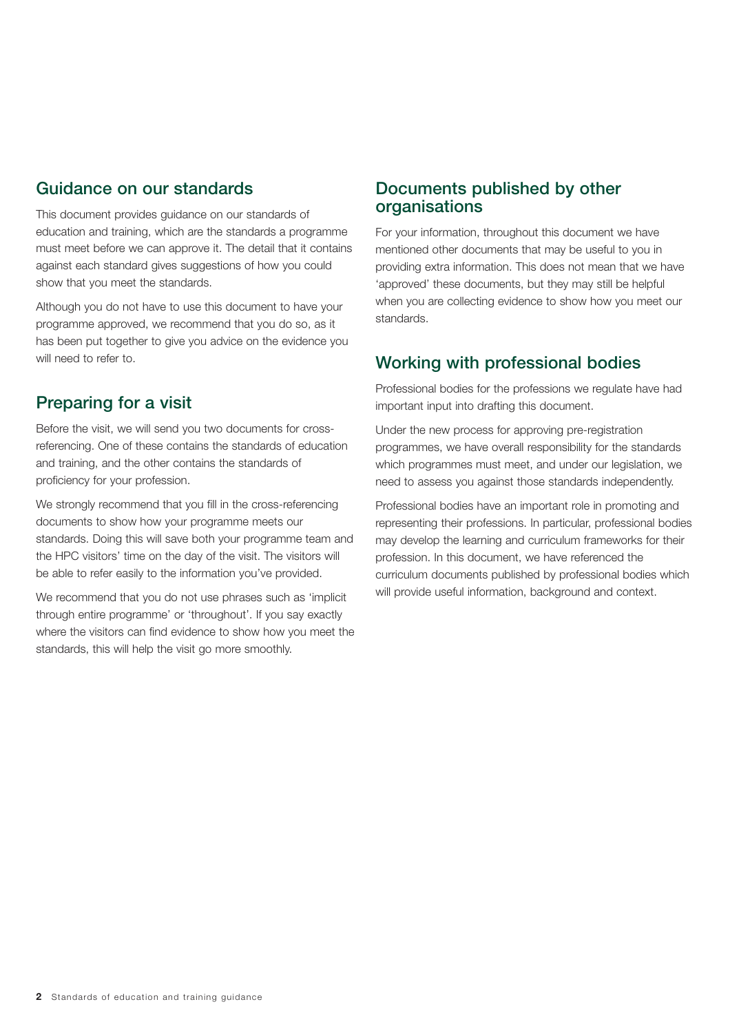## Guidance on our standards

This document provides guidance on our standards of education and training, which are the standards a programme must meet before we can approve it. The detail that it contains against each standard gives suggestions of how you could show that you meet the standards.

Although you do not have to use this document to have your programme approved, we recommend that you do so, as it has been put together to give you advice on the evidence you will need to refer to.

## Preparing for a visit

Before the visit, we will send you two documents for cross-referencing. One of these contains the standards of education and training, and the other contains the standards of proficiency for your profession.

We strongly recommend that you fill in the cross-referencing documents to show how your programme meets our standards. Doing this will save both your programme team and the HPC visitors' time on the day of the visit. The visitors will be able to refer easily to the information you've provided.

We recommend that you do not use phrases such as 'implicit through entire programme' or 'throughout'. If you say exactly where the visitors can find evidence to show how you meet the standards, this will help the visit go more smoothly.

## Documents published by other organisations

For your information, throughout this document we have mentioned other documents that may be useful to you in providing extra information. This does not mean that we have 'approved' these documents, but they may still be helpful when you are collecting evidence to show how you meet our standards.

## Working with professional bodies

Professional bodies for the professions we regulate have had important input into drafting this document.

Under the new process for approving pre-registration programmes, we have overall responsibility for the standards which programmes must meet, and under our legislation, we need to assess you against those standards independently.

Professional bodies have an important role in promoting and representing their professions. In particular, professional bodies may develop the learning and curriculum frameworks for their profession. In this document, we have referenced the curriculum documents published by professional bodies which will provide useful information, background and context.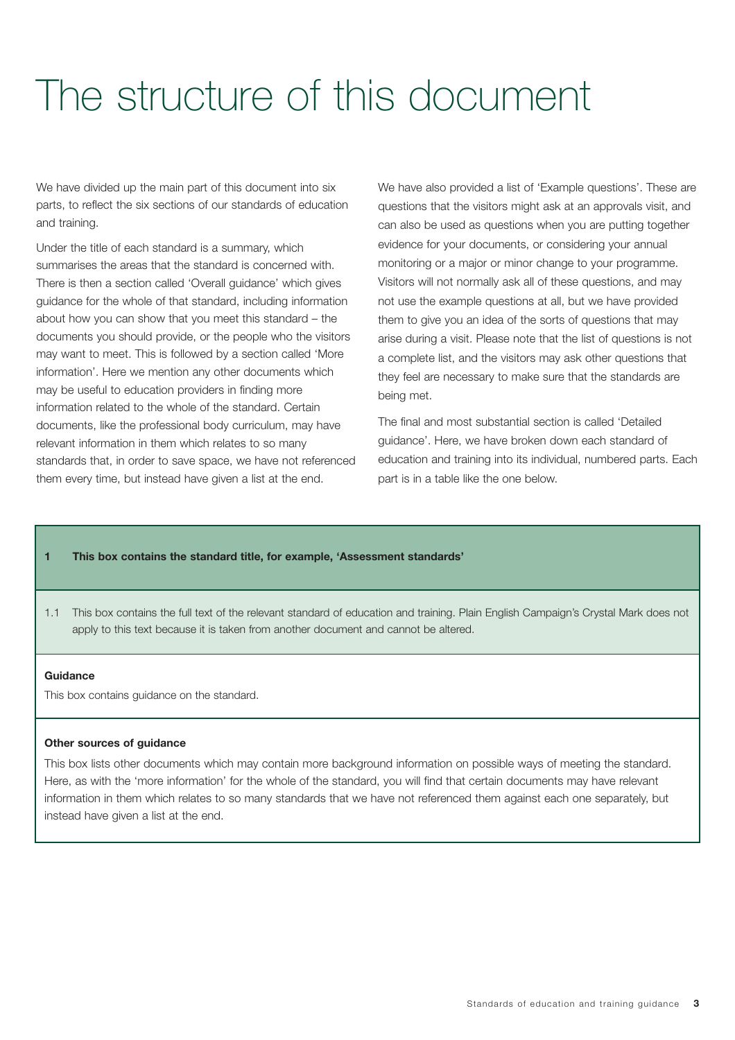# The structure of this document

We have divided up the main part of this document into six parts, to reflect the six sections of our standards of education and training.

Under the title of each standard is a summary, which summarises the areas that the standard is concerned with. There is then a section called 'Overall guidance' which gives guidance for the whole of that standard, including information about how you can show that you meet this standard – the documents you should provide, or the people who the visitors may want to meet. This is followed by a section called 'More information'. Here we mention any other documents which may be useful to education providers in finding more information related to the whole of the standard. Certain documents, like the professional body curriculum, may have relevant information in them which relates to so many standards that, in order to save space, we have not referenced them every time, but instead have given a list at the end.

We have also provided a list of 'Example questions'. These are questions that the visitors might ask at an approvals visit, and can also be used as questions when you are putting together evidence for your documents, or considering your annual monitoring or a major or minor change to your programme. Visitors will not normally ask all of these questions, and may not use the example questions at all, but we have provided them to give you an idea of the sorts of questions that may arise during a visit. Please note that the list of questions is not a complete list, and the visitors may ask other questions that they feel are necessary to make sure that the standards are being met.

The final and most substantial section is called 'Detailed guidance'. Here, we have broken down each standard of education and training into its individual, numbered parts. Each part is in a table like the one below.

| **1** | **This box contains the standard title, for example, 'Assessment standards'** |
|---|---|
| 1.1 | This box contains the full text of the relevant standard of education and training. Plain English Campaign's Crystal Mark does not apply to this text because it is taken from another document and cannot be altered. |
| **Guidance**<br>This box contains guidance on the standard. | |
| **Other sources of guidance**<br>This box lists other documents which may contain more background information on possible ways of meeting the standard. Here, as with the 'more information' for the whole of the standard, you will find that certain documents may have relevant information in them which relates to so many standards that we have not referenced them against each one separately, but instead have given a list at the end. | |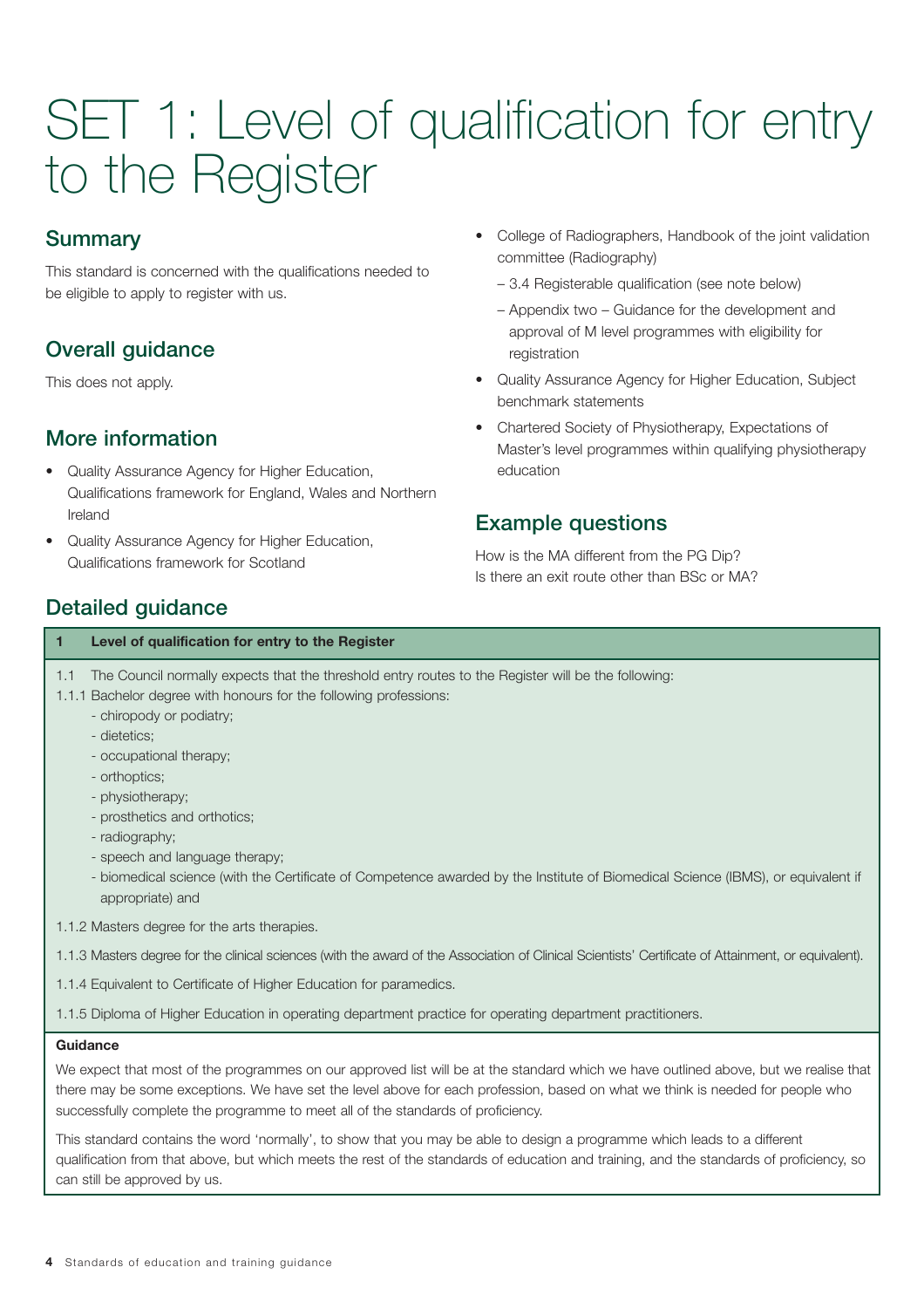# SET 1: Level of qualification for entry to the Register

## Summary

This standard is concerned with the qualifications needed to be eligible to apply to register with us.

## Overall guidance

This does not apply.

## More information

- Quality Assurance Agency for Higher Education, Qualifications framework for England, Wales and Northern Ireland
- Quality Assurance Agency for Higher Education, Qualifications framework for Scotland
- College of Radiographers, Handbook of the joint validation committee (Radiography)
  – 3.4 Registerable qualification (see note below)
  – Appendix two – Guidance for the development and approval of M level programmes with eligibility for registration
- Quality Assurance Agency for Higher Education, Subject benchmark statements
- Chartered Society of Physiotherapy, Expectations of Master's level programmes within qualifying physiotherapy education

## Example questions

How is the MA different from the PG Dip?
Is there an exit route other than BSc or MA?

## Detailed guidance

**1 Level of qualification for entry to the Register**

1.1 The Council normally expects that the threshold entry routes to the Register will be the following:

1.1.1 Bachelor degree with honours for the following professions:

- chiropody or podiatry;
- dietetics;
- occupational therapy;
- orthoptics;
- physiotherapy;
- prosthetics and orthotics;
- radiography;
- speech and language therapy;
- biomedical science (with the Certificate of Competence awarded by the Institute of Biomedical Science (IBMS), or equivalent if appropriate) and

1.1.2 Masters degree for the arts therapies.

1.1.3 Masters degree for the clinical sciences (with the award of the Association of Clinical Scientists' Certificate of Attainment, or equivalent).

1.1.4 Equivalent to Certificate of Higher Education for paramedics.

1.1.5 Diploma of Higher Education in operating department practice for operating department practitioners.

**Guidance**

We expect that most of the programmes on our approved list will be at the standard which we have outlined above, but we realise that there may be some exceptions. We have set the level above for each profession, based on what we think is needed for people who successfully complete the programme to meet all of the standards of proficiency.

This standard contains the word 'normally', to show that you may be able to design a programme which leads to a different qualification from that above, but which meets the rest of the standards of education and training, and the standards of proficiency, so can still be approved by us.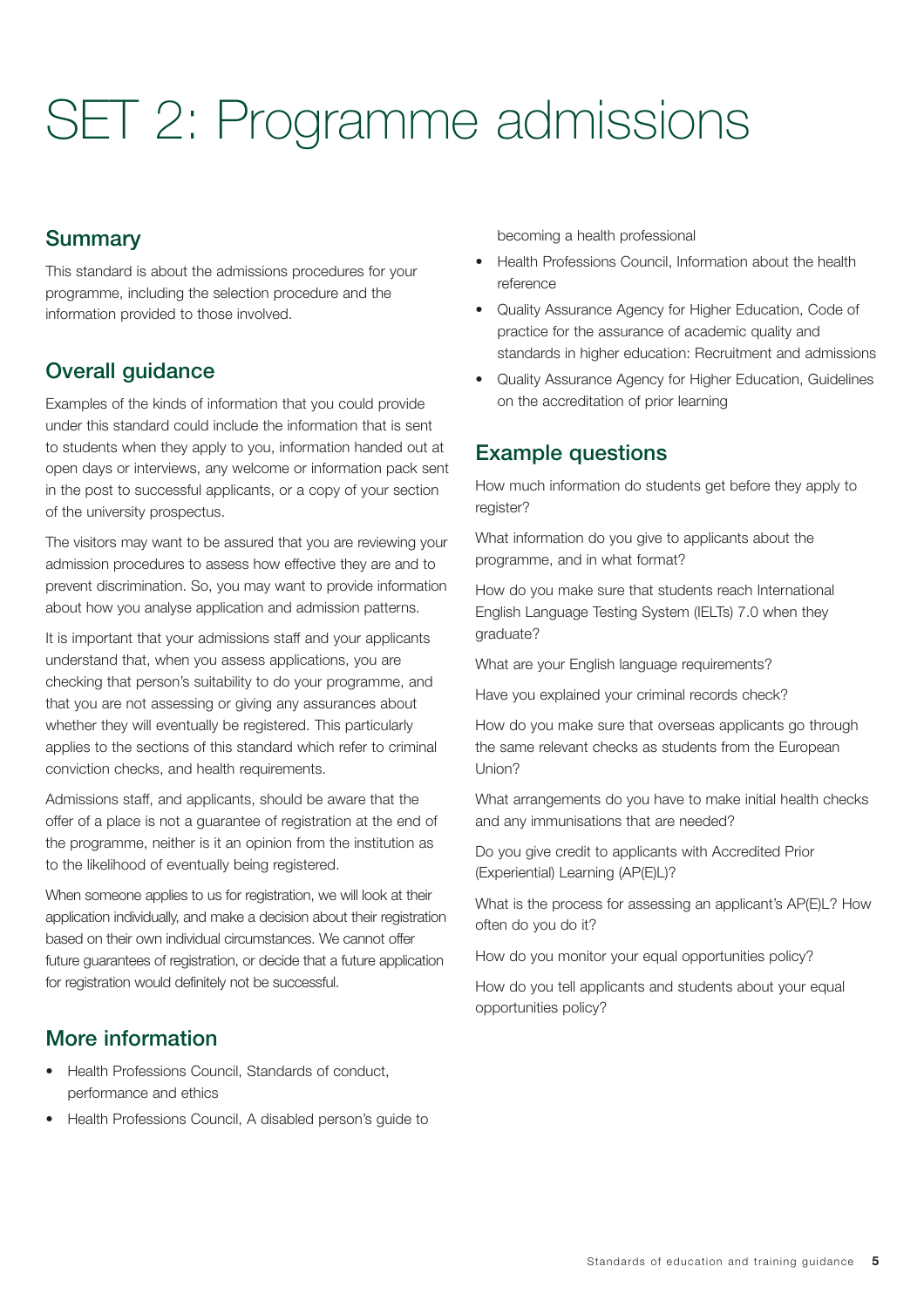# SET 2: Programme admissions

## Summary

This standard is about the admissions procedures for your programme, including the selection procedure and the information provided to those involved.

## Overall guidance

Examples of the kinds of information that you could provide under this standard could include the information that is sent to students when they apply to you, information handed out at open days or interviews, any welcome or information pack sent in the post to successful applicants, or a copy of your section of the university prospectus.

The visitors may want to be assured that you are reviewing your admission procedures to assess how effective they are and to prevent discrimination. So, you may want to provide information about how you analyse application and admission patterns.

It is important that your admissions staff and your applicants understand that, when you assess applications, you are checking that person's suitability to do your programme, and that you are not assessing or giving any assurances about whether they will eventually be registered. This particularly applies to the sections of this standard which refer to criminal conviction checks, and health requirements.

Admissions staff, and applicants, should be aware that the offer of a place is not a guarantee of registration at the end of the programme, neither is it an opinion from the institution as to the likelihood of eventually being registered.

When someone applies to us for registration, we will look at their application individually, and make a decision about their registration based on their own individual circumstances. We cannot offer future guarantees of registration, or decide that a future application for registration would definitely not be successful.

## More information

- Health Professions Council, Standards of conduct, performance and ethics
- Health Professions Council, A disabled person's guide to becoming a health professional
- Health Professions Council, Information about the health reference
- Quality Assurance Agency for Higher Education, Code of practice for the assurance of academic quality and standards in higher education: Recruitment and admissions
- Quality Assurance Agency for Higher Education, Guidelines on the accreditation of prior learning

## Example questions

How much information do students get before they apply to register?

What information do you give to applicants about the programme, and in what format?

How do you make sure that students reach International English Language Testing System (IELTs) 7.0 when they graduate?

What are your English language requirements?

Have you explained your criminal records check?

How do you make sure that overseas applicants go through the same relevant checks as students from the European Union?

What arrangements do you have to make initial health checks and any immunisations that are needed?

Do you give credit to applicants with Accredited Prior (Experiential) Learning (AP(E)L)?

What is the process for assessing an applicant's AP(E)L? How often do you do it?

How do you monitor your equal opportunities policy?

How do you tell applicants and students about your equal opportunities policy?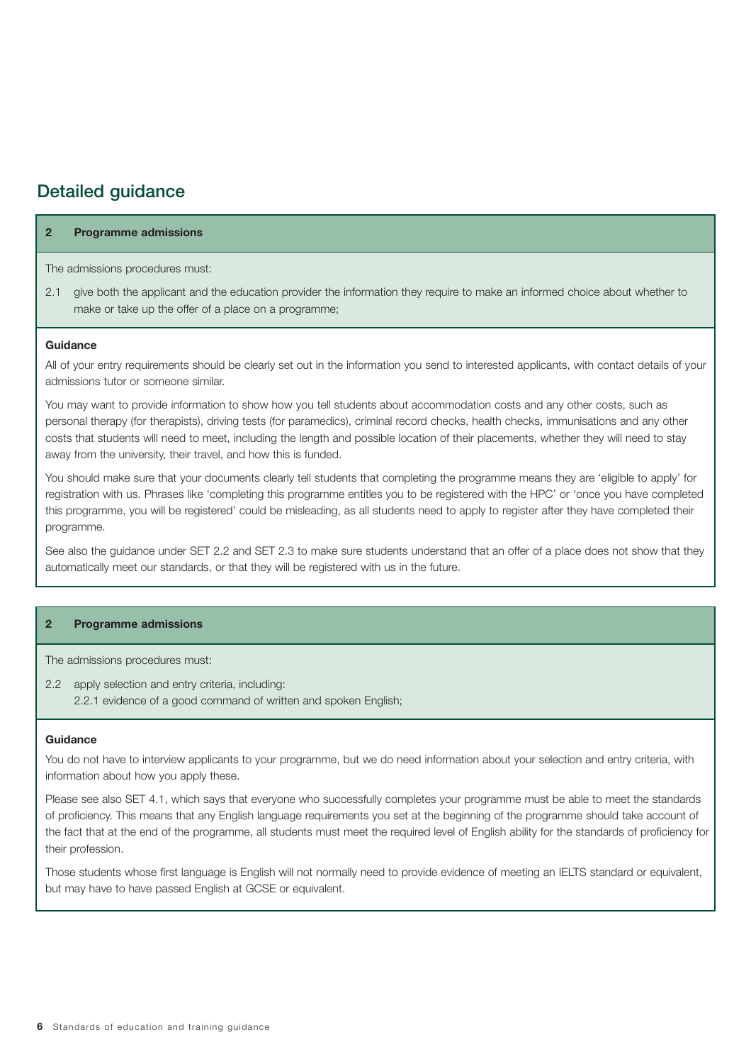## Detailed guidance

### 2 Programme admissions

The admissions procedures must:

2.1 give both the applicant and the education provider the information they require to make an informed choice about whether to make or take up the offer of a place on a programme;

**Guidance**

All of your entry requirements should be clearly set out in the information you send to interested applicants, with contact details of your admissions tutor or someone similar.

You may want to provide information to show how you tell students about accommodation costs and any other costs, such as personal therapy (for therapists), driving tests (for paramedics), criminal record checks, health checks, immunisations and any other costs that students will need to meet, including the length and possible location of their placements, whether they will need to stay away from the university, their travel, and how this is funded.

You should make sure that your documents clearly tell students that completing the programme means they are 'eligible to apply' for registration with us. Phrases like 'completing this programme entitles you to be registered with the HPC' or 'once you have completed this programme, you will be registered' could be misleading, as all students need to apply to register after they have completed their programme.

See also the guidance under SET 2.2 and SET 2.3 to make sure students understand that an offer of a place does not show that they automatically meet our standards, or that they will be registered with us in the future.

### 2 Programme admissions

The admissions procedures must:

2.2 apply selection and entry criteria, including:

2.2.1 evidence of a good command of written and spoken English;

**Guidance**

You do not have to interview applicants to your programme, but we do need information about your selection and entry criteria, with information about how you apply these.

Please see also SET 4.1, which says that everyone who successfully completes your programme must be able to meet the standards of proficiency. This means that any English language requirements you set at the beginning of the programme should take account of the fact that at the end of the programme, all students must meet the required level of English ability for the standards of proficiency for their profession.

Those students whose first language is English will not normally need to provide evidence of meeting an IELTS standard or equivalent, but may have to have passed English at GCSE or equivalent.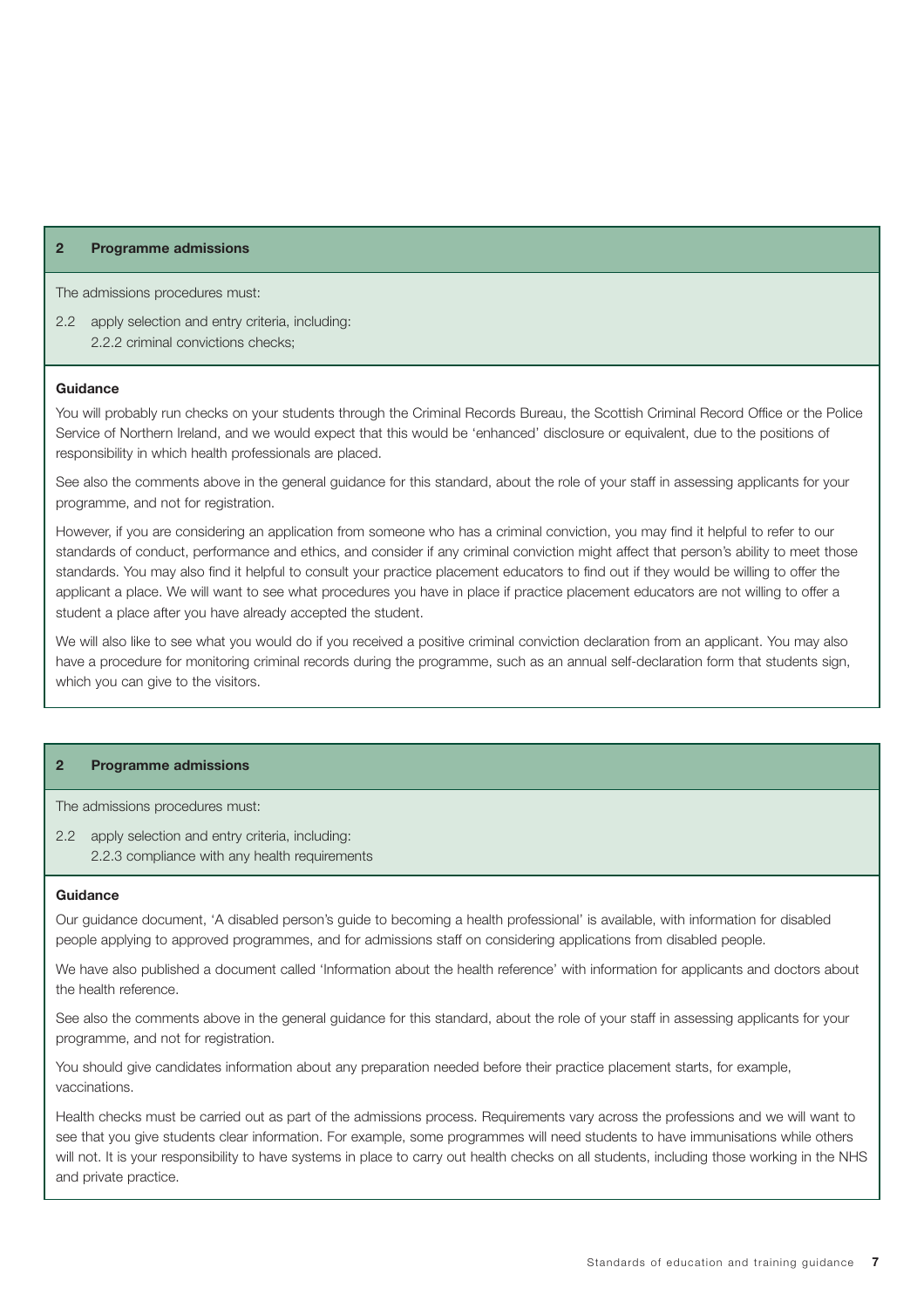## 2 Programme admissions

The admissions procedures must:

2.2 apply selection and entry criteria, including:

2.2.2 criminal convictions checks;

### Guidance

You will probably run checks on your students through the Criminal Records Bureau, the Scottish Criminal Record Office or the Police Service of Northern Ireland, and we would expect that this would be 'enhanced' disclosure or equivalent, due to the positions of responsibility in which health professionals are placed.

See also the comments above in the general guidance for this standard, about the role of your staff in assessing applicants for your programme, and not for registration.

However, if you are considering an application from someone who has a criminal conviction, you may find it helpful to refer to our standards of conduct, performance and ethics, and consider if any criminal conviction might affect that person's ability to meet those standards. You may also find it helpful to consult your practice placement educators to find out if they would be willing to offer the applicant a place. We will want to see what procedures you have in place if practice placement educators are not willing to offer a student a place after you have already accepted the student.

We will also like to see what you would do if you received a positive criminal conviction declaration from an applicant. You may also have a procedure for monitoring criminal records during the programme, such as an annual self-declaration form that students sign, which you can give to the visitors.

## 2 Programme admissions

The admissions procedures must:

2.2 apply selection and entry criteria, including:

2.2.3 compliance with any health requirements

### Guidance

Our guidance document, 'A disabled person's guide to becoming a health professional' is available, with information for disabled people applying to approved programmes, and for admissions staff on considering applications from disabled people.

We have also published a document called 'Information about the health reference' with information for applicants and doctors about the health reference.

See also the comments above in the general guidance for this standard, about the role of your staff in assessing applicants for your programme, and not for registration.

You should give candidates information about any preparation needed before their practice placement starts, for example, vaccinations.

Health checks must be carried out as part of the admissions process. Requirements vary across the professions and we will want to see that you give students clear information. For example, some programmes will need students to have immunisations while others will not. It is your responsibility to have systems in place to carry out health checks on all students, including those working in the NHS and private practice.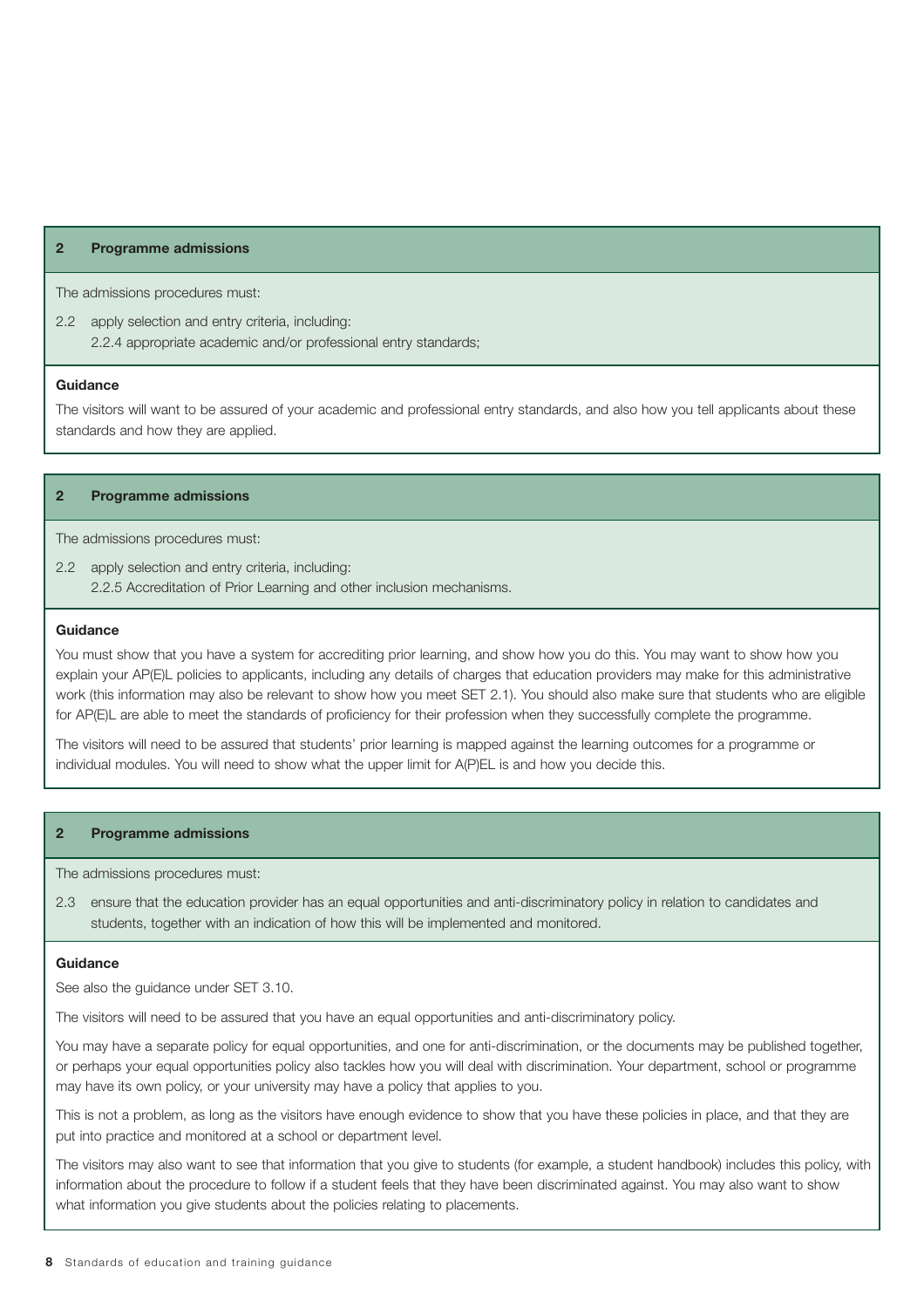## 2 Programme admissions

The admissions procedures must:

2.2 apply selection and entry criteria, including:

2.2.4 appropriate academic and/or professional entry standards;

**Guidance**

The visitors will want to be assured of your academic and professional entry standards, and also how you tell applicants about these standards and how they are applied.

## 2 Programme admissions

The admissions procedures must:

2.2 apply selection and entry criteria, including:

2.2.5 Accreditation of Prior Learning and other inclusion mechanisms.

**Guidance**

You must show that you have a system for accrediting prior learning, and show how you do this. You may want to show how you explain your AP(E)L policies to applicants, including any details of charges that education providers may make for this administrative work (this information may also be relevant to show how you meet SET 2.1). You should also make sure that students who are eligible for AP(E)L are able to meet the standards of proficiency for their profession when they successfully complete the programme.

The visitors will need to be assured that students' prior learning is mapped against the learning outcomes for a programme or individual modules. You will need to show what the upper limit for A(P)EL is and how you decide this.

## 2 Programme admissions

The admissions procedures must:

2.3 ensure that the education provider has an equal opportunities and anti-discriminatory policy in relation to candidates and students, together with an indication of how this will be implemented and monitored.

**Guidance**

See also the guidance under SET 3.10.

The visitors will need to be assured that you have an equal opportunities and anti-discriminatory policy.

You may have a separate policy for equal opportunities, and one for anti-discrimination, or the documents may be published together, or perhaps your equal opportunities policy also tackles how you will deal with discrimination. Your department, school or programme may have its own policy, or your university may have a policy that applies to you.

This is not a problem, as long as the visitors have enough evidence to show that you have these policies in place, and that they are put into practice and monitored at a school or department level.

The visitors may also want to see that information that you give to students (for example, a student handbook) includes this policy, with information about the procedure to follow if a student feels that they have been discriminated against. You may also want to show what information you give students about the policies relating to placements.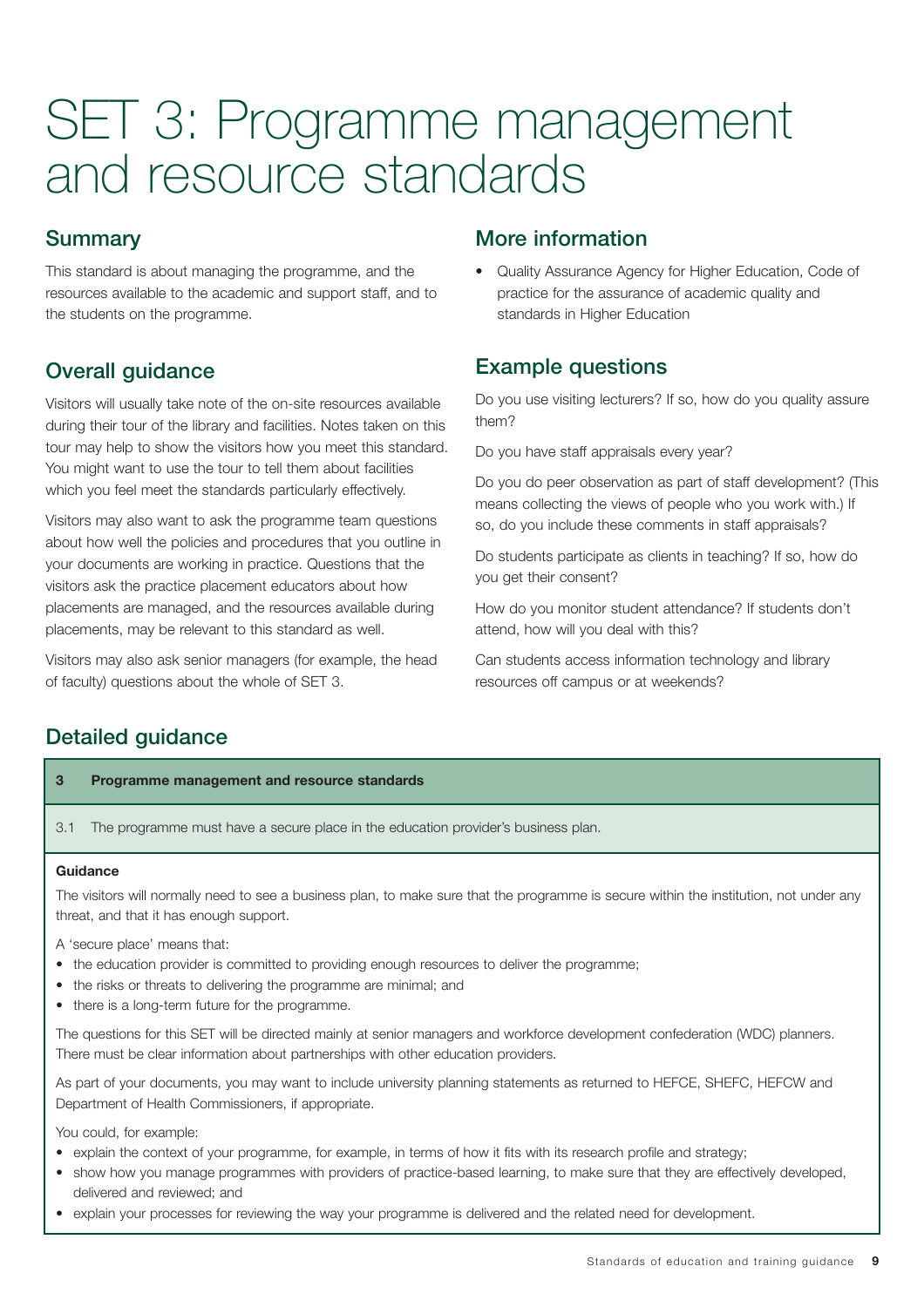# SET 3: Programme management and resource standards

## Summary

This standard is about managing the programme, and the resources available to the academic and support staff, and to the students on the programme.

## Overall guidance

Visitors will usually take note of the on-site resources available during their tour of the library and facilities. Notes taken on this tour may help to show the visitors how you meet this standard. You might want to use the tour to tell them about facilities which you feel meet the standards particularly effectively.

Visitors may also want to ask the programme team questions about how well the policies and procedures that you outline in your documents are working in practice. Questions that the visitors ask the practice placement educators about how placements are managed, and the resources available during placements, may be relevant to this standard as well.

Visitors may also ask senior managers (for example, the head of faculty) questions about the whole of SET 3.

## More information

- Quality Assurance Agency for Higher Education, Code of practice for the assurance of academic quality and standards in Higher Education

## Example questions

Do you use visiting lecturers? If so, how do you quality assure them?

Do you have staff appraisals every year?

Do you do peer observation as part of staff development? (This means collecting the views of people who you work with.) If so, do you include these comments in staff appraisals?

Do students participate as clients in teaching? If so, how do you get their consent?

How do you monitor student attendance? If students don't attend, how will you deal with this?

Can students access information technology and library resources off campus or at weekends?

## Detailed guidance

**3 Programme management and resource standards**

3.1 The programme must have a secure place in the education provider's business plan.

**Guidance**

The visitors will normally need to see a business plan, to make sure that the programme is secure within the institution, not under any threat, and that it has enough support.

A 'secure place' means that:

- the education provider is committed to providing enough resources to deliver the programme;
- the risks or threats to delivering the programme are minimal; and
- there is a long-term future for the programme.

The questions for this SET will be directed mainly at senior managers and workforce development confederation (WDC) planners. There must be clear information about partnerships with other education providers.

As part of your documents, you may want to include university planning statements as returned to HEFCE, SHEFC, HEFCW and Department of Health Commissioners, if appropriate.

You could, for example:

- explain the context of your programme, for example, in terms of how it fits with its research profile and strategy;
- show how you manage programmes with providers of practice-based learning, to make sure that they are effectively developed, delivered and reviewed; and
- explain your processes for reviewing the way your programme is delivered and the related need for development.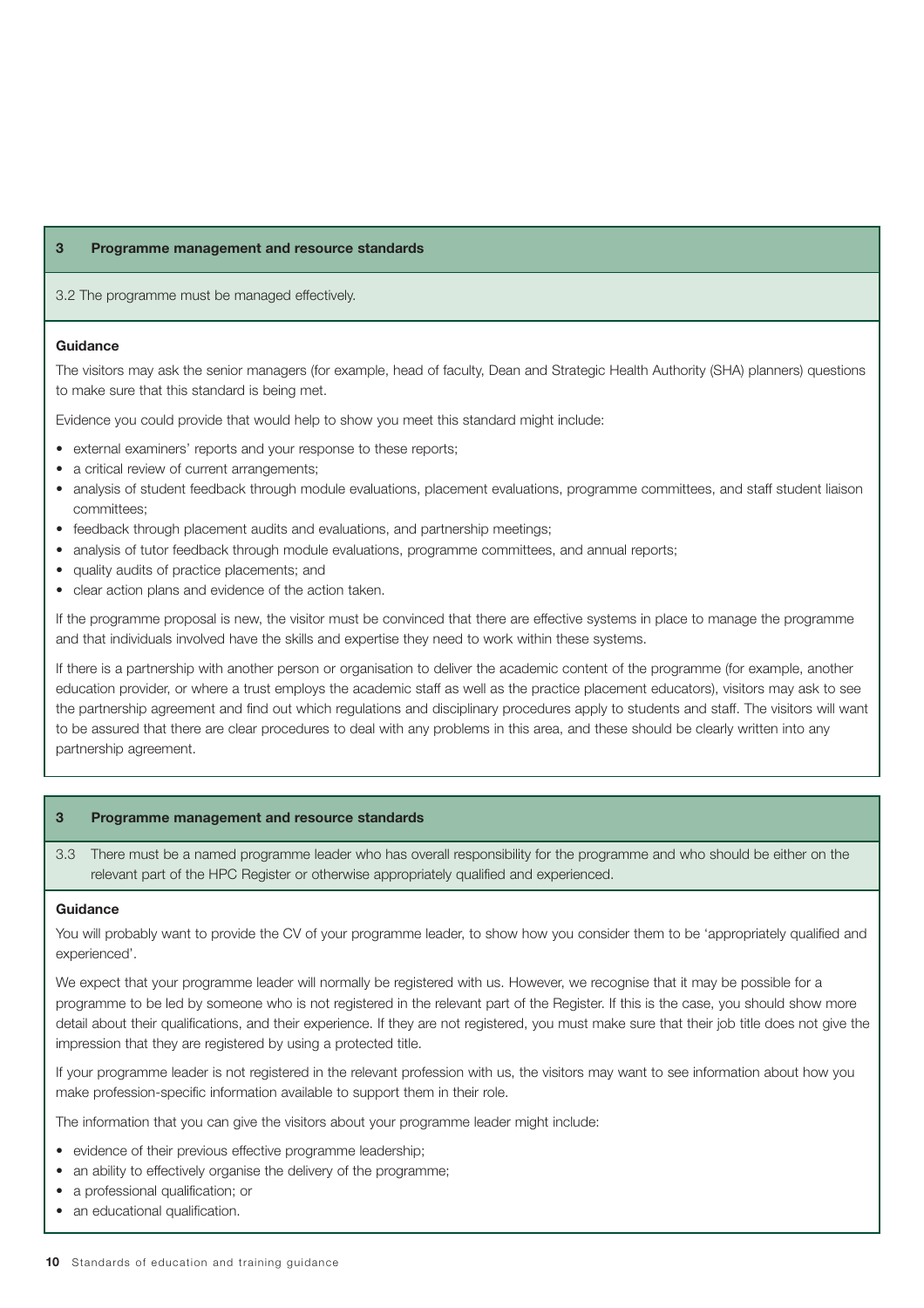## 3 Programme management and resource standards

3.2 The programme must be managed effectively.

### Guidance

The visitors may ask the senior managers (for example, head of faculty, Dean and Strategic Health Authority (SHA) planners) questions to make sure that this standard is being met.

Evidence you could provide that would help to show you meet this standard might include:

- external examiners' reports and your response to these reports;
- a critical review of current arrangements;
- analysis of student feedback through module evaluations, placement evaluations, programme committees, and staff student liaison committees;
- feedback through placement audits and evaluations, and partnership meetings;
- analysis of tutor feedback through module evaluations, programme committees, and annual reports;
- quality audits of practice placements; and
- clear action plans and evidence of the action taken.

If the programme proposal is new, the visitor must be convinced that there are effective systems in place to manage the programme and that individuals involved have the skills and expertise they need to work within these systems.

If there is a partnership with another person or organisation to deliver the academic content of the programme (for example, another education provider, or where a trust employs the academic staff as well as the practice placement educators), visitors may ask to see the partnership agreement and find out which regulations and disciplinary procedures apply to students and staff. The visitors will want to be assured that there are clear procedures to deal with any problems in this area, and these should be clearly written into any partnership agreement.

## 3 Programme management and resource standards

3.3 There must be a named programme leader who has overall responsibility for the programme and who should be either on the relevant part of the HPC Register or otherwise appropriately qualified and experienced.

### Guidance

You will probably want to provide the CV of your programme leader, to show how you consider them to be 'appropriately qualified and experienced'.

We expect that your programme leader will normally be registered with us. However, we recognise that it may be possible for a programme to be led by someone who is not registered in the relevant part of the Register. If this is the case, you should show more detail about their qualifications, and their experience. If they are not registered, you must make sure that their job title does not give the impression that they are registered by using a protected title.

If your programme leader is not registered in the relevant profession with us, the visitors may want to see information about how you make profession-specific information available to support them in their role.

The information that you can give the visitors about your programme leader might include:

- evidence of their previous effective programme leadership;
- an ability to effectively organise the delivery of the programme;
- a professional qualification; or
- an educational qualification.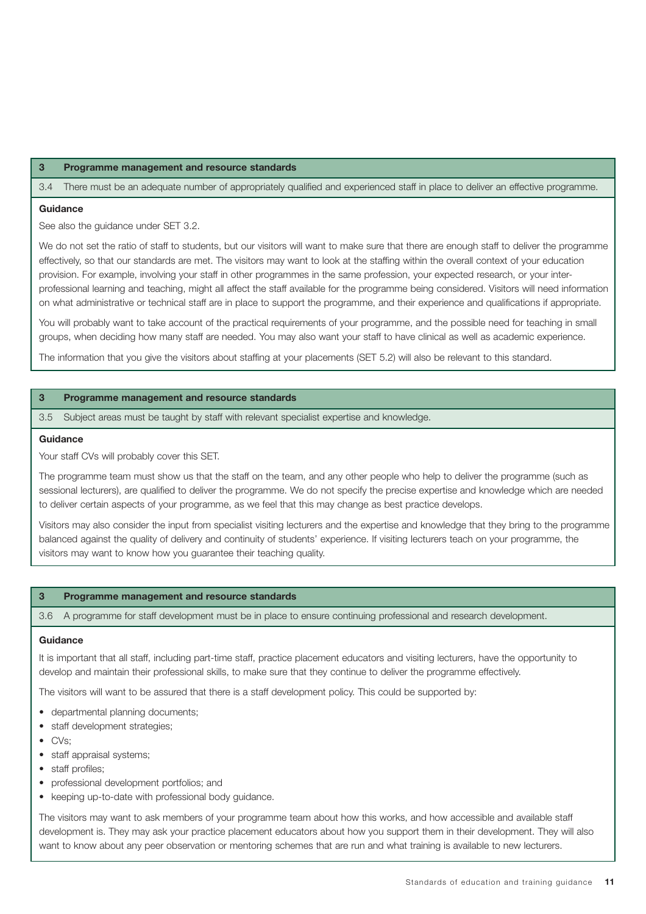## 3 Programme management and resource standards

3.4 There must be an adequate number of appropriately qualified and experienced staff in place to deliver an effective programme.

**Guidance**

See also the guidance under SET 3.2.

We do not set the ratio of staff to students, but our visitors will want to make sure that there are enough staff to deliver the programme effectively, so that our standards are met. The visitors may want to look at the staffing within the overall context of your education provision. For example, involving your staff in other programmes in the same profession, your expected research, or your inter-professional learning and teaching, might all affect the staff available for the programme being considered. Visitors will need information on what administrative or technical staff are in place to support the programme, and their experience and qualifications if appropriate.

You will probably want to take account of the practical requirements of your programme, and the possible need for teaching in small groups, when deciding how many staff are needed. You may also want your staff to have clinical as well as academic experience.

The information that you give the visitors about staffing at your placements (SET 5.2) will also be relevant to this standard.

## 3 Programme management and resource standards

3.5 Subject areas must be taught by staff with relevant specialist expertise and knowledge.

**Guidance**

Your staff CVs will probably cover this SET.

The programme team must show us that the staff on the team, and any other people who help to deliver the programme (such as sessional lecturers), are qualified to deliver the programme. We do not specify the precise expertise and knowledge which are needed to deliver certain aspects of your programme, as we feel that this may change as best practice develops.

Visitors may also consider the input from specialist visiting lecturers and the expertise and knowledge that they bring to the programme balanced against the quality of delivery and continuity of students' experience. If visiting lecturers teach on your programme, the visitors may want to know how you guarantee their teaching quality.

## 3 Programme management and resource standards

3.6 A programme for staff development must be in place to ensure continuing professional and research development.

**Guidance**

It is important that all staff, including part-time staff, practice placement educators and visiting lecturers, have the opportunity to develop and maintain their professional skills, to make sure that they continue to deliver the programme effectively.

The visitors will want to be assured that there is a staff development policy. This could be supported by:

- departmental planning documents;
- staff development strategies;
- CVs;
- staff appraisal systems;
- staff profiles;
- professional development portfolios; and
- keeping up-to-date with professional body guidance.

The visitors may want to ask members of your programme team about how this works, and how accessible and available staff development is. They may ask your practice placement educators about how you support them in their development. They will also want to know about any peer observation or mentoring schemes that are run and what training is available to new lecturers.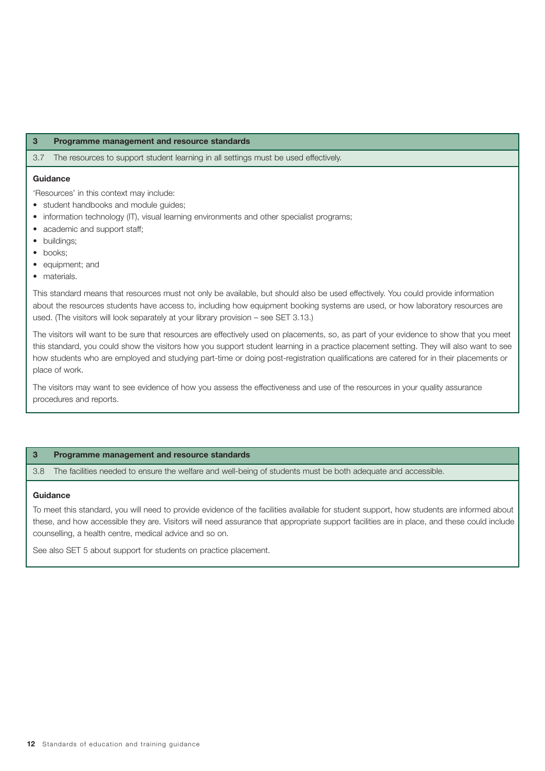## 3 Programme management and resource standards

3.7 The resources to support student learning in all settings must be used effectively.

**Guidance**

'Resources' in this context may include:

- student handbooks and module guides;
- information technology (IT), visual learning environments and other specialist programs;
- academic and support staff;
- buildings;
- books;
- equipment; and
- materials.

This standard means that resources must not only be available, but should also be used effectively. You could provide information about the resources students have access to, including how equipment booking systems are used, or how laboratory resources are used. (The visitors will look separately at your library provision – see SET 3.13.)

The visitors will want to be sure that resources are effectively used on placements, so, as part of your evidence to show that you meet this standard, you could show the visitors how you support student learning in a practice placement setting. They will also want to see how students who are employed and studying part-time or doing post-registration qualifications are catered for in their placements or place of work.

The visitors may want to see evidence of how you assess the effectiveness and use of the resources in your quality assurance procedures and reports.

## 3 Programme management and resource standards

3.8 The facilities needed to ensure the welfare and well-being of students must be both adequate and accessible.

**Guidance**

To meet this standard, you will need to provide evidence of the facilities available for student support, how students are informed about these, and how accessible they are. Visitors will need assurance that appropriate support facilities are in place, and these could include counselling, a health centre, medical advice and so on.

See also SET 5 about support for students on practice placement.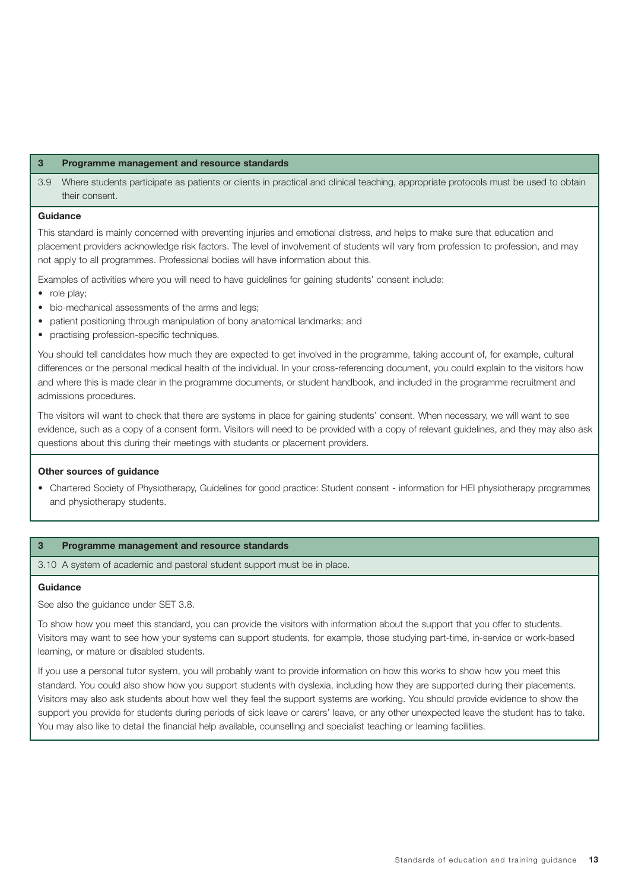## 3 Programme management and resource standards

3.9 Where students participate as patients or clients in practical and clinical teaching, appropriate protocols must be used to obtain their consent.

### Guidance

This standard is mainly concerned with preventing injuries and emotional distress, and helps to make sure that education and placement providers acknowledge risk factors. The level of involvement of students will vary from profession to profession, and may not apply to all programmes. Professional bodies will have information about this.

Examples of activities where you will need to have guidelines for gaining students' consent include:

- role play;
- bio-mechanical assessments of the arms and legs;
- patient positioning through manipulation of bony anatomical landmarks; and
- practising profession-specific techniques.

You should tell candidates how much they are expected to get involved in the programme, taking account of, for example, cultural differences or the personal medical health of the individual. In your cross-referencing document, you could explain to the visitors how and where this is made clear in the programme documents, or student handbook, and included in the programme recruitment and admissions procedures.

The visitors will want to check that there are systems in place for gaining students' consent. When necessary, we will want to see evidence, such as a copy of a consent form. Visitors will need to be provided with a copy of relevant guidelines, and they may also ask questions about this during their meetings with students or placement providers.

### Other sources of guidance

- Chartered Society of Physiotherapy, Guidelines for good practice: Student consent - information for HEI physiotherapy programmes and physiotherapy students.

## 3 Programme management and resource standards

3.10 A system of academic and pastoral student support must be in place.

### Guidance

See also the guidance under SET 3.8.

To show how you meet this standard, you can provide the visitors with information about the support that you offer to students. Visitors may want to see how your systems can support students, for example, those studying part-time, in-service or work-based learning, or mature or disabled students.

If you use a personal tutor system, you will probably want to provide information on how this works to show how you meet this standard. You could also show how you support students with dyslexia, including how they are supported during their placements. Visitors may also ask students about how well they feel the support systems are working. You should provide evidence to show the support you provide for students during periods of sick leave or carers' leave, or any other unexpected leave the student has to take. You may also like to detail the financial help available, counselling and specialist teaching or learning facilities.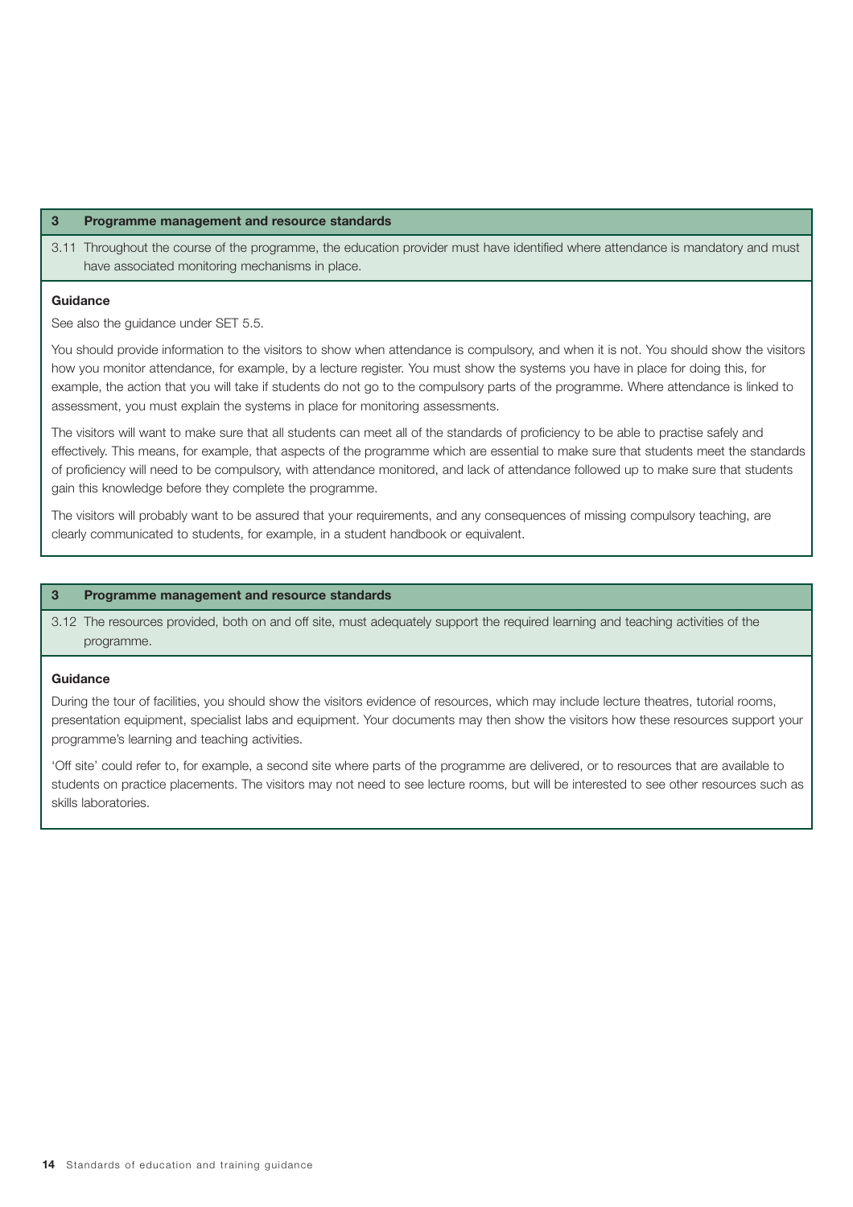### 3 Programme management and resource standards

3.11 Throughout the course of the programme, the education provider must have identified where attendance is mandatory and must have associated monitoring mechanisms in place.

**Guidance**

See also the guidance under SET 5.5.

You should provide information to the visitors to show when attendance is compulsory, and when it is not. You should show the visitors how you monitor attendance, for example, by a lecture register. You must show the systems you have in place for doing this, for example, the action that you will take if students do not go to the compulsory parts of the programme. Where attendance is linked to assessment, you must explain the systems in place for monitoring assessments.

The visitors will want to make sure that all students can meet all of the standards of proficiency to be able to practise safely and effectively. This means, for example, that aspects of the programme which are essential to make sure that students meet the standards of proficiency will need to be compulsory, with attendance monitored, and lack of attendance followed up to make sure that students gain this knowledge before they complete the programme.

The visitors will probably want to be assured that your requirements, and any consequences of missing compulsory teaching, are clearly communicated to students, for example, in a student handbook or equivalent.

### 3 Programme management and resource standards

3.12 The resources provided, both on and off site, must adequately support the required learning and teaching activities of the programme.

**Guidance**

During the tour of facilities, you should show the visitors evidence of resources, which may include lecture theatres, tutorial rooms, presentation equipment, specialist labs and equipment. Your documents may then show the visitors how these resources support your programme's learning and teaching activities.

'Off site' could refer to, for example, a second site where parts of the programme are delivered, or to resources that are available to students on practice placements. The visitors may not need to see lecture rooms, but will be interested to see other resources such as skills laboratories.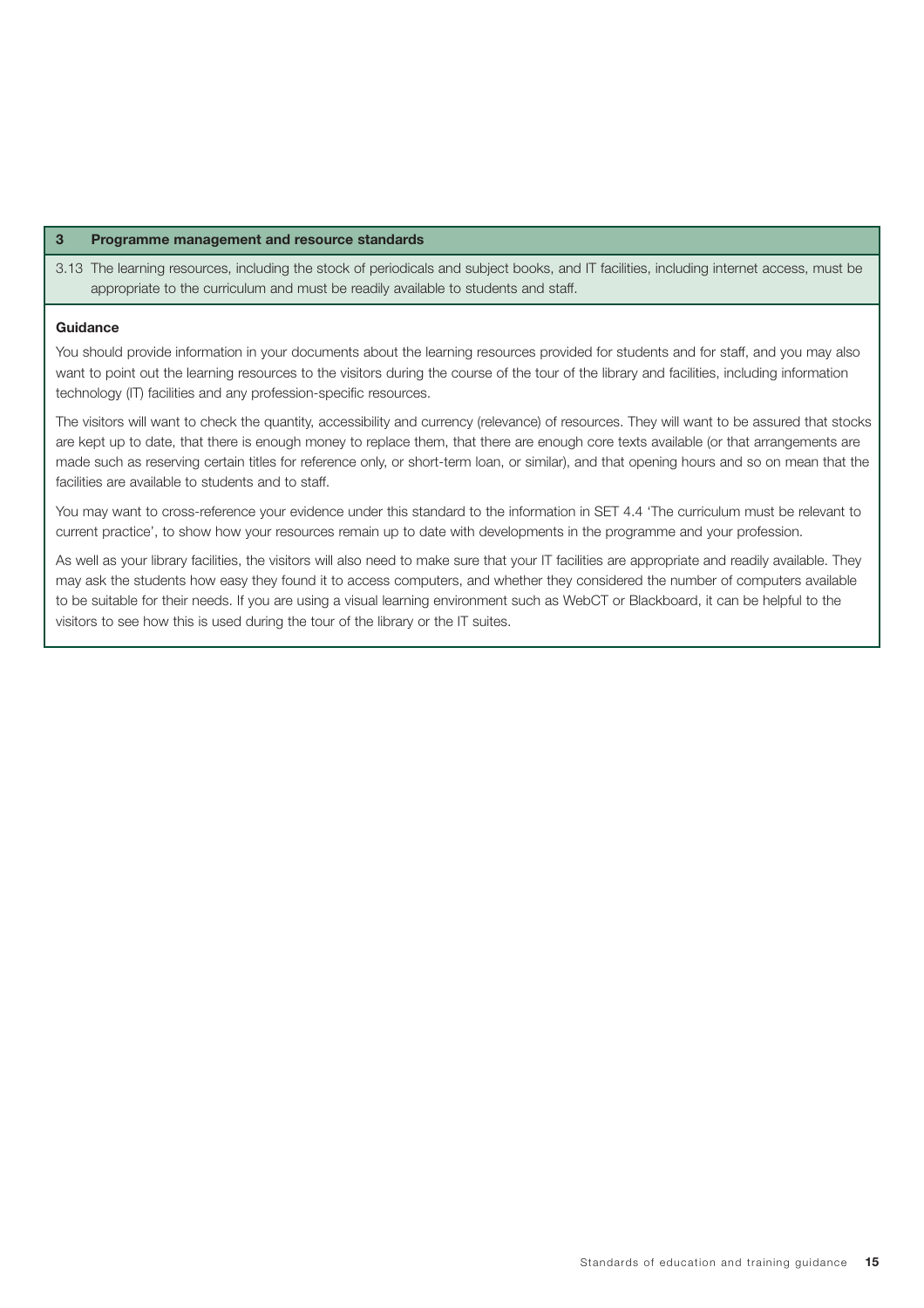**3 Programme management and resource standards**

3.13 The learning resources, including the stock of periodicals and subject books, and IT facilities, including internet access, must be appropriate to the curriculum and must be readily available to students and staff.

**Guidance**

You should provide information in your documents about the learning resources provided for students and for staff, and you may also want to point out the learning resources to the visitors during the course of the tour of the library and facilities, including information technology (IT) facilities and any profession-specific resources.

The visitors will want to check the quantity, accessibility and currency (relevance) of resources. They will want to be assured that stocks are kept up to date, that there is enough money to replace them, that there are enough core texts available (or that arrangements are made such as reserving certain titles for reference only, or short-term loan, or similar), and that opening hours and so on mean that the facilities are available to students and to staff.

You may want to cross-reference your evidence under this standard to the information in SET 4.4 'The curriculum must be relevant to current practice', to show how your resources remain up to date with developments in the programme and your profession.

As well as your library facilities, the visitors will also need to make sure that your IT facilities are appropriate and readily available. They may ask the students how easy they found it to access computers, and whether they considered the number of computers available to be suitable for their needs. If you are using a visual learning environment such as WebCT or Blackboard, it can be helpful to the visitors to see how this is used during the tour of the library or the IT suites.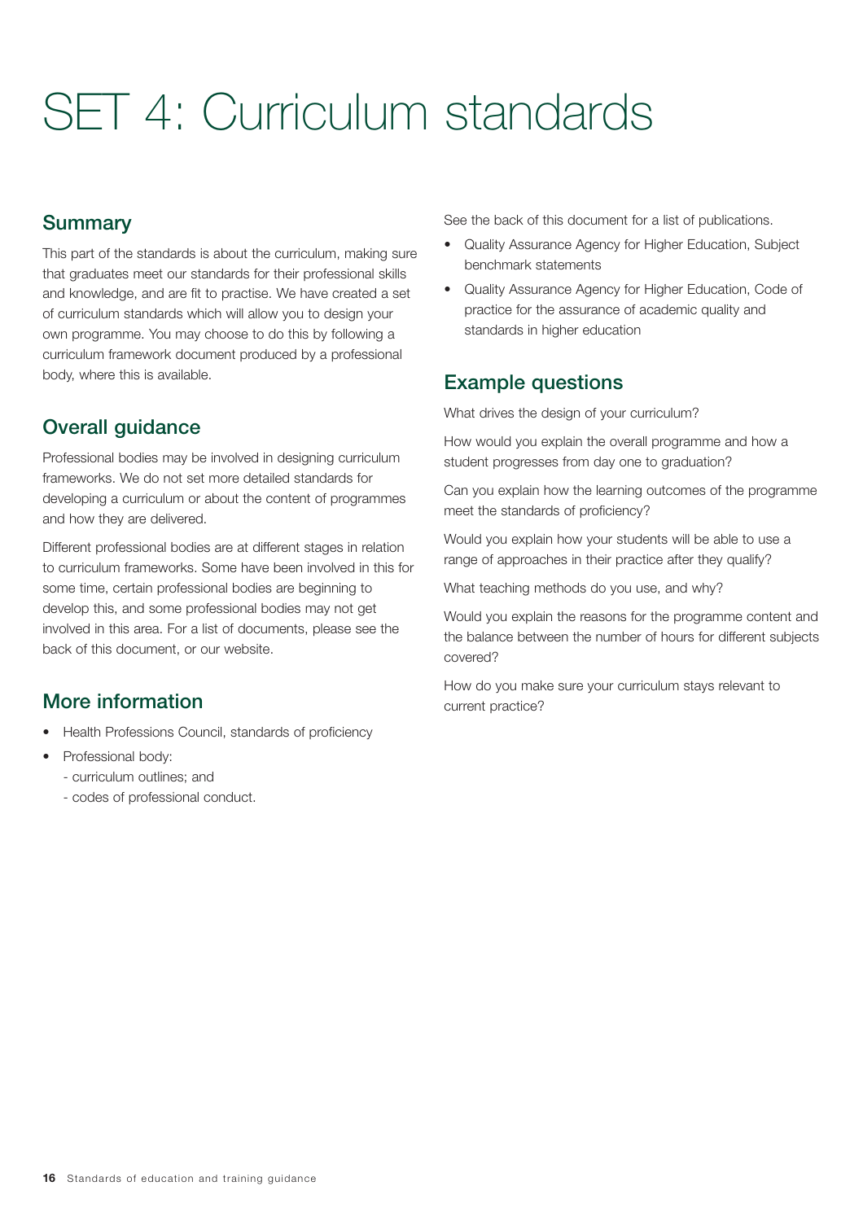# SET 4: Curriculum standards

## Summary

This part of the standards is about the curriculum, making sure that graduates meet our standards for their professional skills and knowledge, and are fit to practise. We have created a set of curriculum standards which will allow you to design your own programme. You may choose to do this by following a curriculum framework document produced by a professional body, where this is available.

## Overall guidance

Professional bodies may be involved in designing curriculum frameworks. We do not set more detailed standards for developing a curriculum or about the content of programmes and how they are delivered.

Different professional bodies are at different stages in relation to curriculum frameworks. Some have been involved in this for some time, certain professional bodies are beginning to develop this, and some professional bodies may not get involved in this area. For a list of documents, please see the back of this document, or our website.

## More information

- Health Professions Council, standards of proficiency
- Professional body:
  - curriculum outlines; and
  - codes of professional conduct.

See the back of this document for a list of publications.

- Quality Assurance Agency for Higher Education, Subject benchmark statements
- Quality Assurance Agency for Higher Education, Code of practice for the assurance of academic quality and standards in higher education

## Example questions

What drives the design of your curriculum?

How would you explain the overall programme and how a student progresses from day one to graduation?

Can you explain how the learning outcomes of the programme meet the standards of proficiency?

Would you explain how your students will be able to use a range of approaches in their practice after they qualify?

What teaching methods do you use, and why?

Would you explain the reasons for the programme content and the balance between the number of hours for different subjects covered?

How do you make sure your curriculum stays relevant to current practice?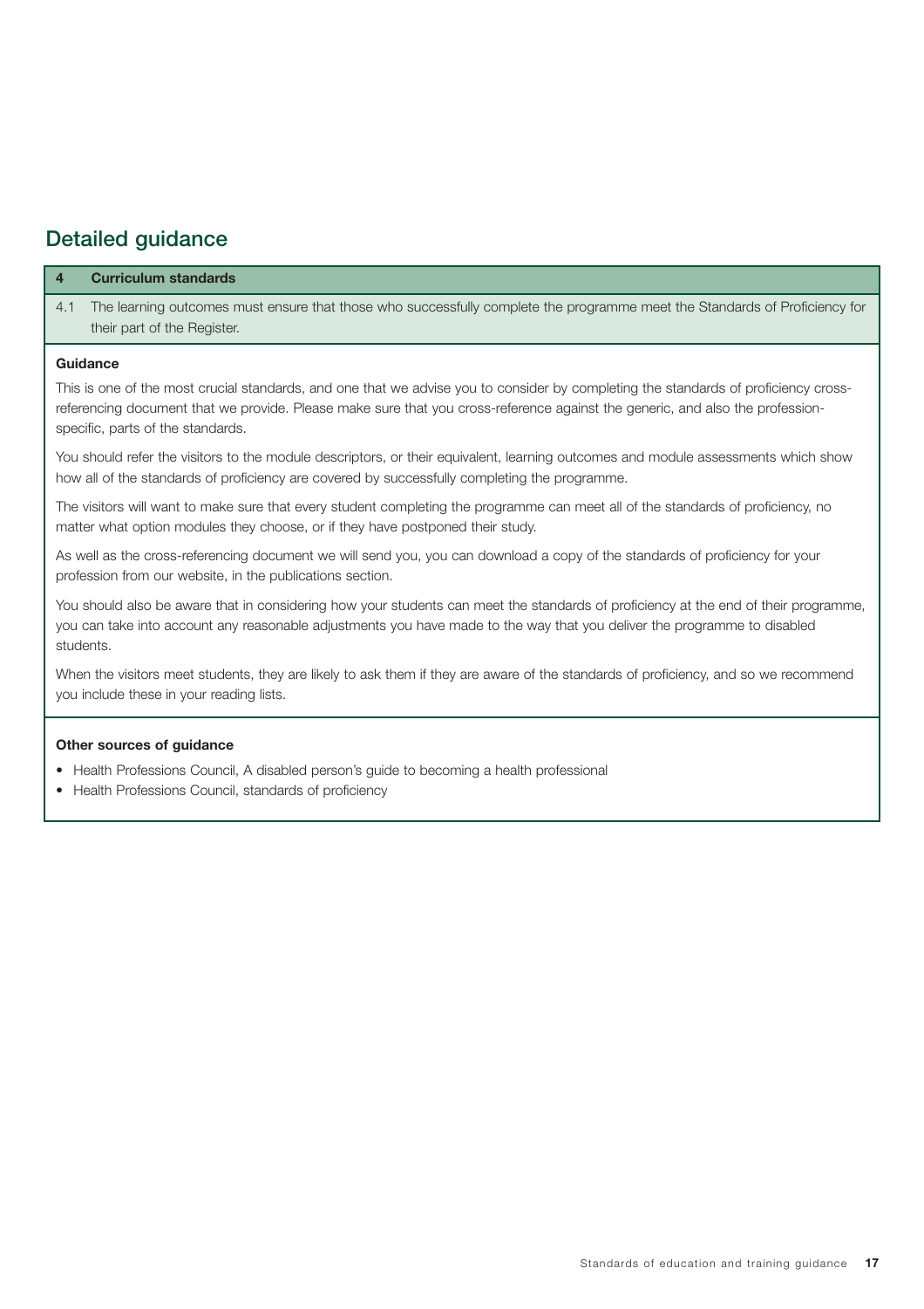## Detailed guidance

| 4 | Curriculum standards |
|---|---|
| 4.1 | The learning outcomes must ensure that those who successfully complete the programme meet the Standards of Proficiency for their part of the Register. |

**Guidance**

This is one of the most crucial standards, and one that we advise you to consider by completing the standards of proficiency cross-referencing document that we provide. Please make sure that you cross-reference against the generic, and also the profession-specific, parts of the standards.

You should refer the visitors to the module descriptors, or their equivalent, learning outcomes and module assessments which show how all of the standards of proficiency are covered by successfully completing the programme.

The visitors will want to make sure that every student completing the programme can meet all of the standards of proficiency, no matter what option modules they choose, or if they have postponed their study.

As well as the cross-referencing document we will send you, you can download a copy of the standards of proficiency for your profession from our website, in the publications section.

You should also be aware that in considering how your students can meet the standards of proficiency at the end of their programme, you can take into account any reasonable adjustments you have made to the way that you deliver the programme to disabled students.

When the visitors meet students, they are likely to ask them if they are aware of the standards of proficiency, and so we recommend you include these in your reading lists.

**Other sources of guidance**

- Health Professions Council, A disabled person's guide to becoming a health professional
- Health Professions Council, standards of proficiency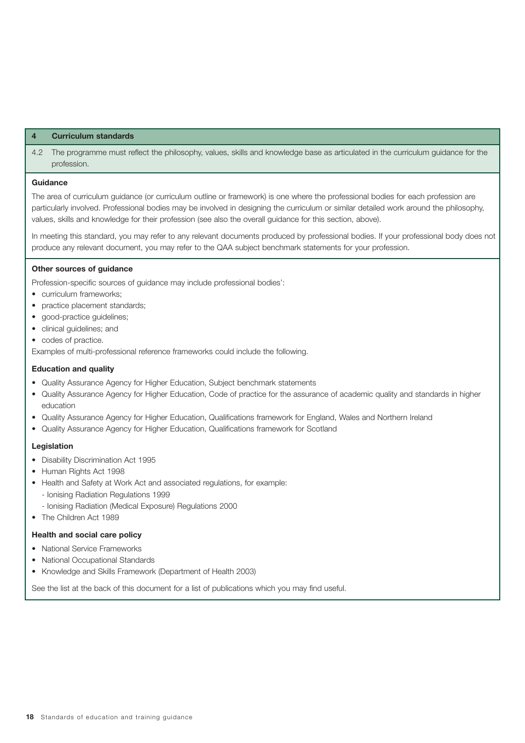## 4 Curriculum standards

4.2 The programme must reflect the philosophy, values, skills and knowledge base as articulated in the curriculum guidance for the profession.

### Guidance

The area of curriculum guidance (or curriculum outline or framework) is one where the professional bodies for each profession are particularly involved. Professional bodies may be involved in designing the curriculum or similar detailed work around the philosophy, values, skills and knowledge for their profession (see also the overall guidance for this section, above).

In meeting this standard, you may refer to any relevant documents produced by professional bodies. If your professional body does not produce any relevant document, you may refer to the QAA subject benchmark statements for your profession.

### Other sources of guidance

Profession-specific sources of guidance may include professional bodies':

- curriculum frameworks;
- practice placement standards;
- good-practice guidelines;
- clinical guidelines; and
- codes of practice.

Examples of multi-professional reference frameworks could include the following.

**Education and quality**

- Quality Assurance Agency for Higher Education, Subject benchmark statements
- Quality Assurance Agency for Higher Education, Code of practice for the assurance of academic quality and standards in higher education
- Quality Assurance Agency for Higher Education, Qualifications framework for England, Wales and Northern Ireland
- Quality Assurance Agency for Higher Education, Qualifications framework for Scotland

**Legislation**

- Disability Discrimination Act 1995
- Human Rights Act 1998
- Health and Safety at Work Act and associated regulations, for example:
  - Ionising Radiation Regulations 1999
  - Ionising Radiation (Medical Exposure) Regulations 2000
- The Children Act 1989

**Health and social care policy**

- National Service Frameworks
- National Occupational Standards
- Knowledge and Skills Framework (Department of Health 2003)

See the list at the back of this document for a list of publications which you may find useful.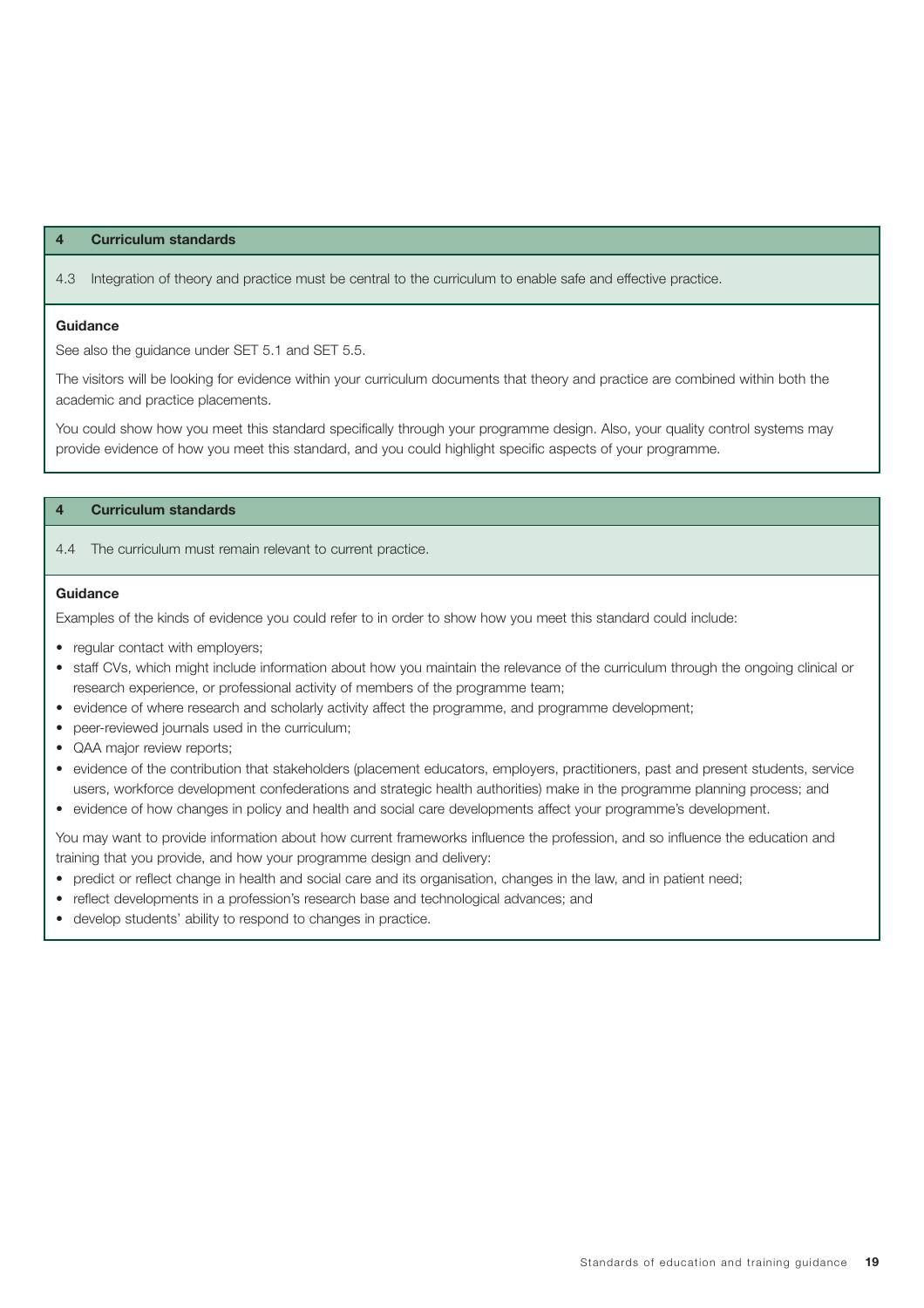## 4 Curriculum standards

4.3 Integration of theory and practice must be central to the curriculum to enable safe and effective practice.

**Guidance**

See also the guidance under SET 5.1 and SET 5.5.

The visitors will be looking for evidence within your curriculum documents that theory and practice are combined within both the academic and practice placements.

You could show how you meet this standard specifically through your programme design. Also, your quality control systems may provide evidence of how you meet this standard, and you could highlight specific aspects of your programme.

## 4 Curriculum standards

4.4 The curriculum must remain relevant to current practice.

**Guidance**

Examples of the kinds of evidence you could refer to in order to show how you meet this standard could include:

- regular contact with employers;
- staff CVs, which might include information about how you maintain the relevance of the curriculum through the ongoing clinical or research experience, or professional activity of members of the programme team;
- evidence of where research and scholarly activity affect the programme, and programme development;
- peer-reviewed journals used in the curriculum;
- QAA major review reports;
- evidence of the contribution that stakeholders (placement educators, employers, practitioners, past and present students, service users, workforce development confederations and strategic health authorities) make in the programme planning process; and
- evidence of how changes in policy and health and social care developments affect your programme's development.

You may want to provide information about how current frameworks influence the profession, and so influence the education and training that you provide, and how your programme design and delivery:

- predict or reflect change in health and social care and its organisation, changes in the law, and in patient need;
- reflect developments in a profession's research base and technological advances; and
- develop students' ability to respond to changes in practice.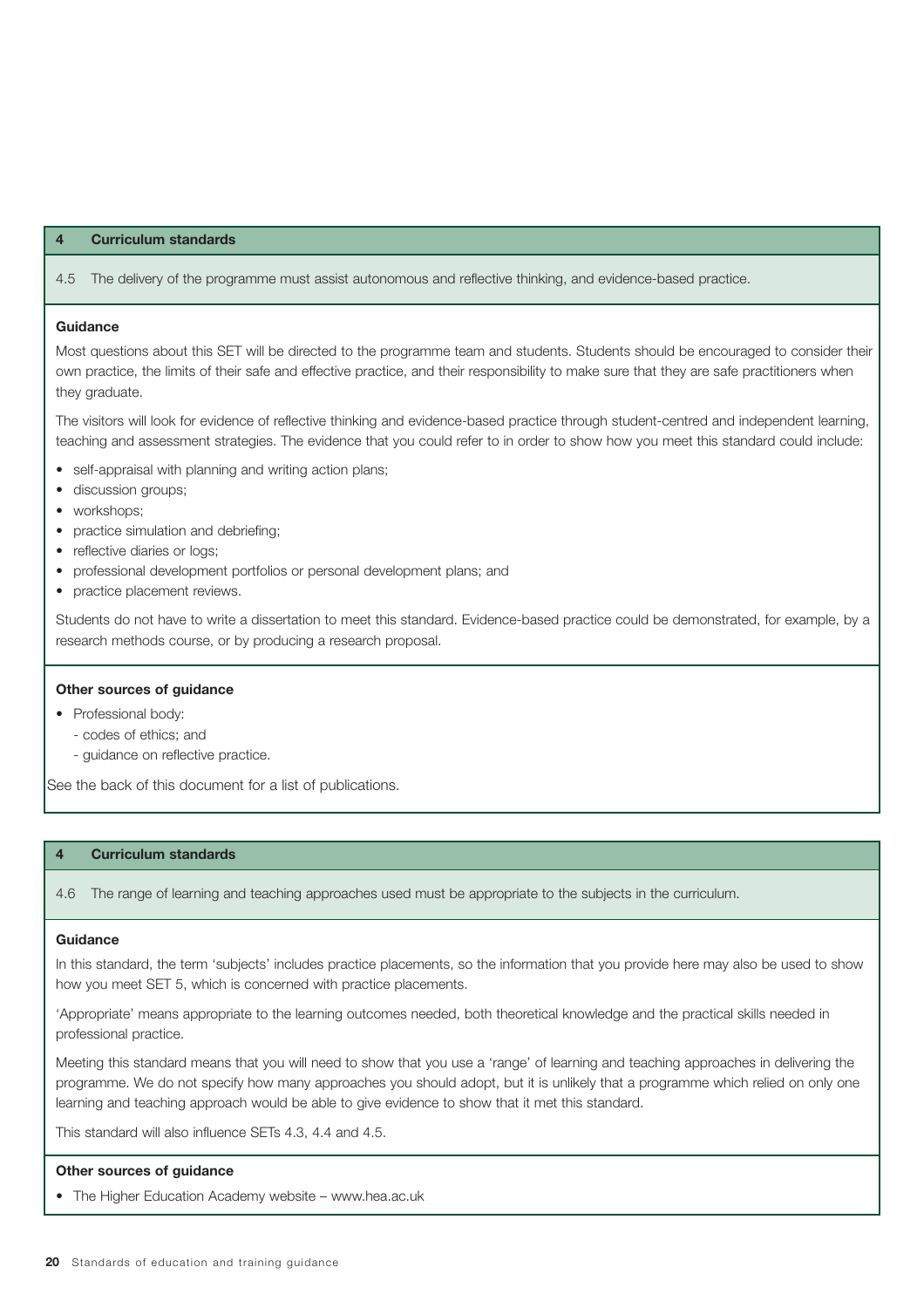## 4 Curriculum standards

4.5 The delivery of the programme must assist autonomous and reflective thinking, and evidence-based practice.

### Guidance

Most questions about this SET will be directed to the programme team and students. Students should be encouraged to consider their own practice, the limits of their safe and effective practice, and their responsibility to make sure that they are safe practitioners when they graduate.

The visitors will look for evidence of reflective thinking and evidence-based practice through student-centred and independent learning, teaching and assessment strategies. The evidence that you could refer to in order to show how you meet this standard could include:

- self-appraisal with planning and writing action plans;
- discussion groups;
- workshops;
- practice simulation and debriefing;
- reflective diaries or logs;
- professional development portfolios or personal development plans; and
- practice placement reviews.

Students do not have to write a dissertation to meet this standard. Evidence-based practice could be demonstrated, for example, by a research methods course, or by producing a research proposal.

### Other sources of guidance

- Professional body:
  - codes of ethics; and
  - guidance on reflective practice.

See the back of this document for a list of publications.

## 4 Curriculum standards

4.6 The range of learning and teaching approaches used must be appropriate to the subjects in the curriculum.

### Guidance

In this standard, the term 'subjects' includes practice placements, so the information that you provide here may also be used to show how you meet SET 5, which is concerned with practice placements.

'Appropriate' means appropriate to the learning outcomes needed, both theoretical knowledge and the practical skills needed in professional practice.

Meeting this standard means that you will need to show that you use a 'range' of learning and teaching approaches in delivering the programme. We do not specify how many approaches you should adopt, but it is unlikely that a programme which relied on only one learning and teaching approach would be able to give evidence to show that it met this standard.

This standard will also influence SETs 4.3, 4.4 and 4.5.

### Other sources of guidance

- The Higher Education Academy website – www.hea.ac.uk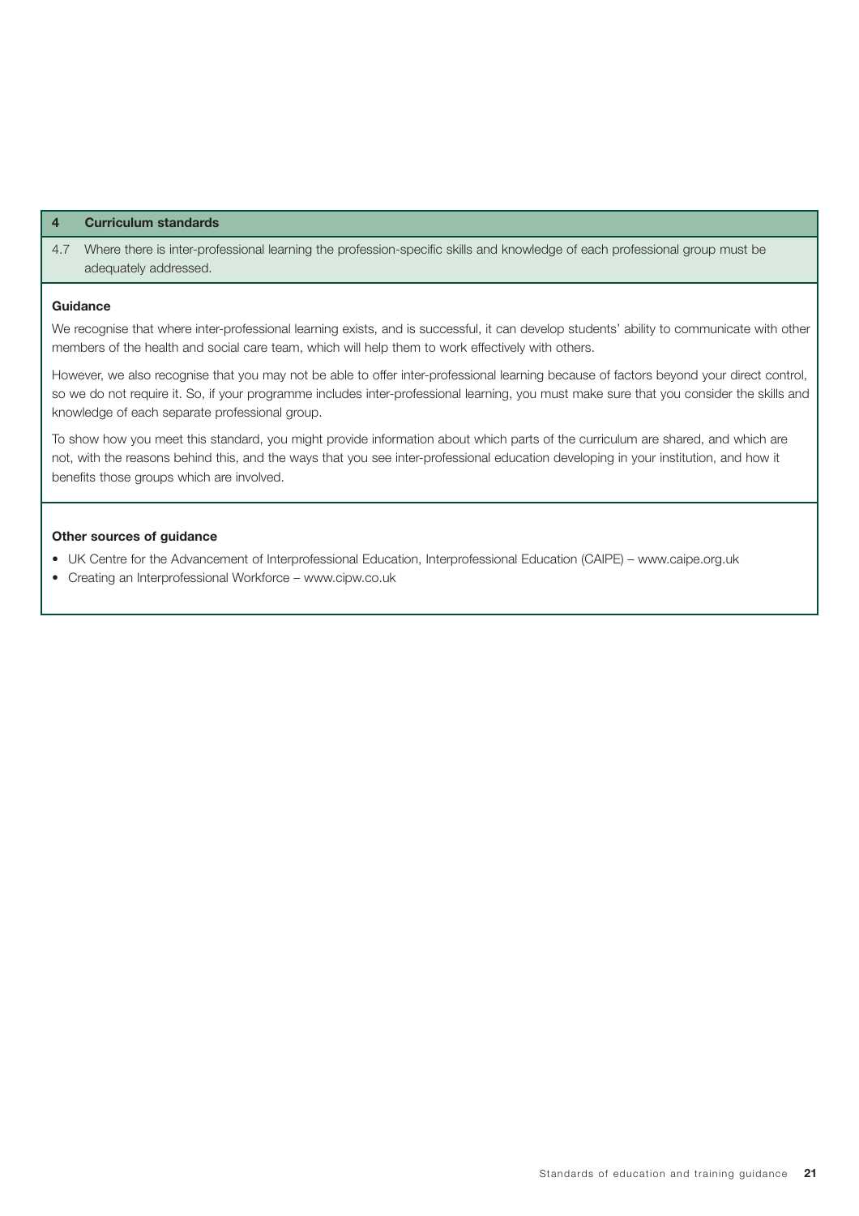## 4 Curriculum standards

4.7 Where there is inter-professional learning the profession-specific skills and knowledge of each professional group must be adequately addressed.

### Guidance

We recognise that where inter-professional learning exists, and is successful, it can develop students' ability to communicate with other members of the health and social care team, which will help them to work effectively with others.

However, we also recognise that you may not be able to offer inter-professional learning because of factors beyond your direct control, so we do not require it. So, if your programme includes inter-professional learning, you must make sure that you consider the skills and knowledge of each separate professional group.

To show how you meet this standard, you might provide information about which parts of the curriculum are shared, and which are not, with the reasons behind this, and the ways that you see inter-professional education developing in your institution, and how it benefits those groups which are involved.

### Other sources of guidance

- UK Centre for the Advancement of Interprofessional Education, Interprofessional Education (CAIPE) – www.caipe.org.uk
- Creating an Interprofessional Workforce – www.cipw.co.uk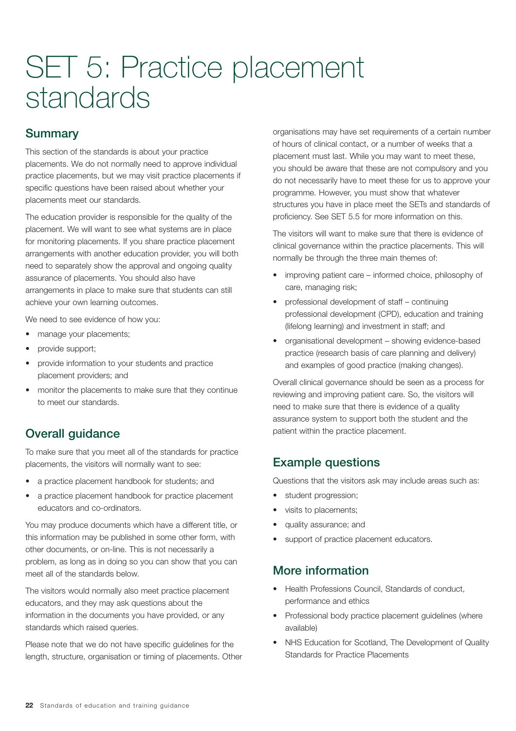# SET 5: Practice placement standards

## Summary

This section of the standards is about your practice placements. We do not normally need to approve individual practice placements, but we may visit practice placements if specific questions have been raised about whether your placements meet our standards.

The education provider is responsible for the quality of the placement. We will want to see what systems are in place for monitoring placements. If you share practice placement arrangements with another education provider, you will both need to separately show the approval and ongoing quality assurance of placements. You should also have arrangements in place to make sure that students can still achieve your own learning outcomes.

We need to see evidence of how you:

- manage your placements;
- provide support;
- provide information to your students and practice placement providers; and
- monitor the placements to make sure that they continue to meet our standards.

## Overall guidance

To make sure that you meet all of the standards for practice placements, the visitors will normally want to see:

- a practice placement handbook for students; and
- a practice placement handbook for practice placement educators and co-ordinators.

You may produce documents which have a different title, or this information may be published in some other form, with other documents, or on-line. This is not necessarily a problem, as long as in doing so you can show that you can meet all of the standards below.

The visitors would normally also meet practice placement educators, and they may ask questions about the information in the documents you have provided, or any standards which raised queries.

Please note that we do not have specific guidelines for the length, structure, organisation or timing of placements. Other organisations may have set requirements of a certain number of hours of clinical contact, or a number of weeks that a placement must last. While you may want to meet these, you should be aware that these are not compulsory and you do not necessarily have to meet these for us to approve your programme. However, you must show that whatever structures you have in place meet the SETs and standards of proficiency. See SET 5.5 for more information on this.

The visitors will want to make sure that there is evidence of clinical governance within the practice placements. This will normally be through the three main themes of:

- improving patient care – informed choice, philosophy of care, managing risk;
- professional development of staff – continuing professional development (CPD), education and training (lifelong learning) and investment in staff; and
- organisational development – showing evidence-based practice (research basis of care planning and delivery) and examples of good practice (making changes).

Overall clinical governance should be seen as a process for reviewing and improving patient care. So, the visitors will need to make sure that there is evidence of a quality assurance system to support both the student and the patient within the practice placement.

## Example questions

Questions that the visitors ask may include areas such as:

- student progression;
- visits to placements;
- quality assurance; and
- support of practice placement educators.

## More information

- Health Professions Council, Standards of conduct, performance and ethics
- Professional body practice placement guidelines (where available)
- NHS Education for Scotland, The Development of Quality Standards for Practice Placements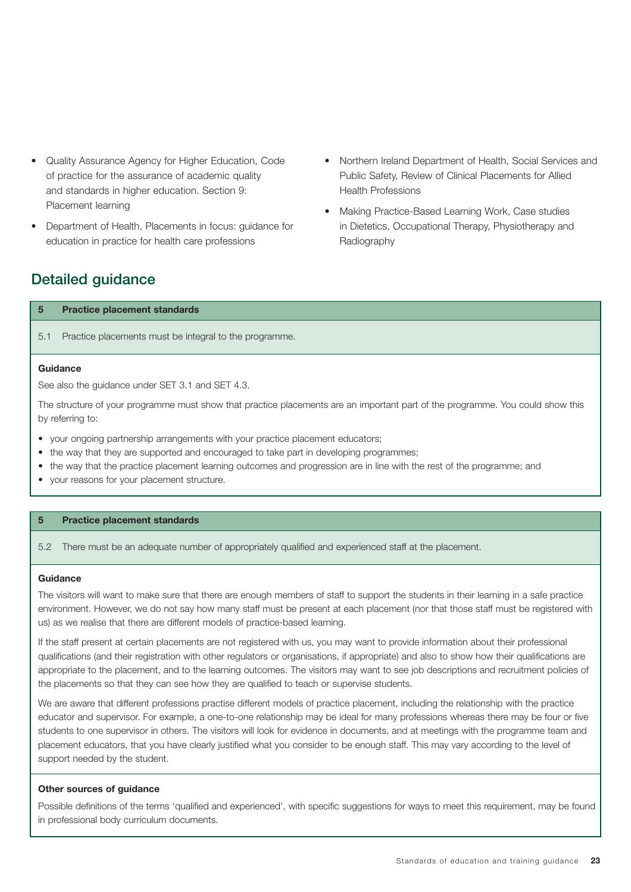- Quality Assurance Agency for Higher Education, Code of practice for the assurance of academic quality and standards in higher education. Section 9: Placement learning
- Department of Health, Placements in focus: guidance for education in practice for health care professions
- Northern Ireland Department of Health, Social Services and Public Safety, Review of Clinical Placements for Allied Health Professions
- Making Practice-Based Learning Work, Case studies in Dietetics, Occupational Therapy, Physiotherapy and Radiography

## Detailed guidance

**5 Practice placement standards**

5.1 Practice placements must be integral to the programme.

**Guidance**

See also the guidance under SET 3.1 and SET 4.3.

The structure of your programme must show that practice placements are an important part of the programme. You could show this by referring to:

- your ongoing partnership arrangements with your practice placement educators;
- the way that they are supported and encouraged to take part in developing programmes;
- the way that the practice placement learning outcomes and progression are in line with the rest of the programme; and
- your reasons for your placement structure.

**5 Practice placement standards**

5.2 There must be an adequate number of appropriately qualified and experienced staff at the placement.

**Guidance**

The visitors will want to make sure that there are enough members of staff to support the students in their learning in a safe practice environment. However, we do not say how many staff must be present at each placement (nor that those staff must be registered with us) as we realise that there are different models of practice-based learning.

If the staff present at certain placements are not registered with us, you may want to provide information about their professional qualifications (and their registration with other regulators or organisations, if appropriate) and also to show how their qualifications are appropriate to the placement, and to the learning outcomes. The visitors may want to see job descriptions and recruitment policies of the placements so that they can see how they are qualified to teach or supervise students.

We are aware that different professions practise different models of practice placement, including the relationship with the practice educator and supervisor. For example, a one-to-one relationship may be ideal for many professions whereas there may be four or five students to one supervisor in others. The visitors will look for evidence in documents, and at meetings with the programme team and placement educators, that you have clearly justified what you consider to be enough staff. This may vary according to the level of support needed by the student.

**Other sources of guidance**

Possible definitions of the terms 'qualified and experienced', with specific suggestions for ways to meet this requirement, may be found in professional body curriculum documents.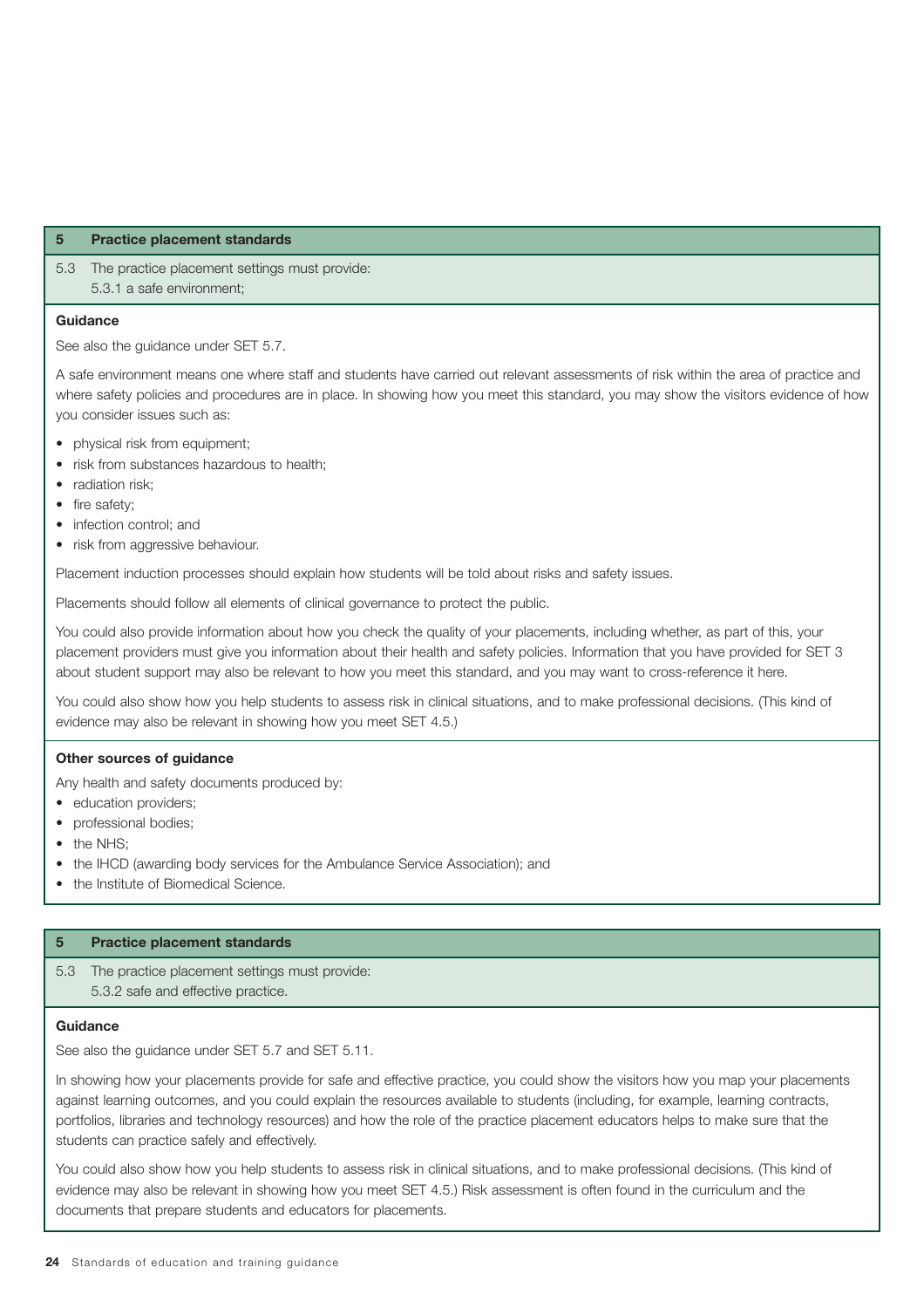## 5 Practice placement standards

5.3 The practice placement settings must provide:
5.3.1 a safe environment;

**Guidance**

See also the guidance under SET 5.7.

A safe environment means one where staff and students have carried out relevant assessments of risk within the area of practice and where safety policies and procedures are in place. In showing how you meet this standard, you may show the visitors evidence of how you consider issues such as:

- physical risk from equipment;
- risk from substances hazardous to health;
- radiation risk;
- fire safety;
- infection control; and
- risk from aggressive behaviour.

Placement induction processes should explain how students will be told about risks and safety issues.

Placements should follow all elements of clinical governance to protect the public.

You could also provide information about how you check the quality of your placements, including whether, as part of this, your placement providers must give you information about their health and safety policies. Information that you have provided for SET 3 about student support may also be relevant to how you meet this standard, and you may want to cross-reference it here.

You could also show how you help students to assess risk in clinical situations, and to make professional decisions. (This kind of evidence may also be relevant in showing how you meet SET 4.5.)

**Other sources of guidance**

Any health and safety documents produced by:

- education providers;
- professional bodies;
- the NHS;
- the IHCD (awarding body services for the Ambulance Service Association); and
- the Institute of Biomedical Science.

## 5 Practice placement standards

5.3 The practice placement settings must provide:
5.3.2 safe and effective practice.

**Guidance**

See also the guidance under SET 5.7 and SET 5.11.

In showing how your placements provide for safe and effective practice, you could show the visitors how you map your placements against learning outcomes, and you could explain the resources available to students (including, for example, learning contracts, portfolios, libraries and technology resources) and how the role of the practice placement educators helps to make sure that the students can practice safely and effectively.

You could also show how you help students to assess risk in clinical situations, and to make professional decisions. (This kind of evidence may also be relevant in showing how you meet SET 4.5.) Risk assessment is often found in the curriculum and the documents that prepare students and educators for placements.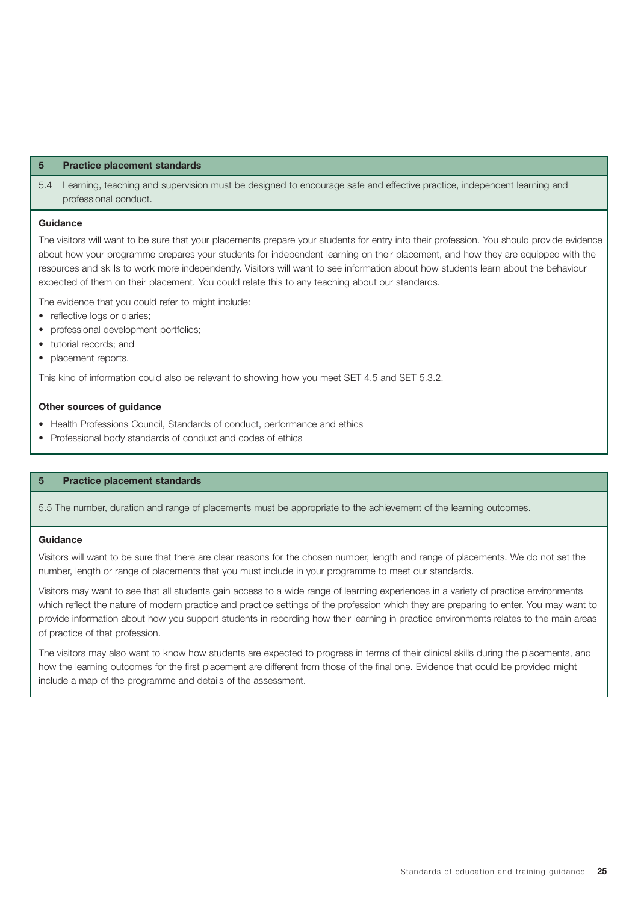## 5 Practice placement standards

5.4 Learning, teaching and supervision must be designed to encourage safe and effective practice, independent learning and professional conduct.

**Guidance**

The visitors will want to be sure that your placements prepare your students for entry into their profession. You should provide evidence about how your programme prepares your students for independent learning on their placement, and how they are equipped with the resources and skills to work more independently. Visitors will want to see information about how students learn about the behaviour expected of them on their placement. You could relate this to any teaching about our standards.

The evidence that you could refer to might include:

- reflective logs or diaries;
- professional development portfolios;
- tutorial records; and
- placement reports.

This kind of information could also be relevant to showing how you meet SET 4.5 and SET 5.3.2.

**Other sources of guidance**

- Health Professions Council, Standards of conduct, performance and ethics
- Professional body standards of conduct and codes of ethics

## 5 Practice placement standards

5.5 The number, duration and range of placements must be appropriate to the achievement of the learning outcomes.

**Guidance**

Visitors will want to be sure that there are clear reasons for the chosen number, length and range of placements. We do not set the number, length or range of placements that you must include in your programme to meet our standards.

Visitors may want to see that all students gain access to a wide range of learning experiences in a variety of practice environments which reflect the nature of modern practice and practice settings of the profession which they are preparing to enter. You may want to provide information about how you support students in recording how their learning in practice environments relates to the main areas of practice of that profession.

The visitors may also want to know how students are expected to progress in terms of their clinical skills during the placements, and how the learning outcomes for the first placement are different from those of the final one. Evidence that could be provided might include a map of the programme and details of the assessment.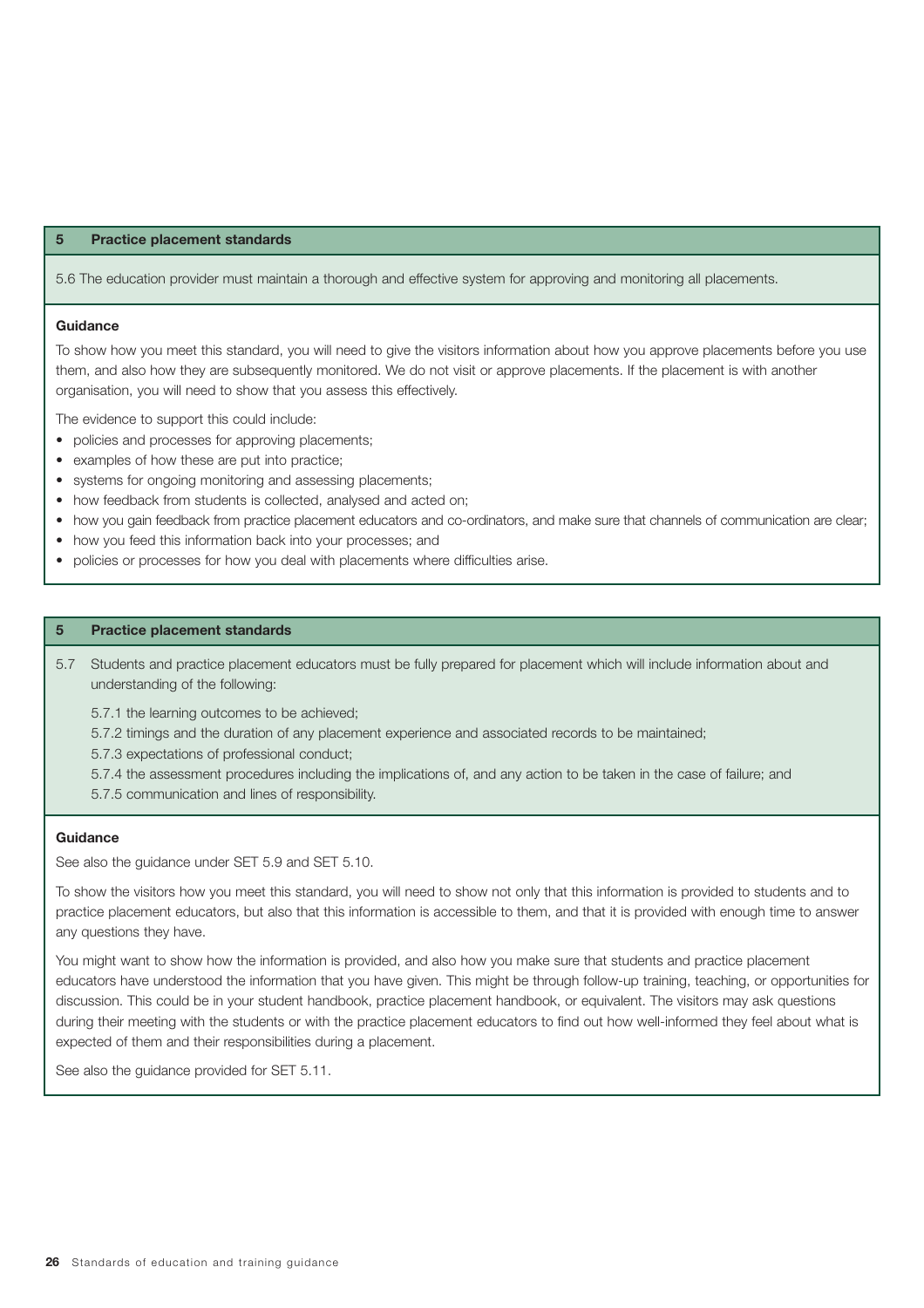## 5 Practice placement standards

5.6 The education provider must maintain a thorough and effective system for approving and monitoring all placements.

### Guidance

To show how you meet this standard, you will need to give the visitors information about how you approve placements before you use them, and also how they are subsequently monitored. We do not visit or approve placements. If the placement is with another organisation, you will need to show that you assess this effectively.

The evidence to support this could include:

- policies and processes for approving placements;
- examples of how these are put into practice;
- systems for ongoing monitoring and assessing placements;
- how feedback from students is collected, analysed and acted on;
- how you gain feedback from practice placement educators and co-ordinators, and make sure that channels of communication are clear;
- how you feed this information back into your processes; and
- policies or processes for how you deal with placements where difficulties arise.

## 5 Practice placement standards

5.7 Students and practice placement educators must be fully prepared for placement which will include information about and understanding of the following:

5.7.1 the learning outcomes to be achieved;

5.7.2 timings and the duration of any placement experience and associated records to be maintained;

5.7.3 expectations of professional conduct;

5.7.4 the assessment procedures including the implications of, and any action to be taken in the case of failure; and

5.7.5 communication and lines of responsibility.

### Guidance

See also the guidance under SET 5.9 and SET 5.10.

To show the visitors how you meet this standard, you will need to show not only that this information is provided to students and to practice placement educators, but also that this information is accessible to them, and that it is provided with enough time to answer any questions they have.

You might want to show how the information is provided, and also how you make sure that students and practice placement educators have understood the information that you have given. This might be through follow-up training, teaching, or opportunities for discussion. This could be in your student handbook, practice placement handbook, or equivalent. The visitors may ask questions during their meeting with the students or with the practice placement educators to find out how well-informed they feel about what is expected of them and their responsibilities during a placement.

See also the guidance provided for SET 5.11.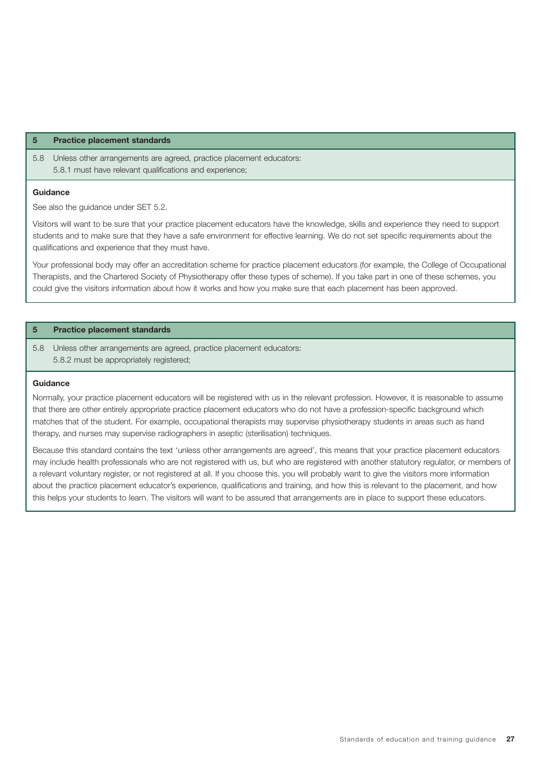| 5 | Practice placement standards |
|---|---|
| 5.8 | Unless other arrangements are agreed, practice placement educators:<br>5.8.1 must have relevant qualifications and experience; |

**Guidance**

See also the guidance under SET 5.2.

Visitors will want to be sure that your practice placement educators have the knowledge, skills and experience they need to support students and to make sure that they have a safe environment for effective learning. We do not set specific requirements about the qualifications and experience that they must have.

Your professional body may offer an accreditation scheme for practice placement educators (for example, the College of Occupational Therapists, and the Chartered Society of Physiotherapy offer these types of scheme). If you take part in one of these schemes, you could give the visitors information about how it works and how you make sure that each placement has been approved.

| 5 | Practice placement standards |
|---|---|
| 5.8 | Unless other arrangements are agreed, practice placement educators:<br>5.8.2 must be appropriately registered; |

**Guidance**

Normally, your practice placement educators will be registered with us in the relevant profession. However, it is reasonable to assume that there are other entirely appropriate practice placement educators who do not have a profession-specific background which matches that of the student. For example, occupational therapists may supervise physiotherapy students in areas such as hand therapy, and nurses may supervise radiographers in aseptic (sterilisation) techniques.

Because this standard contains the text 'unless other arrangements are agreed', this means that your practice placement educators may include health professionals who are not registered with us, but who are registered with another statutory regulator, or members of a relevant voluntary register, or not registered at all. If you choose this, you will probably want to give the visitors more information about the practice placement educator's experience, qualifications and training, and how this is relevant to the placement, and how this helps your students to learn. The visitors will want to be assured that arrangements are in place to support these educators.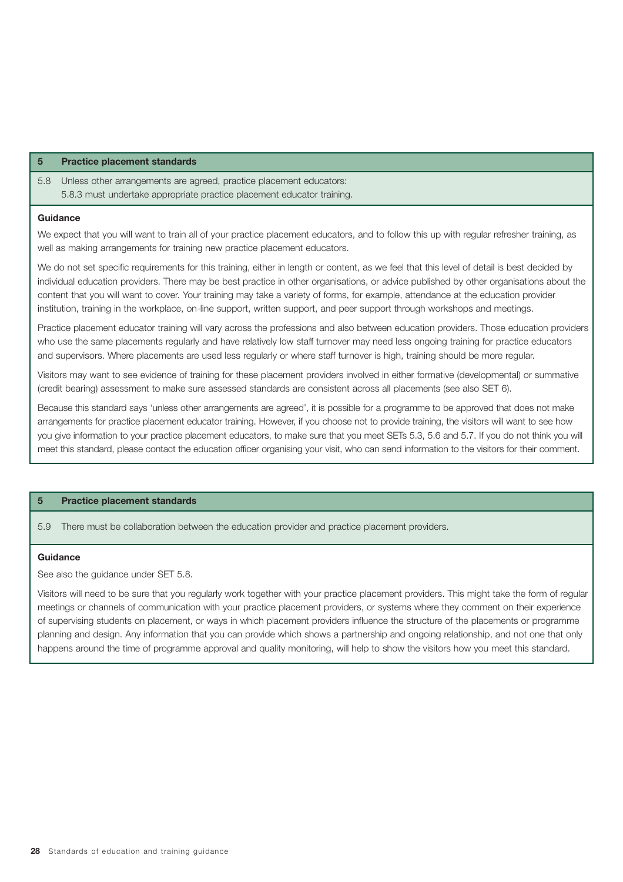## 5 Practice placement standards

5.8 Unless other arrangements are agreed, practice placement educators:
5.8.3 must undertake appropriate practice placement educator training.

### Guidance

We expect that you will want to train all of your practice placement educators, and to follow this up with regular refresher training, as well as making arrangements for training new practice placement educators.

We do not set specific requirements for this training, either in length or content, as we feel that this level of detail is best decided by individual education providers. There may be best practice in other organisations, or advice published by other organisations about the content that you will want to cover. Your training may take a variety of forms, for example, attendance at the education provider institution, training in the workplace, on-line support, written support, and peer support through workshops and meetings.

Practice placement educator training will vary across the professions and also between education providers. Those education providers who use the same placements regularly and have relatively low staff turnover may need less ongoing training for practice educators and supervisors. Where placements are used less regularly or where staff turnover is high, training should be more regular.

Visitors may want to see evidence of training for these placement providers involved in either formative (developmental) or summative (credit bearing) assessment to make sure assessed standards are consistent across all placements (see also SET 6).

Because this standard says 'unless other arrangements are agreed', it is possible for a programme to be approved that does not make arrangements for practice placement educator training. However, if you choose not to provide training, the visitors will want to see how you give information to your practice placement educators, to make sure that you meet SETs 5.3, 5.6 and 5.7. If you do not think you will meet this standard, please contact the education officer organising your visit, who can send information to the visitors for their comment.

## 5 Practice placement standards

5.9 There must be collaboration between the education provider and practice placement providers.

### Guidance

See also the guidance under SET 5.8.

Visitors will need to be sure that you regularly work together with your practice placement providers. This might take the form of regular meetings or channels of communication with your practice placement providers, or systems where they comment on their experience of supervising students on placement, or ways in which placement providers influence the structure of the placements or programme planning and design. Any information that you can provide which shows a partnership and ongoing relationship, and not one that only happens around the time of programme approval and quality monitoring, will help to show the visitors how you meet this standard.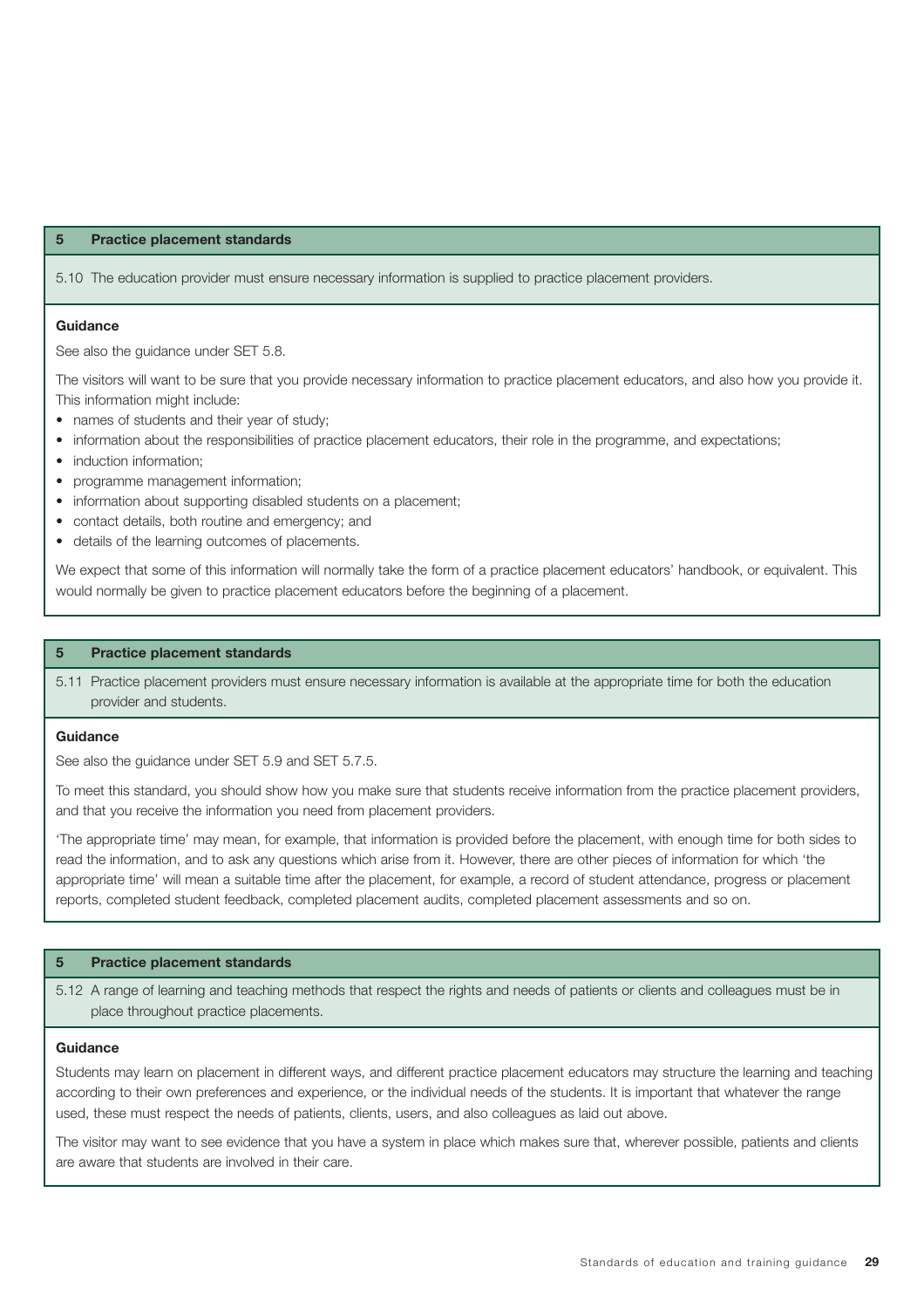### 5 Practice placement standards

5.10 The education provider must ensure necessary information is supplied to practice placement providers.

**Guidance**

See also the guidance under SET 5.8.

The visitors will want to be sure that you provide necessary information to practice placement educators, and also how you provide it. This information might include:

- names of students and their year of study;
- information about the responsibilities of practice placement educators, their role in the programme, and expectations;
- induction information;
- programme management information;
- information about supporting disabled students on a placement;
- contact details, both routine and emergency; and
- details of the learning outcomes of placements.

We expect that some of this information will normally take the form of a practice placement educators' handbook, or equivalent. This would normally be given to practice placement educators before the beginning of a placement.

### 5 Practice placement standards

5.11 Practice placement providers must ensure necessary information is available at the appropriate time for both the education provider and students.

**Guidance**

See also the guidance under SET 5.9 and SET 5.7.5.

To meet this standard, you should show how you make sure that students receive information from the practice placement providers, and that you receive the information you need from placement providers.

'The appropriate time' may mean, for example, that information is provided before the placement, with enough time for both sides to read the information, and to ask any questions which arise from it. However, there are other pieces of information for which 'the appropriate time' will mean a suitable time after the placement, for example, a record of student attendance, progress or placement reports, completed student feedback, completed placement audits, completed placement assessments and so on.

### 5 Practice placement standards

5.12 A range of learning and teaching methods that respect the rights and needs of patients or clients and colleagues must be in place throughout practice placements.

**Guidance**

Students may learn on placement in different ways, and different practice placement educators may structure the learning and teaching according to their own preferences and experience, or the individual needs of the students. It is important that whatever the range used, these must respect the needs of patients, clients, users, and also colleagues as laid out above.

The visitor may want to see evidence that you have a system in place which makes sure that, wherever possible, patients and clients are aware that students are involved in their care.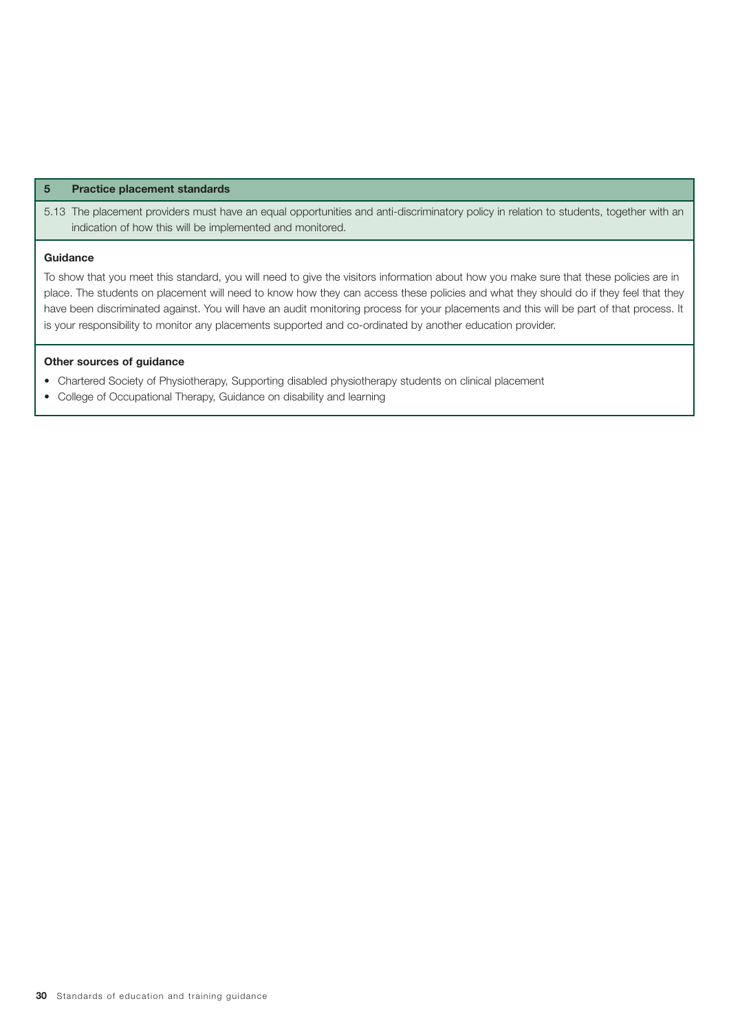| 5 | Practice placement standards |
|---|---|
| 5.13 | The placement providers must have an equal opportunities and anti-discriminatory policy in relation to students, together with an indication of how this will be implemented and monitored. |

**Guidance**

To show that you meet this standard, you will need to give the visitors information about how you make sure that these policies are in place. The students on placement will need to know how they can access these policies and what they should do if they feel that they have been discriminated against. You will have an audit monitoring process for your placements and this will be part of that process. It is your responsibility to monitor any placements supported and co-ordinated by another education provider.

**Other sources of guidance**

- Chartered Society of Physiotherapy, Supporting disabled physiotherapy students on clinical placement
- College of Occupational Therapy, Guidance on disability and learning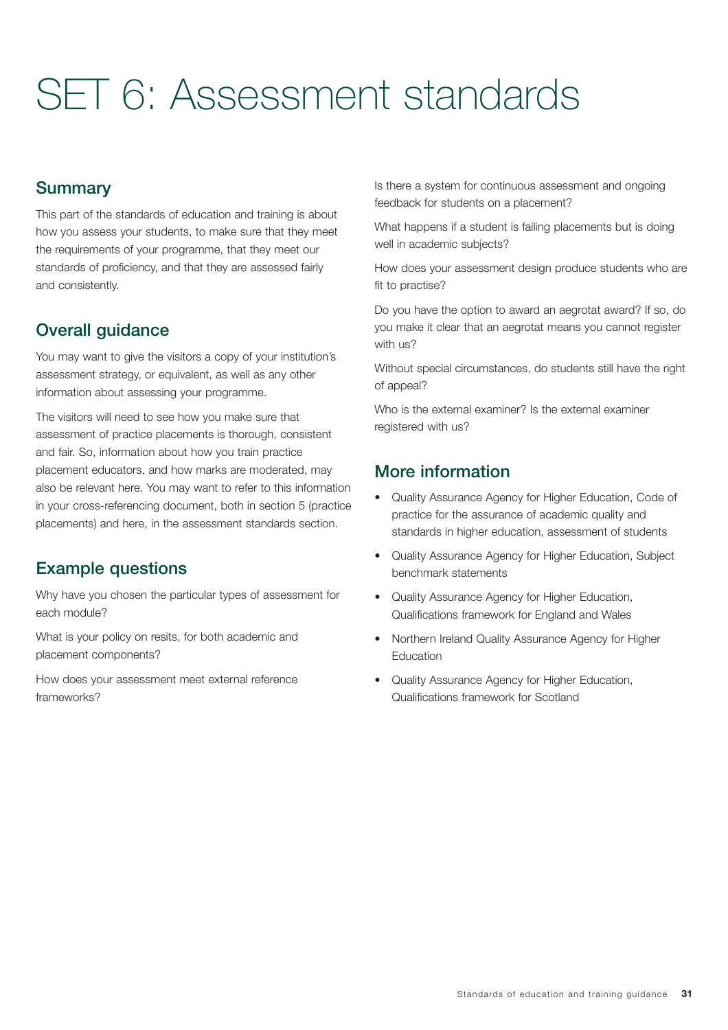# SET 6: Assessment standards

## Summary

This part of the standards of education and training is about how you assess your students, to make sure that they meet the requirements of your programme, that they meet our standards of proficiency, and that they are assessed fairly and consistently.

## Overall guidance

You may want to give the visitors a copy of your institution's assessment strategy, or equivalent, as well as any other information about assessing your programme.

The visitors will need to see how you make sure that assessment of practice placements is thorough, consistent and fair. So, information about how you train practice placement educators, and how marks are moderated, may also be relevant here. You may want to refer to this information in your cross-referencing document, both in section 5 (practice placements) and here, in the assessment standards section.

## Example questions

Why have you chosen the particular types of assessment for each module?

What is your policy on resits, for both academic and placement components?

How does your assessment meet external reference frameworks?

Is there a system for continuous assessment and ongoing feedback for students on a placement?

What happens if a student is failing placements but is doing well in academic subjects?

How does your assessment design produce students who are fit to practise?

Do you have the option to award an aegrotat award? If so, do you make it clear that an aegrotat means you cannot register with us?

Without special circumstances, do students still have the right of appeal?

Who is the external examiner? Is the external examiner registered with us?

## More information

- Quality Assurance Agency for Higher Education, Code of practice for the assurance of academic quality and standards in higher education, assessment of students
- Quality Assurance Agency for Higher Education, Subject benchmark statements
- Quality Assurance Agency for Higher Education, Qualifications framework for England and Wales
- Northern Ireland Quality Assurance Agency for Higher Education
- Quality Assurance Agency for Higher Education, Qualifications framework for Scotland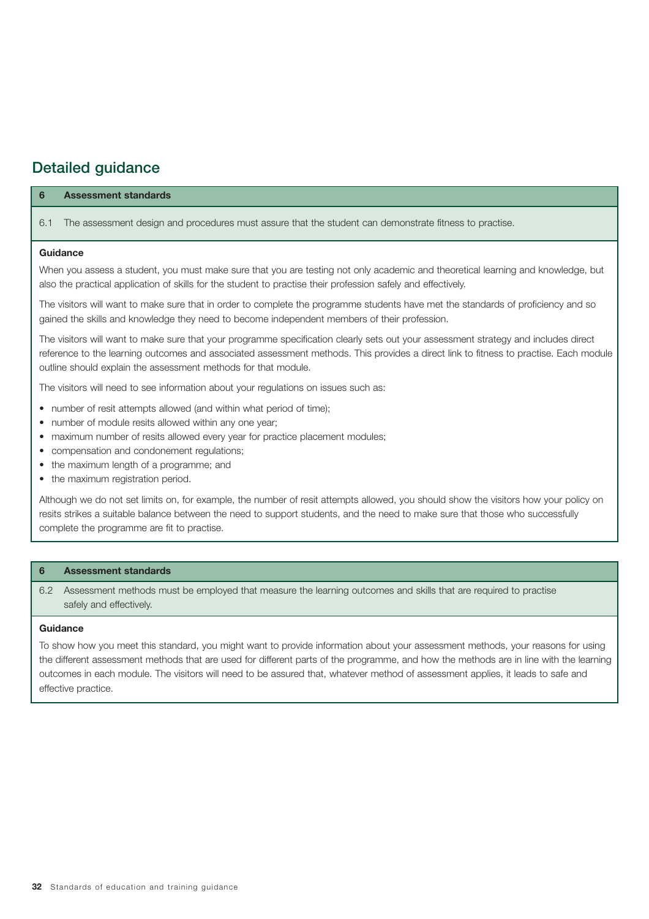## Detailed guidance

### 6 Assessment standards

6.1 The assessment design and procedures must assure that the student can demonstrate fitness to practise.

**Guidance**

When you assess a student, you must make sure that you are testing not only academic and theoretical learning and knowledge, but also the practical application of skills for the student to practise their profession safely and effectively.

The visitors will want to make sure that in order to complete the programme students have met the standards of proficiency and so gained the skills and knowledge they need to become independent members of their profession.

The visitors will want to make sure that your programme specification clearly sets out your assessment strategy and includes direct reference to the learning outcomes and associated assessment methods. This provides a direct link to fitness to practise. Each module outline should explain the assessment methods for that module.

The visitors will need to see information about your regulations on issues such as:

- number of resit attempts allowed (and within what period of time);
- number of module resits allowed within any one year;
- maximum number of resits allowed every year for practice placement modules;
- compensation and condonement regulations;
- the maximum length of a programme; and
- the maximum registration period.

Although we do not set limits on, for example, the number of resit attempts allowed, you should show the visitors how your policy on resits strikes a suitable balance between the need to support students, and the need to make sure that those who successfully complete the programme are fit to practise.

### 6 Assessment standards

6.2 Assessment methods must be employed that measure the learning outcomes and skills that are required to practise safely and effectively.

**Guidance**

To show how you meet this standard, you might want to provide information about your assessment methods, your reasons for using the different assessment methods that are used for different parts of the programme, and how the methods are in line with the learning outcomes in each module. The visitors will need to be assured that, whatever method of assessment applies, it leads to safe and effective practice.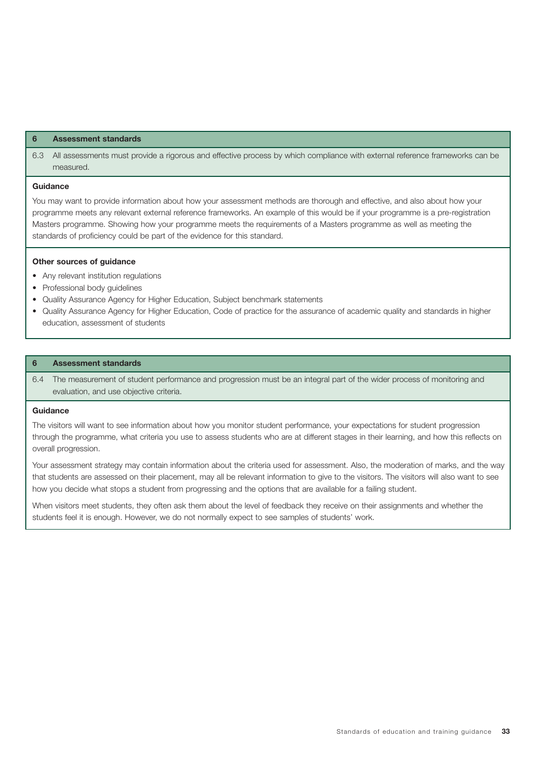## 6 Assessment standards

6.3 All assessments must provide a rigorous and effective process by which compliance with external reference frameworks can be measured.

### Guidance

You may want to provide information about how your assessment methods are thorough and effective, and also about how your programme meets any relevant external reference frameworks. An example of this would be if your programme is a pre-registration Masters programme. Showing how your programme meets the requirements of a Masters programme as well as meeting the standards of proficiency could be part of the evidence for this standard.

### Other sources of guidance

- Any relevant institution regulations
- Professional body guidelines
- Quality Assurance Agency for Higher Education, Subject benchmark statements
- Quality Assurance Agency for Higher Education, Code of practice for the assurance of academic quality and standards in higher education, assessment of students

## 6 Assessment standards

6.4 The measurement of student performance and progression must be an integral part of the wider process of monitoring and evaluation, and use objective criteria.

### Guidance

The visitors will want to see information about how you monitor student performance, your expectations for student progression through the programme, what criteria you use to assess students who are at different stages in their learning, and how this reflects on overall progression.

Your assessment strategy may contain information about the criteria used for assessment. Also, the moderation of marks, and the way that students are assessed on their placement, may all be relevant information to give to the visitors. The visitors will also want to see how you decide what stops a student from progressing and the options that are available for a failing student.

When visitors meet students, they often ask them about the level of feedback they receive on their assignments and whether the students feel it is enough. However, we do not normally expect to see samples of students' work.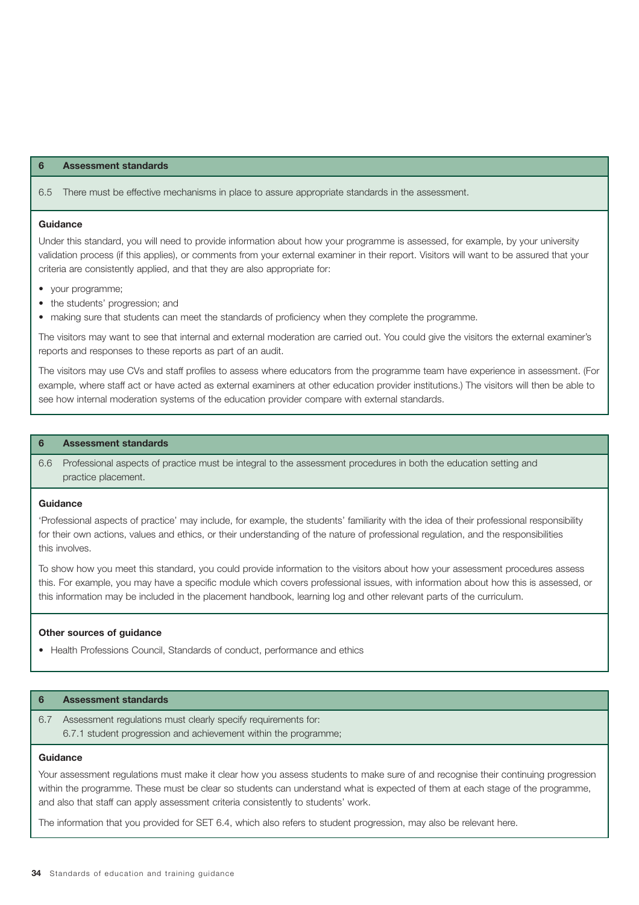**6 Assessment standards**

6.5 There must be effective mechanisms in place to assure appropriate standards in the assessment.

**Guidance**

Under this standard, you will need to provide information about how your programme is assessed, for example, by your university validation process (if this applies), or comments from your external examiner in their report. Visitors will want to be assured that your criteria are consistently applied, and that they are also appropriate for:

- your programme;
- the students' progression; and
- making sure that students can meet the standards of proficiency when they complete the programme.

The visitors may want to see that internal and external moderation are carried out. You could give the visitors the external examiner's reports and responses to these reports as part of an audit.

The visitors may use CVs and staff profiles to assess where educators from the programme team have experience in assessment. (For example, where staff act or have acted as external examiners at other education provider institutions.) The visitors will then be able to see how internal moderation systems of the education provider compare with external standards.

**6 Assessment standards**

6.6 Professional aspects of practice must be integral to the assessment procedures in both the education setting and practice placement.

**Guidance**

'Professional aspects of practice' may include, for example, the students' familiarity with the idea of their professional responsibility for their own actions, values and ethics, or their understanding of the nature of professional regulation, and the responsibilities this involves.

To show how you meet this standard, you could provide information to the visitors about how your assessment procedures assess this. For example, you may have a specific module which covers professional issues, with information about how this is assessed, or this information may be included in the placement handbook, learning log and other relevant parts of the curriculum.

**Other sources of guidance**

- Health Professions Council, Standards of conduct, performance and ethics

**6 Assessment standards**

6.7 Assessment regulations must clearly specify requirements for:
6.7.1 student progression and achievement within the programme;

**Guidance**

Your assessment regulations must make it clear how you assess students to make sure of and recognise their continuing progression within the programme. These must be clear so students can understand what is expected of them at each stage of the programme, and also that staff can apply assessment criteria consistently to students' work.

The information that you provided for SET 6.4, which also refers to student progression, may also be relevant here.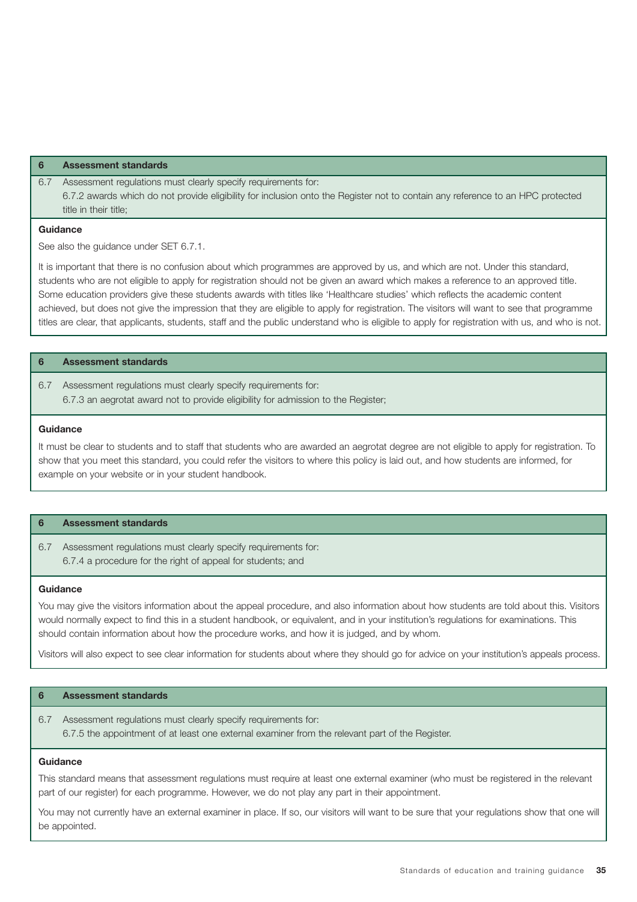### 6 Assessment standards

6.7 Assessment regulations must clearly specify requirements for:
6.7.2 awards which do not provide eligibility for inclusion onto the Register not to contain any reference to an HPC protected title in their title;

**Guidance**

See also the guidance under SET 6.7.1.

It is important that there is no confusion about which programmes are approved by us, and which are not. Under this standard, students who are not eligible to apply for registration should not be given an award which makes a reference to an approved title. Some education providers give these students awards with titles like 'Healthcare studies' which reflects the academic content achieved, but does not give the impression that they are eligible to apply for registration. The visitors will want to see that programme titles are clear, that applicants, students, staff and the public understand who is eligible to apply for registration with us, and who is not.

### 6 Assessment standards

6.7 Assessment regulations must clearly specify requirements for:
6.7.3 an aegrotat award not to provide eligibility for admission to the Register;

**Guidance**

It must be clear to students and to staff that students who are awarded an aegrotat degree are not eligible to apply for registration. To show that you meet this standard, you could refer the visitors to where this policy is laid out, and how students are informed, for example on your website or in your student handbook.

### 6 Assessment standards

6.7 Assessment regulations must clearly specify requirements for:
6.7.4 a procedure for the right of appeal for students; and

**Guidance**

You may give the visitors information about the appeal procedure, and also information about how students are told about this. Visitors would normally expect to find this in a student handbook, or equivalent, and in your institution's regulations for examinations. This should contain information about how the procedure works, and how it is judged, and by whom.

Visitors will also expect to see clear information for students about where they should go for advice on your institution's appeals process.

### 6 Assessment standards

6.7 Assessment regulations must clearly specify requirements for:
6.7.5 the appointment of at least one external examiner from the relevant part of the Register.

**Guidance**

This standard means that assessment regulations must require at least one external examiner (who must be registered in the relevant part of our register) for each programme. However, we do not play any part in their appointment.

You may not currently have an external examiner in place. If so, our visitors will want to be sure that your regulations show that one will be appointed.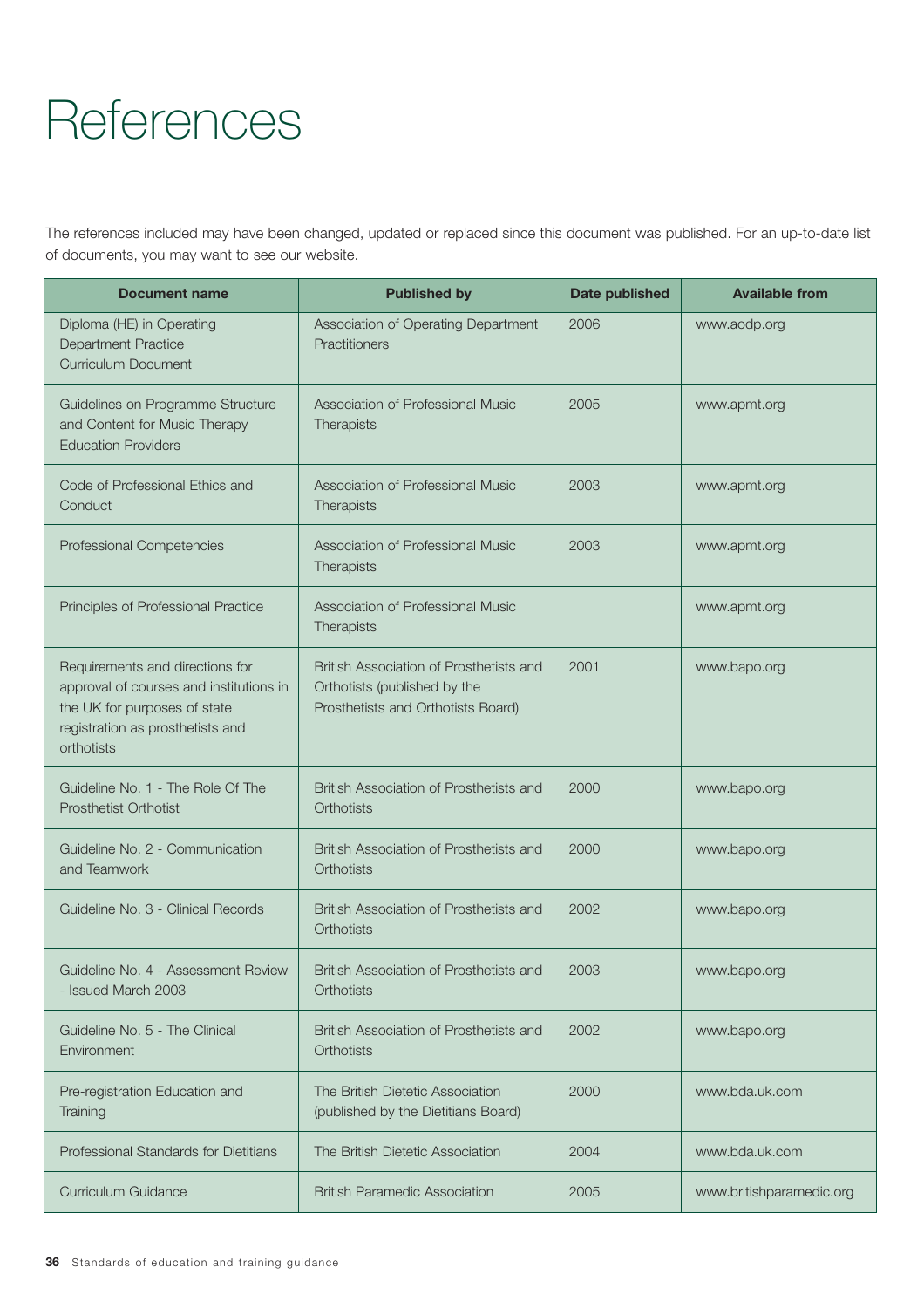# References

The references included may have been changed, updated or replaced since this document was published. For an up-to-date list of documents, you may want to see our website.

| Document name | Published by | Date published | Available from |
|---|---|---|---|
| Diploma (HE) in Operating Department Practice Curriculum Document | Association of Operating Department Practitioners | 2006 | www.aodp.org |
| Guidelines on Programme Structure and Content for Music Therapy Education Providers | Association of Professional Music Therapists | 2005 | www.apmt.org |
| Code of Professional Ethics and Conduct | Association of Professional Music Therapists | 2003 | www.apmt.org |
| Professional Competencies | Association of Professional Music Therapists | 2003 | www.apmt.org |
| Principles of Professional Practice | Association of Professional Music Therapists | | www.apmt.org |
| Requirements and directions for approval of courses and institutions in the UK for purposes of state registration as prosthetists and orthotists | British Association of Prosthetists and Orthotists (published by the Prosthetists and Orthotists Board) | 2001 | www.bapo.org |
| Guideline No. 1 - The Role Of The Prosthetist Orthotist | British Association of Prosthetists and Orthotists | 2000 | www.bapo.org |
| Guideline No. 2 - Communication and Teamwork | British Association of Prosthetists and Orthotists | 2000 | www.bapo.org |
| Guideline No. 3 - Clinical Records | British Association of Prosthetists and Orthotists | 2002 | www.bapo.org |
| Guideline No. 4 - Assessment Review - Issued March 2003 | British Association of Prosthetists and Orthotists | 2003 | www.bapo.org |
| Guideline No. 5 - The Clinical Environment | British Association of Prosthetists and Orthotists | 2002 | www.bapo.org |
| Pre-registration Education and Training | The British Dietetic Association (published by the Dietitians Board) | 2000 | www.bda.uk.com |
| Professional Standards for Dietitians | The British Dietetic Association | 2004 | www.bda.uk.com |
| Curriculum Guidance | British Paramedic Association | 2005 | www.britishparamedic.org |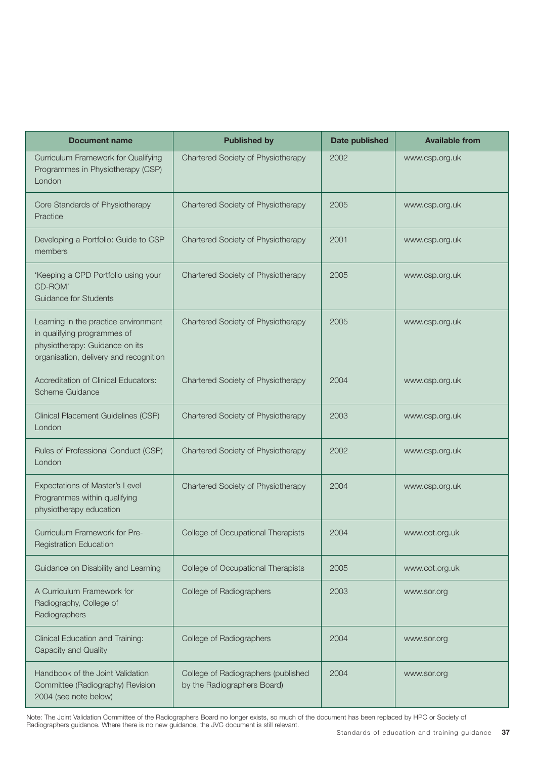| Document name | Published by | Date published | Available from |
|---|---|---|---|
| Curriculum Framework for Qualifying Programmes in Physiotherapy (CSP) London | Chartered Society of Physiotherapy | 2002 | www.csp.org.uk |
| Core Standards of Physiotherapy Practice | Chartered Society of Physiotherapy | 2005 | www.csp.org.uk |
| Developing a Portfolio: Guide to CSP members | Chartered Society of Physiotherapy | 2001 | www.csp.org.uk |
| 'Keeping a CPD Portfolio using your CD-ROM' Guidance for Students | Chartered Society of Physiotherapy | 2005 | www.csp.org.uk |
| Learning in the practice environment in qualifying programmes of physiotherapy: Guidance on its organisation, delivery and recognition | Chartered Society of Physiotherapy | 2005 | www.csp.org.uk |
| Accreditation of Clinical Educators: Scheme Guidance | Chartered Society of Physiotherapy | 2004 | www.csp.org.uk |
| Clinical Placement Guidelines (CSP) London | Chartered Society of Physiotherapy | 2003 | www.csp.org.uk |
| Rules of Professional Conduct (CSP) London | Chartered Society of Physiotherapy | 2002 | www.csp.org.uk |
| Expectations of Master's Level Programmes within qualifying physiotherapy education | Chartered Society of Physiotherapy | 2004 | www.csp.org.uk |
| Curriculum Framework for Pre-Registration Education | College of Occupational Therapists | 2004 | www.cot.org.uk |
| Guidance on Disability and Learning | College of Occupational Therapists | 2005 | www.cot.org.uk |
| A Curriculum Framework for Radiography, College of Radiographers | College of Radiographers | 2003 | www.sor.org |
| Clinical Education and Training: Capacity and Quality | College of Radiographers | 2004 | www.sor.org |
| Handbook of the Joint Validation Committee (Radiography) Revision 2004 (see note below) | College of Radiographers (published by the Radiographers Board) | 2004 | www.sor.org |

Note: The Joint Validation Committee of the Radiographers Board no longer exists, so much of the document has been replaced by HPC or Society of Radiographers guidance. Where there is no new guidance, the JVC document is still relevant.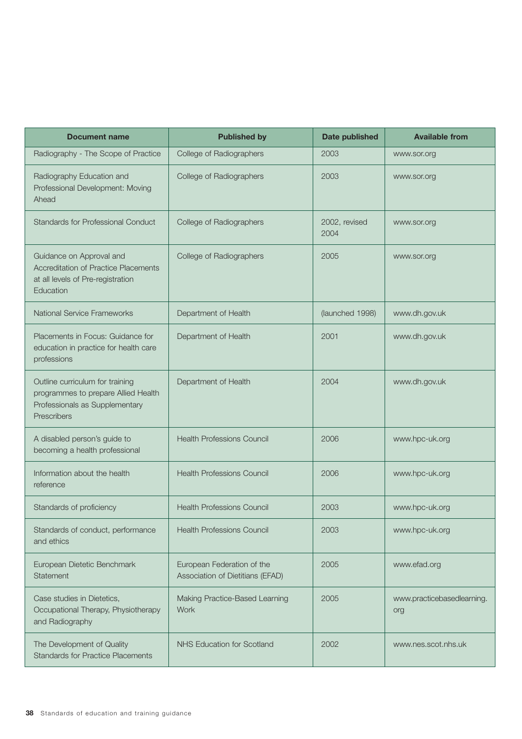| Document name | Published by | Date published | Available from |
|---|---|---|---|
| Radiography - The Scope of Practice | College of Radiographers | 2003 | www.sor.org |
| Radiography Education and Professional Development: Moving Ahead | College of Radiographers | 2003 | www.sor.org |
| Standards for Professional Conduct | College of Radiographers | 2002, revised 2004 | www.sor.org |
| Guidance on Approval and Accreditation of Practice Placements at all levels of Pre-registration Education | College of Radiographers | 2005 | www.sor.org |
| National Service Frameworks | Department of Health | (launched 1998) | www.dh.gov.uk |
| Placements in Focus: Guidance for education in practice for health care professions | Department of Health | 2001 | www.dh.gov.uk |
| Outline curriculum for training programmes to prepare Allied Health Professionals as Supplementary Prescribers | Department of Health | 2004 | www.dh.gov.uk |
| A disabled person's guide to becoming a health professional | Health Professions Council | 2006 | www.hpc-uk.org |
| Information about the health reference | Health Professions Council | 2006 | www.hpc-uk.org |
| Standards of proficiency | Health Professions Council | 2003 | www.hpc-uk.org |
| Standards of conduct, performance and ethics | Health Professions Council | 2003 | www.hpc-uk.org |
| European Dietetic Benchmark Statement | European Federation of the Association of Dietitians (EFAD) | 2005 | www.efad.org |
| Case studies in Dietetics, Occupational Therapy, Physiotherapy and Radiography | Making Practice-Based Learning Work | 2005 | www.practicebasedlearning.org |
| The Development of Quality Standards for Practice Placements | NHS Education for Scotland | 2002 | www.nes.scot.nhs.uk |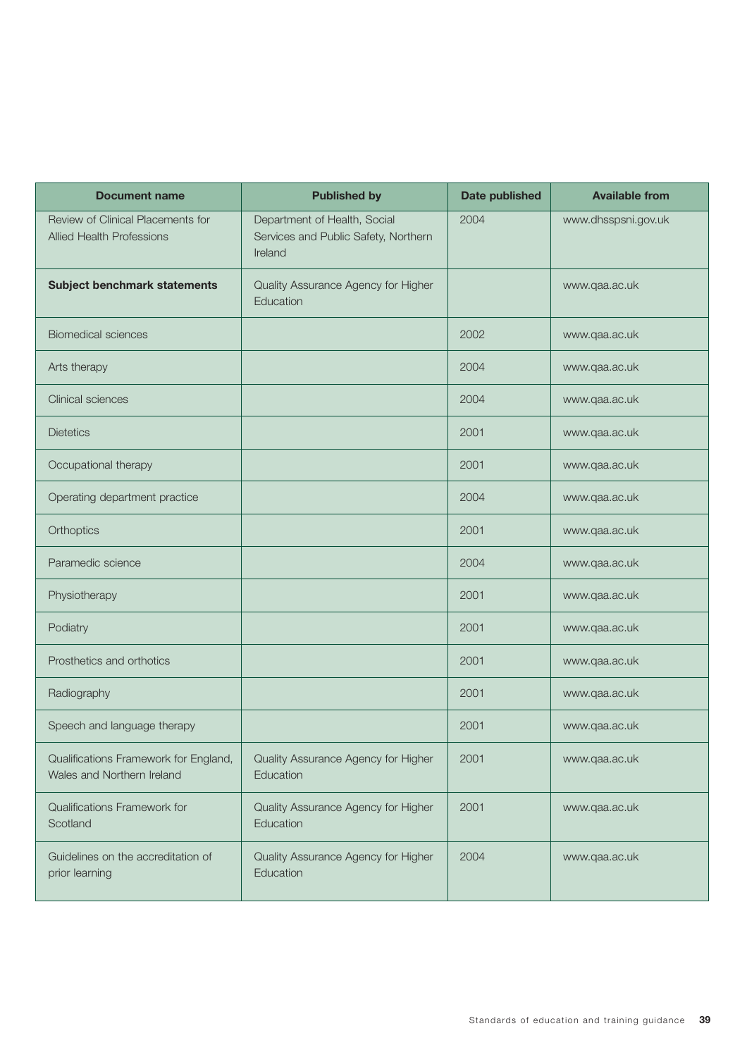| Document name | Published by | Date published | Available from |
|---|---|---|---|
| Review of Clinical Placements for Allied Health Professions | Department of Health, Social Services and Public Safety, Northern Ireland | 2004 | www.dhsspsni.gov.uk |
| **Subject benchmark statements** | Quality Assurance Agency for Higher Education | | www.qaa.ac.uk |
| Biomedical sciences | | 2002 | www.qaa.ac.uk |
| Arts therapy | | 2004 | www.qaa.ac.uk |
| Clinical sciences | | 2004 | www.qaa.ac.uk |
| Dietetics | | 2001 | www.qaa.ac.uk |
| Occupational therapy | | 2001 | www.qaa.ac.uk |
| Operating department practice | | 2004 | www.qaa.ac.uk |
| Orthoptics | | 2001 | www.qaa.ac.uk |
| Paramedic science | | 2004 | www.qaa.ac.uk |
| Physiotherapy | | 2001 | www.qaa.ac.uk |
| Podiatry | | 2001 | www.qaa.ac.uk |
| Prosthetics and orthotics | | 2001 | www.qaa.ac.uk |
| Radiography | | 2001 | www.qaa.ac.uk |
| Speech and language therapy | | 2001 | www.qaa.ac.uk |
| Qualifications Framework for England, Wales and Northern Ireland | Quality Assurance Agency for Higher Education | 2001 | www.qaa.ac.uk |
| Qualifications Framework for Scotland | Quality Assurance Agency for Higher Education | 2001 | www.qaa.ac.uk |
| Guidelines on the accreditation of prior learning | Quality Assurance Agency for Higher Education | 2004 | www.qaa.ac.uk |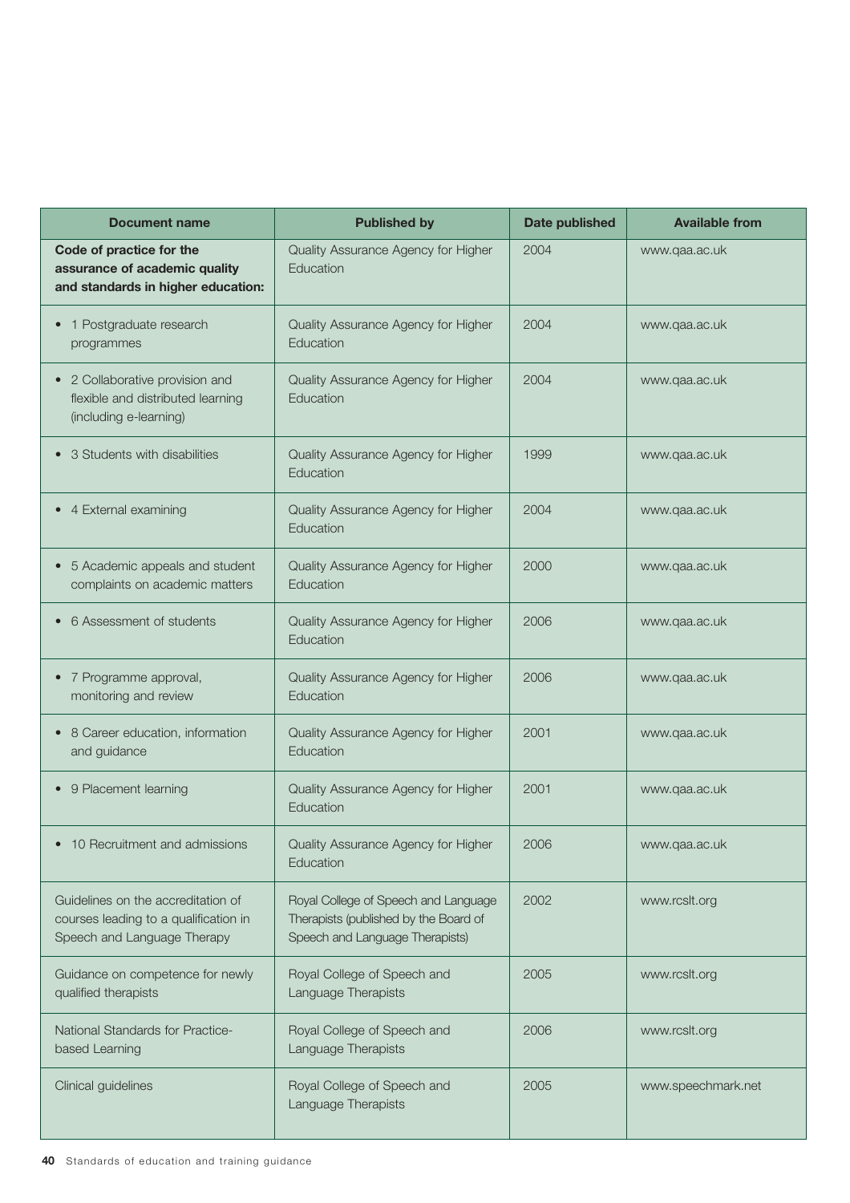| Document name | Published by | Date published | Available from |
|---|---|---|---|
| **Code of practice for the assurance of academic quality and standards in higher education:** | Quality Assurance Agency for Higher Education | 2004 | www.qaa.ac.uk |
| • 1 Postgraduate research programmes | Quality Assurance Agency for Higher Education | 2004 | www.qaa.ac.uk |
| • 2 Collaborative provision and flexible and distributed learning (including e-learning) | Quality Assurance Agency for Higher Education | 2004 | www.qaa.ac.uk |
| • 3 Students with disabilities | Quality Assurance Agency for Higher Education | 1999 | www.qaa.ac.uk |
| • 4 External examining | Quality Assurance Agency for Higher Education | 2004 | www.qaa.ac.uk |
| • 5 Academic appeals and student complaints on academic matters | Quality Assurance Agency for Higher Education | 2000 | www.qaa.ac.uk |
| • 6 Assessment of students | Quality Assurance Agency for Higher Education | 2006 | www.qaa.ac.uk |
| • 7 Programme approval, monitoring and review | Quality Assurance Agency for Higher Education | 2006 | www.qaa.ac.uk |
| • 8 Career education, information and guidance | Quality Assurance Agency for Higher Education | 2001 | www.qaa.ac.uk |
| • 9 Placement learning | Quality Assurance Agency for Higher Education | 2001 | www.qaa.ac.uk |
| • 10 Recruitment and admissions | Quality Assurance Agency for Higher Education | 2006 | www.qaa.ac.uk |
| Guidelines on the accreditation of courses leading to a qualification in Speech and Language Therapy | Royal College of Speech and Language Therapists (published by the Board of Speech and Language Therapists) | 2002 | www.rcslt.org |
| Guidance on competence for newly qualified therapists | Royal College of Speech and Language Therapists | 2005 | www.rcslt.org |
| National Standards for Practice-based Learning | Royal College of Speech and Language Therapists | 2006 | www.rcslt.org |
| Clinical guidelines | Royal College of Speech and Language Therapists | 2005 | www.speechmark.net |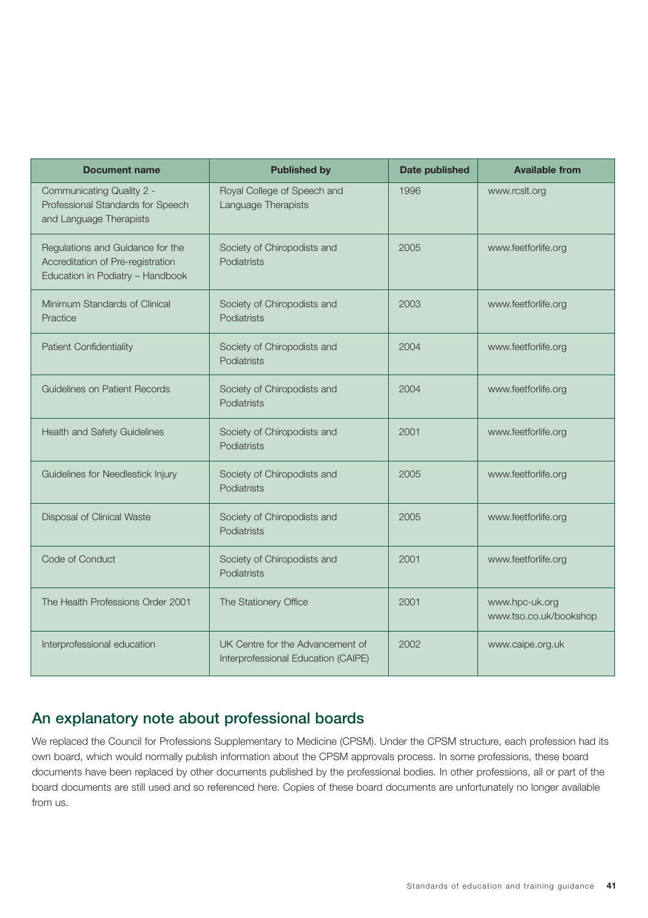| Document name | Published by | Date published | Available from |
| --- | --- | --- | --- |
| Communicating Quality 2 - Professional Standards for Speech and Language Therapists | Royal College of Speech and Language Therapists | 1996 | www.rcslt.org |
| Regulations and Guidance for the Accreditation of Pre-registration Education in Podiatry – Handbook | Society of Chiropodists and Podiatrists | 2005 | www.feetforlife.org |
| Minimum Standards of Clinical Practice | Society of Chiropodists and Podiatrists | 2003 | www.feetforlife.org |
| Patient Confidentiality | Society of Chiropodists and Podiatrists | 2004 | www.feetforlife.org |
| Guidelines on Patient Records | Society of Chiropodists and Podiatrists | 2004 | www.feetforlife.org |
| Health and Safety Guidelines | Society of Chiropodists and Podiatrists | 2001 | www.feetforlife.org |
| Guidelines for Needlestick Injury | Society of Chiropodists and Podiatrists | 2005 | www.feetforlife.org |
| Disposal of Clinical Waste | Society of Chiropodists and Podiatrists | 2005 | www.feetforlife.org |
| Code of Conduct | Society of Chiropodists and Podiatrists | 2001 | www.feetforlife.org |
| The Health Professions Order 2001 | The Stationery Office | 2001 | www.hpc-uk.org www.tso.co.uk/bookshop |
| Interprofessional education | UK Centre for the Advancement of Interprofessional Education (CAIPE) | 2002 | www.caipe.org.uk |

## An explanatory note about professional boards

We replaced the Council for Professions Supplementary to Medicine (CPSM). Under the CPSM structure, each profession had its own board, which would normally publish information about the CPSM approvals process. In some professions, these board documents have been replaced by other documents published by the professional bodies. In other professions, all or part of the board documents are still used and so referenced here. Copies of these board documents are unfortunately no longer available from us.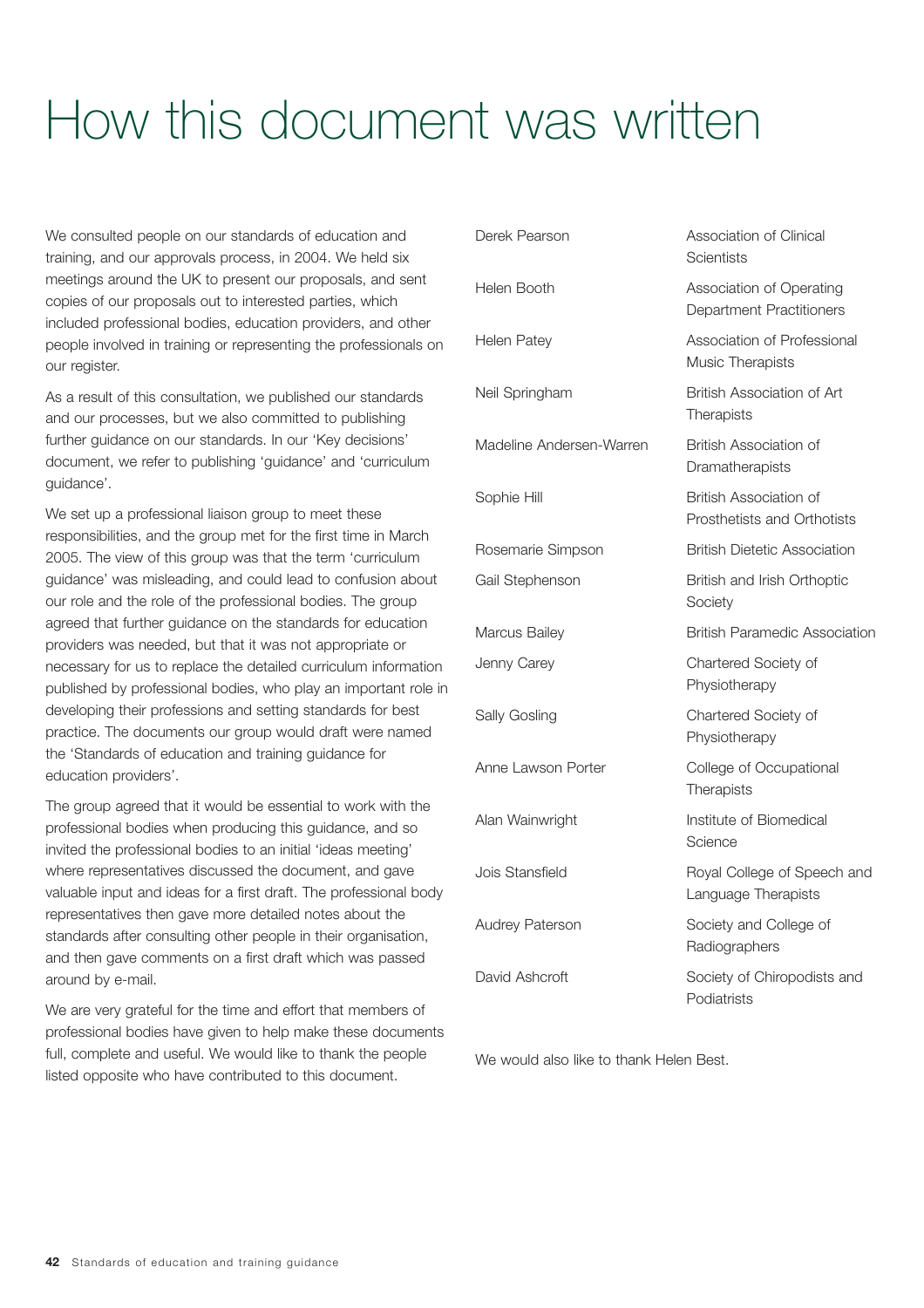# How this document was written

We consulted people on our standards of education and training, and our approvals process, in 2004. We held six meetings around the UK to present our proposals, and sent copies of our proposals out to interested parties, which included professional bodies, education providers, and other people involved in training or representing the professionals on our register.

As a result of this consultation, we published our standards and our processes, but we also committed to publishing further guidance on our standards. In our 'Key decisions' document, we refer to publishing 'guidance' and 'curriculum guidance'.

We set up a professional liaison group to meet these responsibilities, and the group met for the first time in March 2005. The view of this group was that the term 'curriculum guidance' was misleading, and could lead to confusion about our role and the role of the professional bodies. The group agreed that further guidance on the standards for education providers was needed, but that it was not appropriate or necessary for us to replace the detailed curriculum information published by professional bodies, who play an important role in developing their professions and setting standards for best practice. The documents our group would draft were named the 'Standards of education and training guidance for education providers'.

The group agreed that it would be essential to work with the professional bodies when producing this guidance, and so invited the professional bodies to an initial 'ideas meeting' where representatives discussed the document, and gave valuable input and ideas for a first draft. The professional body representatives then gave more detailed notes about the standards after consulting other people in their organisation, and then gave comments on a first draft which was passed around by e-mail.

We are very grateful for the time and effort that members of professional bodies have given to help make these documents full, complete and useful. We would like to thank the people listed opposite who have contributed to this document.

| | |
|---|---|
| Derek Pearson | Association of Clinical Scientists |
| Helen Booth | Association of Operating Department Practitioners |
| Helen Patey | Association of Professional Music Therapists |
| Neil Springham | British Association of Art Therapists |
| Madeline Andersen-Warren | British Association of Dramatherapists |
| Sophie Hill | British Association of Prosthetists and Orthotists |
| Rosemarie Simpson | British Dietetic Association |
| Gail Stephenson | British and Irish Orthoptic Society |
| Marcus Bailey | British Paramedic Association |
| Jenny Carey | Chartered Society of Physiotherapy |
| Sally Gosling | Chartered Society of Physiotherapy |
| Anne Lawson Porter | College of Occupational Therapists |
| Alan Wainwright | Institute of Biomedical Science |
| Jois Stansfield | Royal College of Speech and Language Therapists |
| Audrey Paterson | Society and College of Radiographers |
| David Ashcroft | Society of Chiropodists and Podiatrists |

We would also like to thank Helen Best.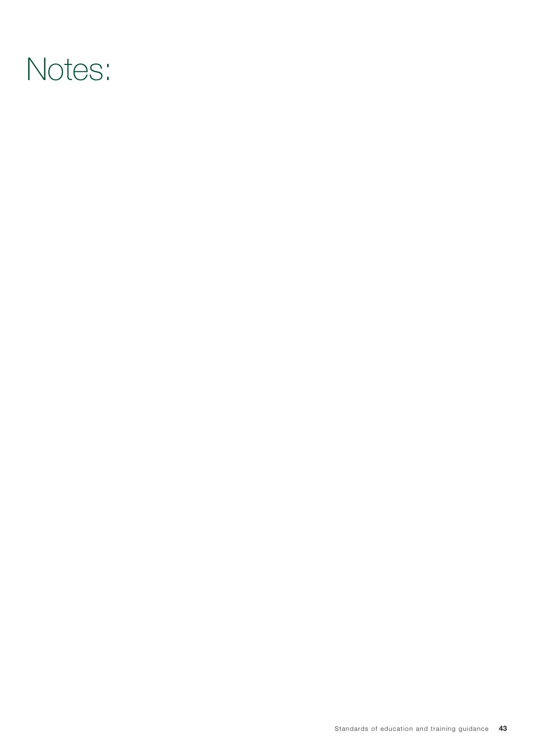# Notes: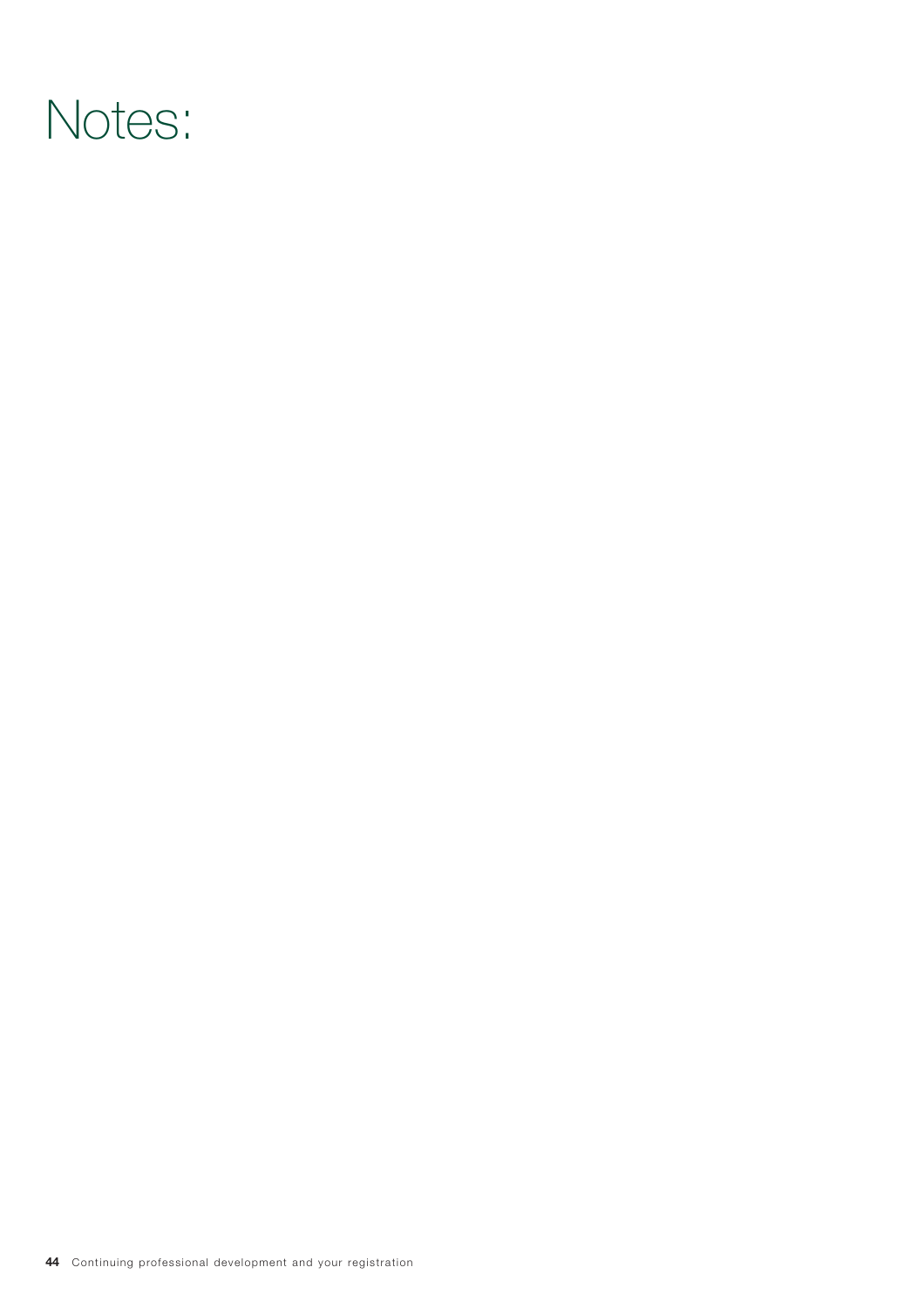# Notes: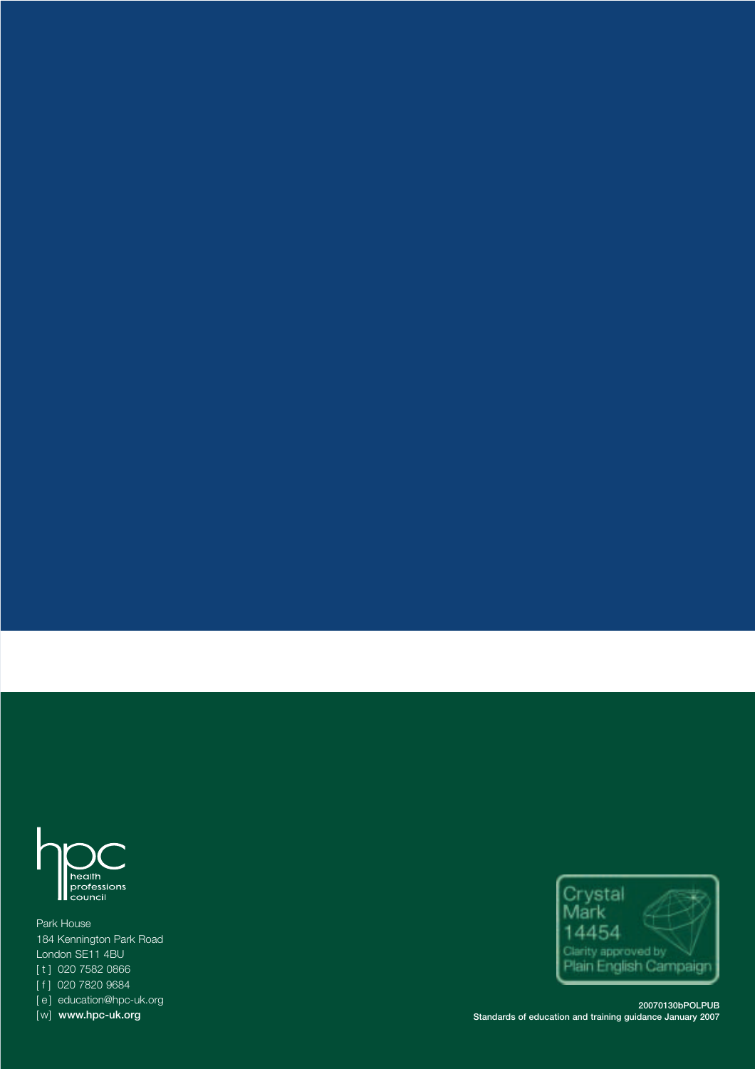hpc
health professions council

Park House
184 Kennington Park Road
London SE11 4BU
[ t ] 020 7582 0866
[ f ] 020 7820 9684
[ e ] education@hpc-uk.org
[w] **www.hpc-uk.org**

Crystal Mark 14454
Clarity approved by Plain English Campaign

**20070130bPOLPUB**
**Standards of education and training guidance January 2007**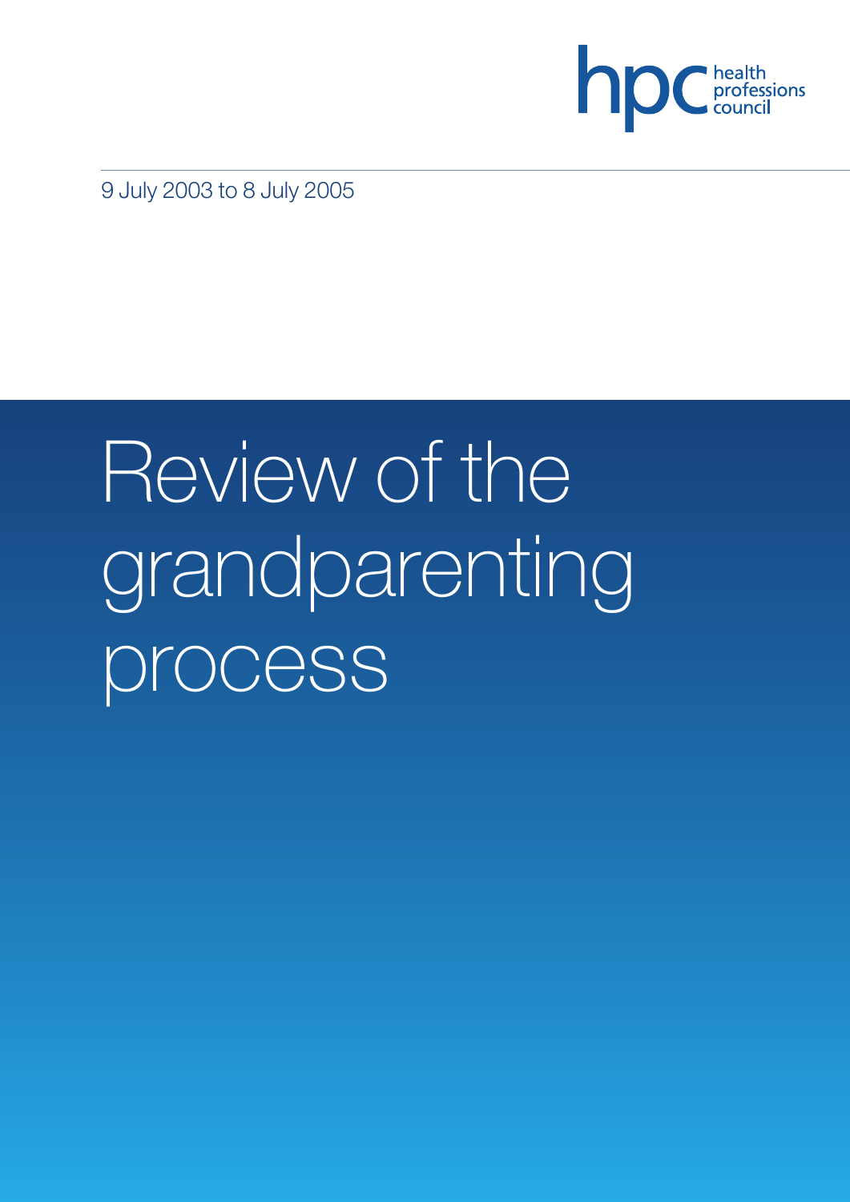hpc health professions council

9 July 2003 to 8 July 2005

# Review of the grandparenting process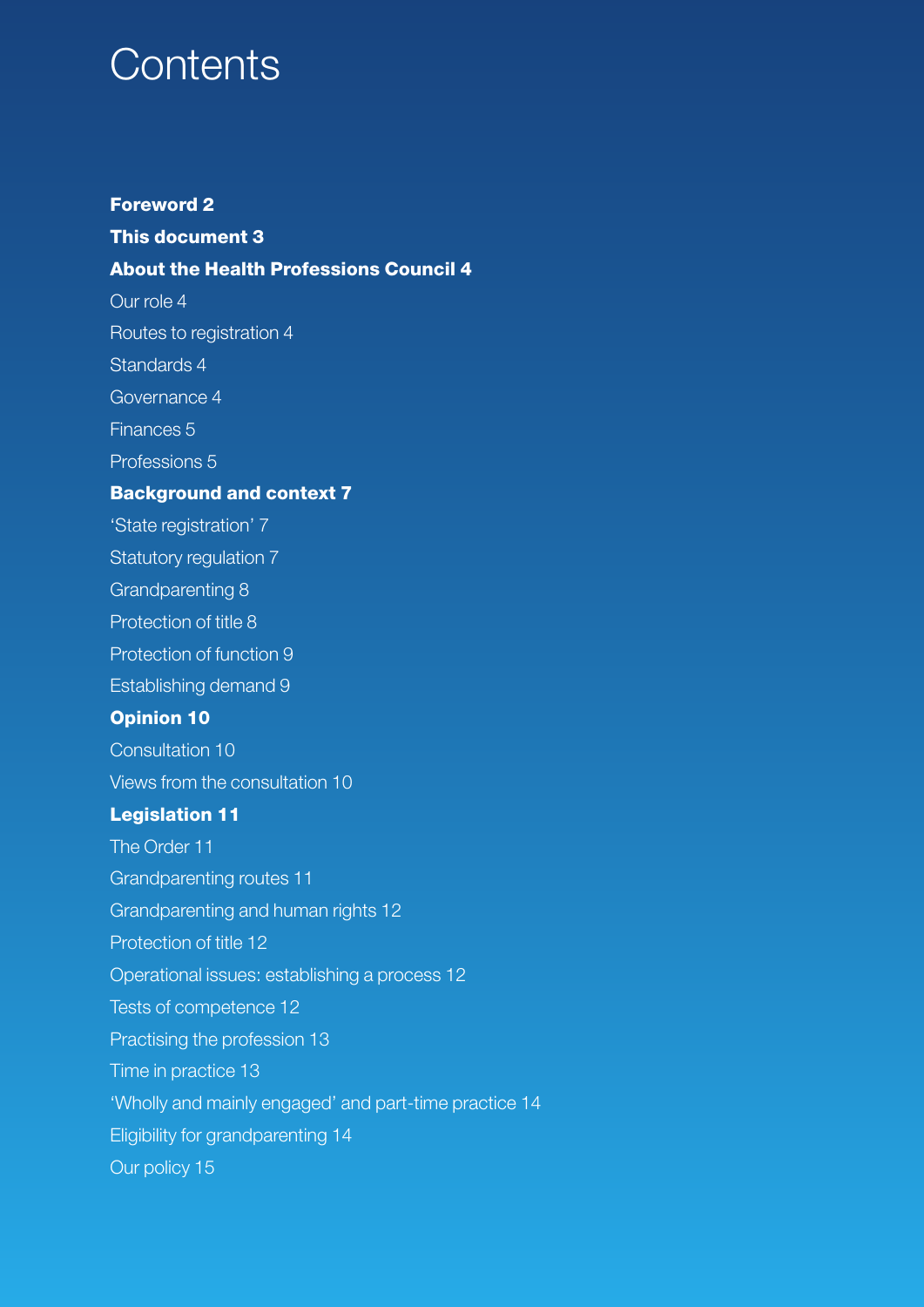# Contents

**Foreword 2**

**This document 3**

**About the Health Professions Council 4**

Our role 4

Routes to registration 4

Standards 4

Governance 4

Finances 5

Professions 5

**Background and context 7**

'State registration' 7

Statutory regulation 7

Grandparenting 8

Protection of title 8

Protection of function 9

Establishing demand 9

**Opinion 10**

Consultation 10

Views from the consultation 10

**Legislation 11**

The Order 11

Grandparenting routes 11

Grandparenting and human rights 12

Protection of title 12

Operational issues: establishing a process 12

Tests of competence 12

Practising the profession 13

Time in practice 13

'Wholly and mainly engaged' and part-time practice 14

Eligibility for grandparenting 14

Our policy 15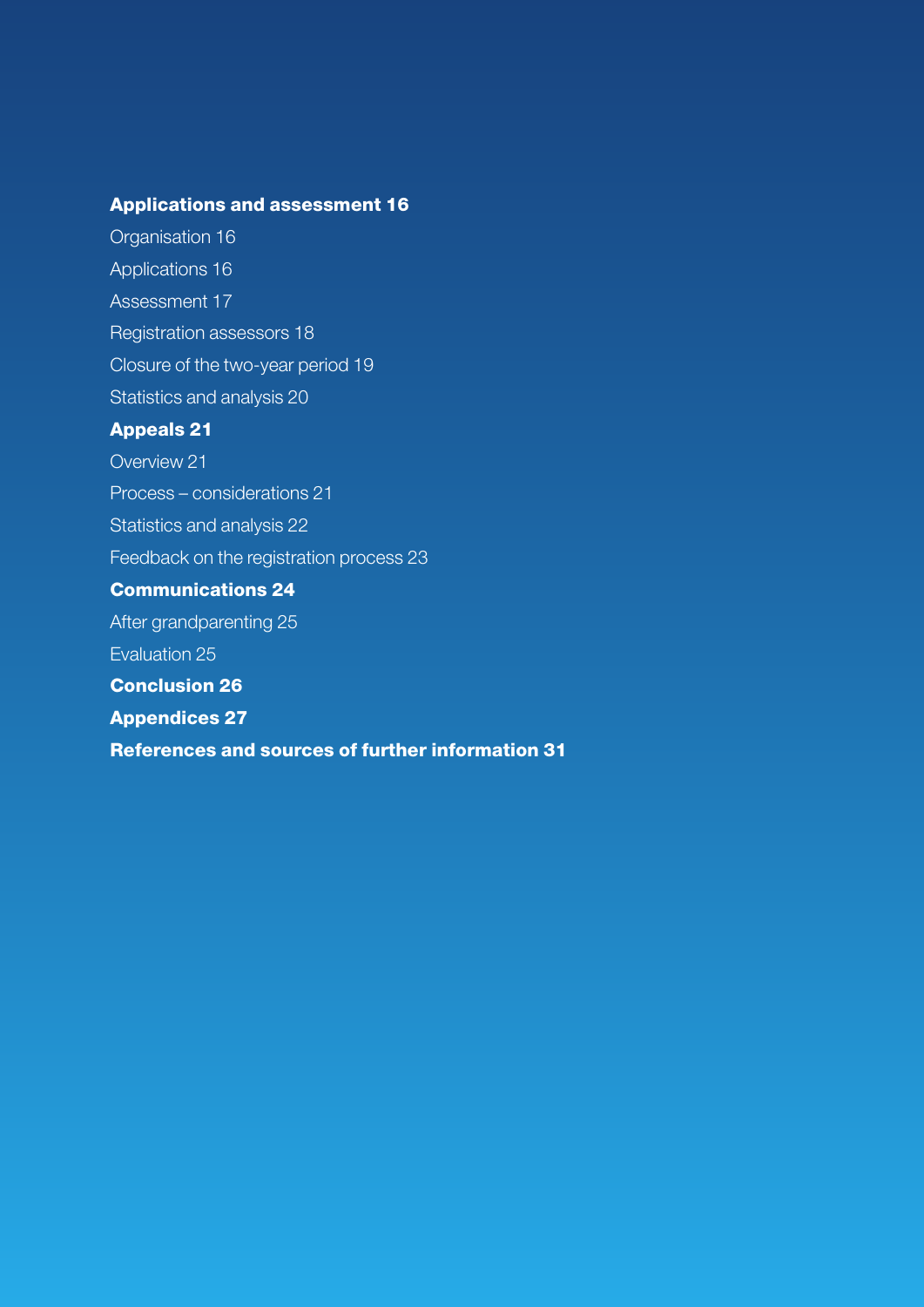**Applications and assessment 16**

Organisation 16

Applications 16

Assessment 17

Registration assessors 18

Closure of the two-year period 19

Statistics and analysis 20

**Appeals 21**

Overview 21

Process – considerations 21

Statistics and analysis 22

Feedback on the registration process 23

**Communications 24**

After grandparenting 25

Evaluation 25

**Conclusion 26**

**Appendices 27**

**References and sources of further information 31**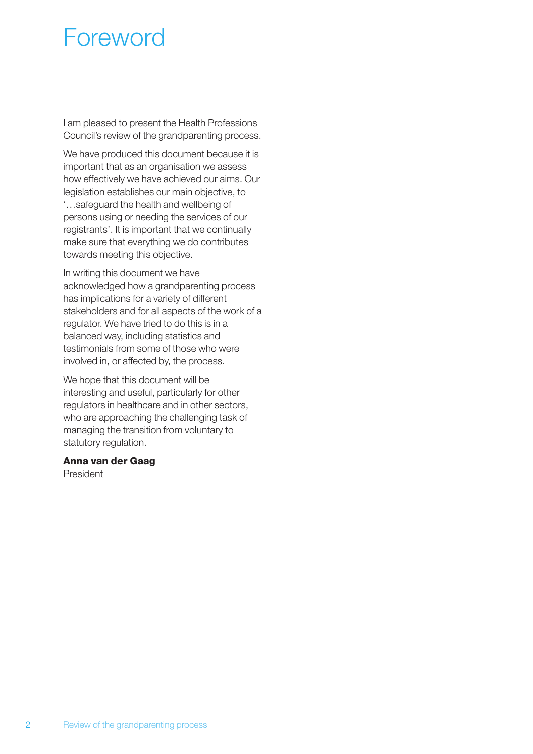# Foreword

I am pleased to present the Health Professions Council's review of the grandparenting process.

We have produced this document because it is important that as an organisation we assess how effectively we have achieved our aims. Our legislation establishes our main objective, to '…safeguard the health and wellbeing of persons using or needing the services of our registrants'. It is important that we continually make sure that everything we do contributes towards meeting this objective.

In writing this document we have acknowledged how a grandparenting process has implications for a variety of different stakeholders and for all aspects of the work of a regulator. We have tried to do this is in a balanced way, including statistics and testimonials from some of those who were involved in, or affected by, the process.

We hope that this document will be interesting and useful, particularly for other regulators in healthcare and in other sectors, who are approaching the challenging task of managing the transition from voluntary to statutory regulation.

**Anna van der Gaag**
President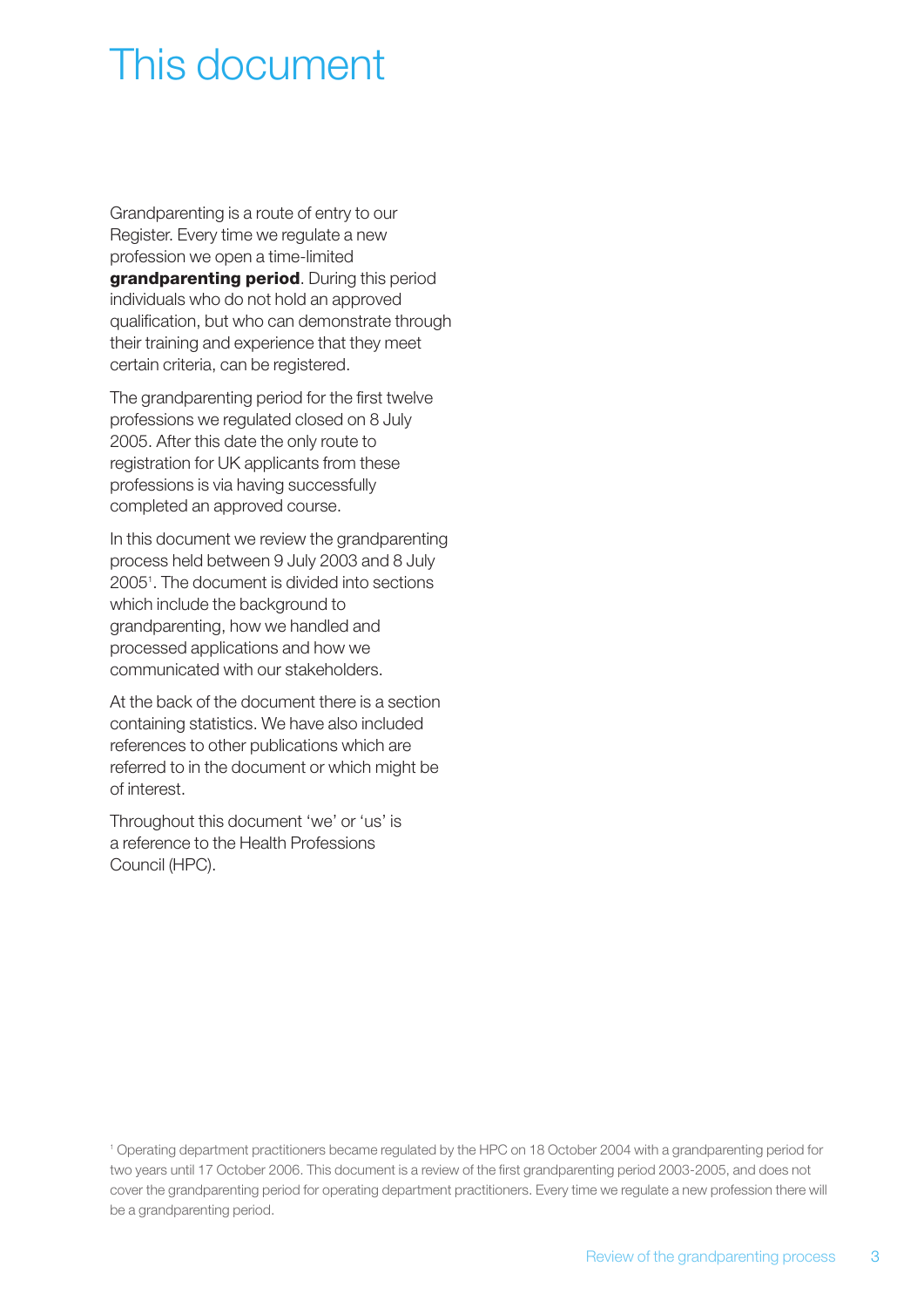# This document

Grandparenting is a route of entry to our Register. Every time we regulate a new profession we open a time-limited **grandparenting period**. During this period individuals who do not hold an approved qualification, but who can demonstrate through their training and experience that they meet certain criteria, can be registered.

The grandparenting period for the first twelve professions we regulated closed on 8 July 2005. After this date the only route to registration for UK applicants from these professions is via having successfully completed an approved course.

In this document we review the grandparenting process held between 9 July 2003 and 8 July 2005[1]. The document is divided into sections which include the background to grandparenting, how we handled and processed applications and how we communicated with our stakeholders.

At the back of the document there is a section containing statistics. We have also included references to other publications which are referred to in the document or which might be of interest.

Throughout this document 'we' or 'us' is a reference to the Health Professions Council (HPC).

[1] Operating department practitioners became regulated by the HPC on 18 October 2004 with a grandparenting period for two years until 17 October 2006. This document is a review of the first grandparenting period 2003-2005, and does not cover the grandparenting period for operating department practitioners. Every time we regulate a new profession there will be a grandparenting period.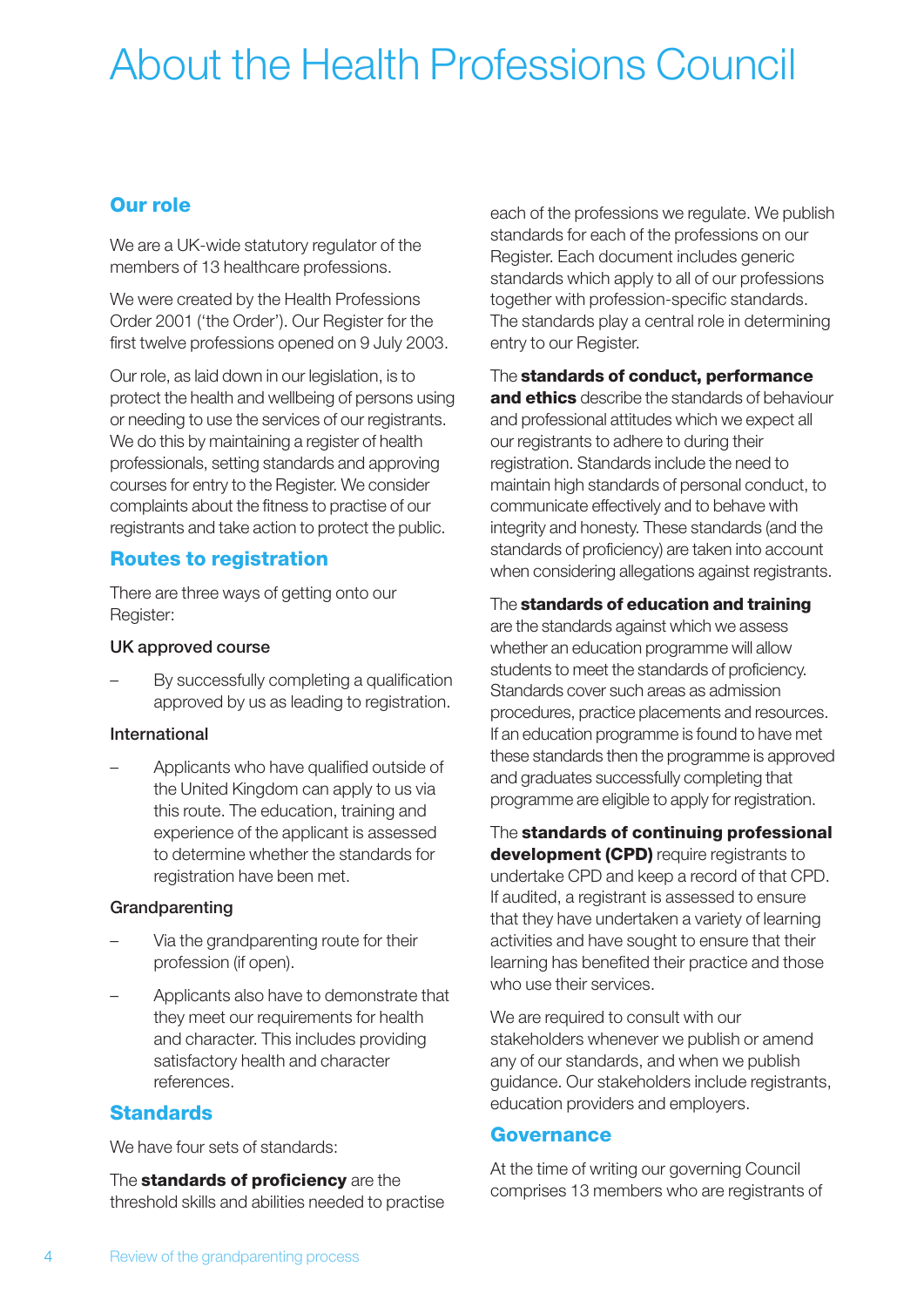# About the Health Professions Council

## Our role

We are a UK-wide statutory regulator of the members of 13 healthcare professions.

We were created by the Health Professions Order 2001 ('the Order'). Our Register for the first twelve professions opened on 9 July 2003.

Our role, as laid down in our legislation, is to protect the health and wellbeing of persons using or needing to use the services of our registrants. We do this by maintaining a register of health professionals, setting standards and approving courses for entry to the Register. We consider complaints about the fitness to practise of our registrants and take action to protect the public.

## Routes to registration

There are three ways of getting onto our Register:

### UK approved course

– By successfully completing a qualification approved by us as leading to registration.

### International

– Applicants who have qualified outside of the United Kingdom can apply to us via this route. The education, training and experience of the applicant is assessed to determine whether the standards for registration have been met.

### Grandparenting

– Via the grandparenting route for their profession (if open).

– Applicants also have to demonstrate that they meet our requirements for health and character. This includes providing satisfactory health and character references.

## Standards

We have four sets of standards:

The **standards of proficiency** are the threshold skills and abilities needed to practise each of the professions we regulate. We publish standards for each of the professions on our Register. Each document includes generic standards which apply to all of our professions together with profession-specific standards. The standards play a central role in determining entry to our Register.

The **standards of conduct, performance and ethics** describe the standards of behaviour and professional attitudes which we expect all our registrants to adhere to during their registration. Standards include the need to maintain high standards of personal conduct, to communicate effectively and to behave with integrity and honesty. These standards (and the standards of proficiency) are taken into account when considering allegations against registrants.

The **standards of education and training** are the standards against which we assess whether an education programme will allow students to meet the standards of proficiency. Standards cover such areas as admission procedures, practice placements and resources. If an education programme is found to have met these standards then the programme is approved and graduates successfully completing that programme are eligible to apply for registration.

The **standards of continuing professional development (CPD)** require registrants to undertake CPD and keep a record of that CPD. If audited, a registrant is assessed to ensure that they have undertaken a variety of learning activities and have sought to ensure that their learning has benefited their practice and those who use their services.

We are required to consult with our stakeholders whenever we publish or amend any of our standards, and when we publish guidance. Our stakeholders include registrants, education providers and employers.

## Governance

At the time of writing our governing Council comprises 13 members who are registrants of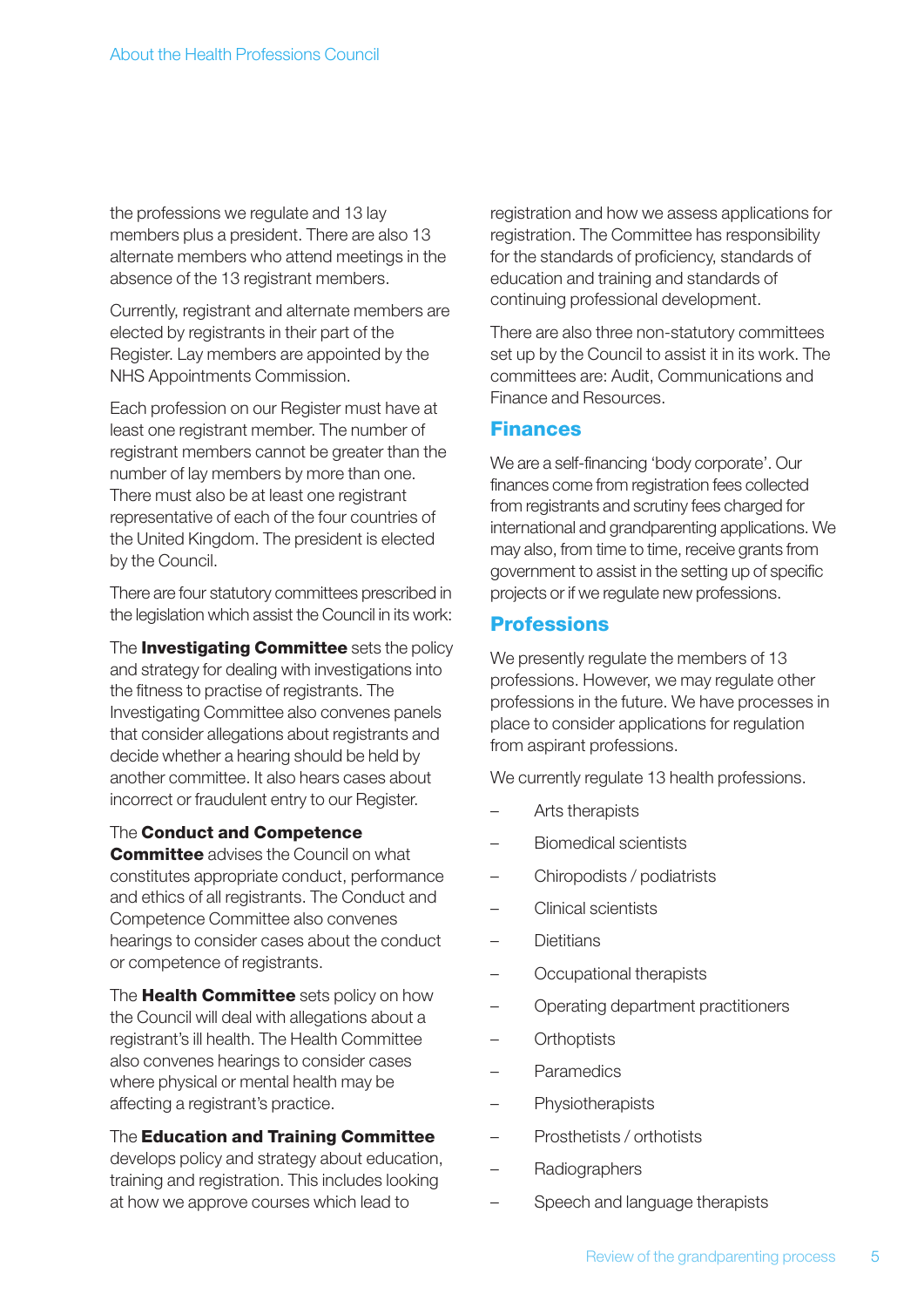the professions we regulate and 13 lay members plus a president. There are also 13 alternate members who attend meetings in the absence of the 13 registrant members.

Currently, registrant and alternate members are elected by registrants in their part of the Register. Lay members are appointed by the NHS Appointments Commission.

Each profession on our Register must have at least one registrant member. The number of registrant members cannot be greater than the number of lay members by more than one. There must also be at least one registrant representative of each of the four countries of the United Kingdom. The president is elected by the Council.

There are four statutory committees prescribed in the legislation which assist the Council in its work:

The **Investigating Committee** sets the policy and strategy for dealing with investigations into the fitness to practise of registrants. The Investigating Committee also convenes panels that consider allegations about registrants and decide whether a hearing should be held by another committee. It also hears cases about incorrect or fraudulent entry to our Register.

The **Conduct and Competence Committee** advises the Council on what constitutes appropriate conduct, performance and ethics of all registrants. The Conduct and Competence Committee also convenes hearings to consider cases about the conduct or competence of registrants.

The **Health Committee** sets policy on how the Council will deal with allegations about a registrant's ill health. The Health Committee also convenes hearings to consider cases where physical or mental health may be affecting a registrant's practice.

The **Education and Training Committee** develops policy and strategy about education, training and registration. This includes looking at how we approve courses which lead to registration and how we assess applications for registration. The Committee has responsibility for the standards of proficiency, standards of education and training and standards of continuing professional development.

There are also three non-statutory committees set up by the Council to assist it in its work. The committees are: Audit, Communications and Finance and Resources.

## Finances

We are a self-financing 'body corporate'. Our finances come from registration fees collected from registrants and scrutiny fees charged for international and grandparenting applications. We may also, from time to time, receive grants from government to assist in the setting up of specific projects or if we regulate new professions.

## Professions

We presently regulate the members of 13 professions. However, we may regulate other professions in the future. We have processes in place to consider applications for regulation from aspirant professions.

We currently regulate 13 health professions.

- Arts therapists
- Biomedical scientists
- Chiropodists / podiatrists
- Clinical scientists
- Dietitians
- Occupational therapists
- Operating department practitioners
- Orthoptists
- Paramedics
- Physiotherapists
- Prosthetists / orthotists
- Radiographers
- Speech and language therapists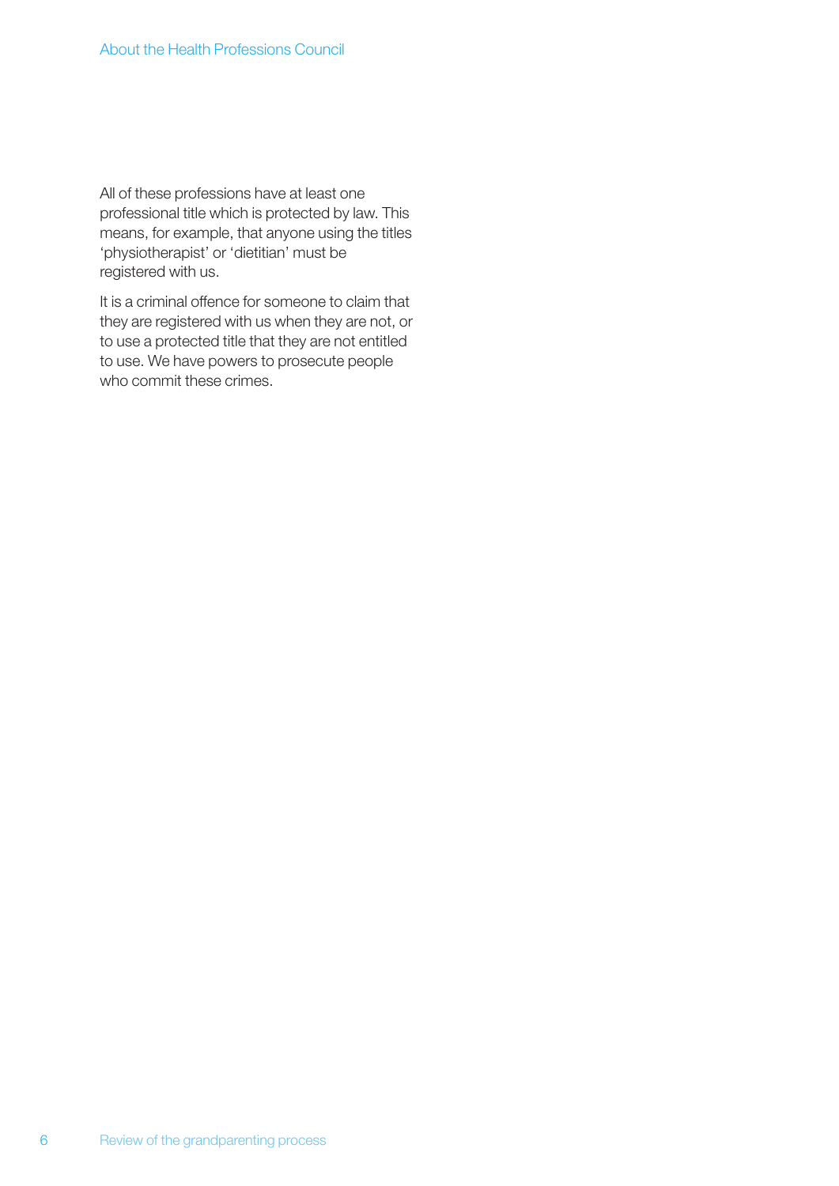All of these professions have at least one professional title which is protected by law. This means, for example, that anyone using the titles 'physiotherapist' or 'dietitian' must be registered with us.

It is a criminal offence for someone to claim that they are registered with us when they are not, or to use a protected title that they are not entitled to use. We have powers to prosecute people who commit these crimes.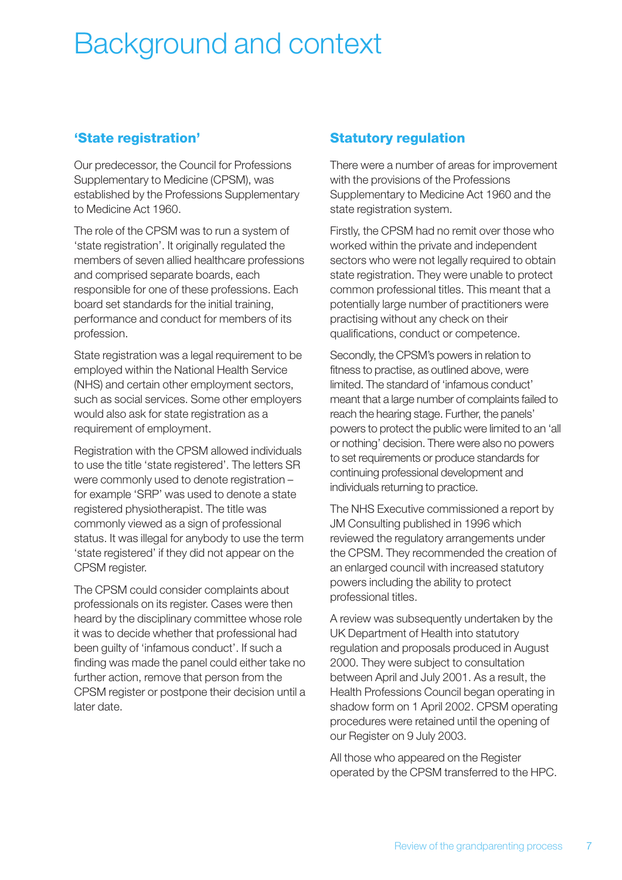# Background and context

## 'State registration'

Our predecessor, the Council for Professions Supplementary to Medicine (CPSM), was established by the Professions Supplementary to Medicine Act 1960.

The role of the CPSM was to run a system of 'state registration'. It originally regulated the members of seven allied healthcare professions and comprised separate boards, each responsible for one of these professions. Each board set standards for the initial training, performance and conduct for members of its profession.

State registration was a legal requirement to be employed within the National Health Service (NHS) and certain other employment sectors, such as social services. Some other employers would also ask for state registration as a requirement of employment.

Registration with the CPSM allowed individuals to use the title 'state registered'. The letters SR were commonly used to denote registration – for example 'SRP' was used to denote a state registered physiotherapist. The title was commonly viewed as a sign of professional status. It was illegal for anybody to use the term 'state registered' if they did not appear on the CPSM register.

The CPSM could consider complaints about professionals on its register. Cases were then heard by the disciplinary committee whose role it was to decide whether that professional had been guilty of 'infamous conduct'. If such a finding was made the panel could either take no further action, remove that person from the CPSM register or postpone their decision until a later date.

## Statutory regulation

There were a number of areas for improvement with the provisions of the Professions Supplementary to Medicine Act 1960 and the state registration system.

Firstly, the CPSM had no remit over those who worked within the private and independent sectors who were not legally required to obtain state registration. They were unable to protect common professional titles. This meant that a potentially large number of practitioners were practising without any check on their qualifications, conduct or competence.

Secondly, the CPSM's powers in relation to fitness to practise, as outlined above, were limited. The standard of 'infamous conduct' meant that a large number of complaints failed to reach the hearing stage. Further, the panels' powers to protect the public were limited to an 'all or nothing' decision. There were also no powers to set requirements or produce standards for continuing professional development and individuals returning to practice.

The NHS Executive commissioned a report by JM Consulting published in 1996 which reviewed the regulatory arrangements under the CPSM. They recommended the creation of an enlarged council with increased statutory powers including the ability to protect professional titles.

A review was subsequently undertaken by the UK Department of Health into statutory regulation and proposals produced in August 2000. They were subject to consultation between April and July 2001. As a result, the Health Professions Council began operating in shadow form on 1 April 2002. CPSM operating procedures were retained until the opening of our Register on 9 July 2003.

All those who appeared on the Register operated by the CPSM transferred to the HPC.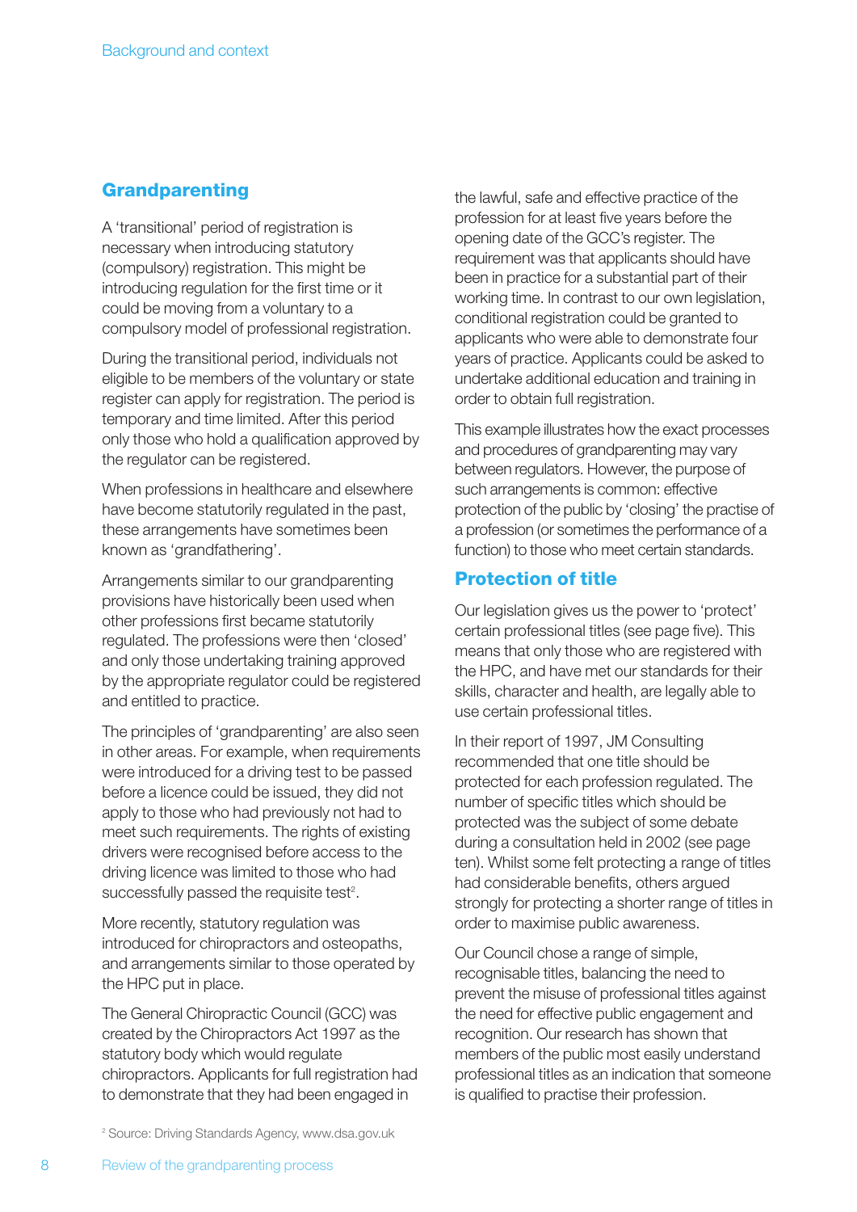## Grandparenting

A 'transitional' period of registration is necessary when introducing statutory (compulsory) registration. This might be introducing regulation for the first time or it could be moving from a voluntary to a compulsory model of professional registration.

During the transitional period, individuals not eligible to be members of the voluntary or state register can apply for registration. The period is temporary and time limited. After this period only those who hold a qualification approved by the regulator can be registered.

When professions in healthcare and elsewhere have become statutorily regulated in the past, these arrangements have sometimes been known as 'grandfathering'.

Arrangements similar to our grandparenting provisions have historically been used when other professions first became statutorily regulated. The professions were then 'closed' and only those undertaking training approved by the appropriate regulator could be registered and entitled to practice.

The principles of 'grandparenting' are also seen in other areas. For example, when requirements were introduced for a driving test to be passed before a licence could be issued, they did not apply to those who had previously not had to meet such requirements. The rights of existing drivers were recognised before access to the driving licence was limited to those who had successfully passed the requisite test[2].

More recently, statutory regulation was introduced for chiropractors and osteopaths, and arrangements similar to those operated by the HPC put in place.

The General Chiropractic Council (GCC) was created by the Chiropractors Act 1997 as the statutory body which would regulate chiropractors. Applicants for full registration had to demonstrate that they had been engaged in the lawful, safe and effective practice of the profession for at least five years before the opening date of the GCC's register. The requirement was that applicants should have been in practice for a substantial part of their working time. In contrast to our own legislation, conditional registration could be granted to applicants who were able to demonstrate four years of practice. Applicants could be asked to undertake additional education and training in order to obtain full registration.

This example illustrates how the exact processes and procedures of grandparenting may vary between regulators. However, the purpose of such arrangements is common: effective protection of the public by 'closing' the practise of a profession (or sometimes the performance of a function) to those who meet certain standards.

## Protection of title

Our legislation gives us the power to 'protect' certain professional titles (see page five). This means that only those who are registered with the HPC, and have met our standards for their skills, character and health, are legally able to use certain professional titles.

In their report of 1997, JM Consulting recommended that one title should be protected for each profession regulated. The number of specific titles which should be protected was the subject of some debate during a consultation held in 2002 (see page ten). Whilst some felt protecting a range of titles had considerable benefits, others argued strongly for protecting a shorter range of titles in order to maximise public awareness.

Our Council chose a range of simple, recognisable titles, balancing the need to prevent the misuse of professional titles against the need for effective public engagement and recognition. Our research has shown that members of the public most easily understand professional titles as an indication that someone is qualified to practise their profession.

[2] Source: Driving Standards Agency, www.dsa.gov.uk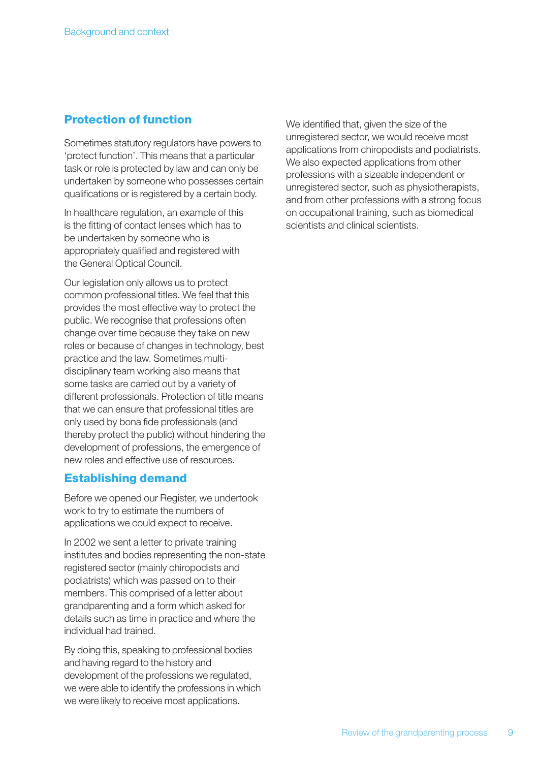## Protection of function

Sometimes statutory regulators have powers to 'protect function'. This means that a particular task or role is protected by law and can only be undertaken by someone who possesses certain qualifications or is registered by a certain body.

In healthcare regulation, an example of this is the fitting of contact lenses which has to be undertaken by someone who is appropriately qualified and registered with the General Optical Council.

Our legislation only allows us to protect common professional titles. We feel that this provides the most effective way to protect the public. We recognise that professions often change over time because they take on new roles or because of changes in technology, best practice and the law. Sometimes multi-disciplinary team working also means that some tasks are carried out by a variety of different professionals. Protection of title means that we can ensure that professional titles are only used by bona fide professionals (and thereby protect the public) without hindering the development of professions, the emergence of new roles and effective use of resources.

## Establishing demand

Before we opened our Register, we undertook work to try to estimate the numbers of applications we could expect to receive.

In 2002 we sent a letter to private training institutes and bodies representing the non-state registered sector (mainly chiropodists and podiatrists) which was passed on to their members. This comprised of a letter about grandparenting and a form which asked for details such as time in practice and where the individual had trained.

By doing this, speaking to professional bodies and having regard to the history and development of the professions we regulated, we were able to identify the professions in which we were likely to receive most applications.

We identified that, given the size of the unregistered sector, we would receive most applications from chiropodists and podiatrists. We also expected applications from other professions with a sizeable independent or unregistered sector, such as physiotherapists, and from other professions with a strong focus on occupational training, such as biomedical scientists and clinical scientists.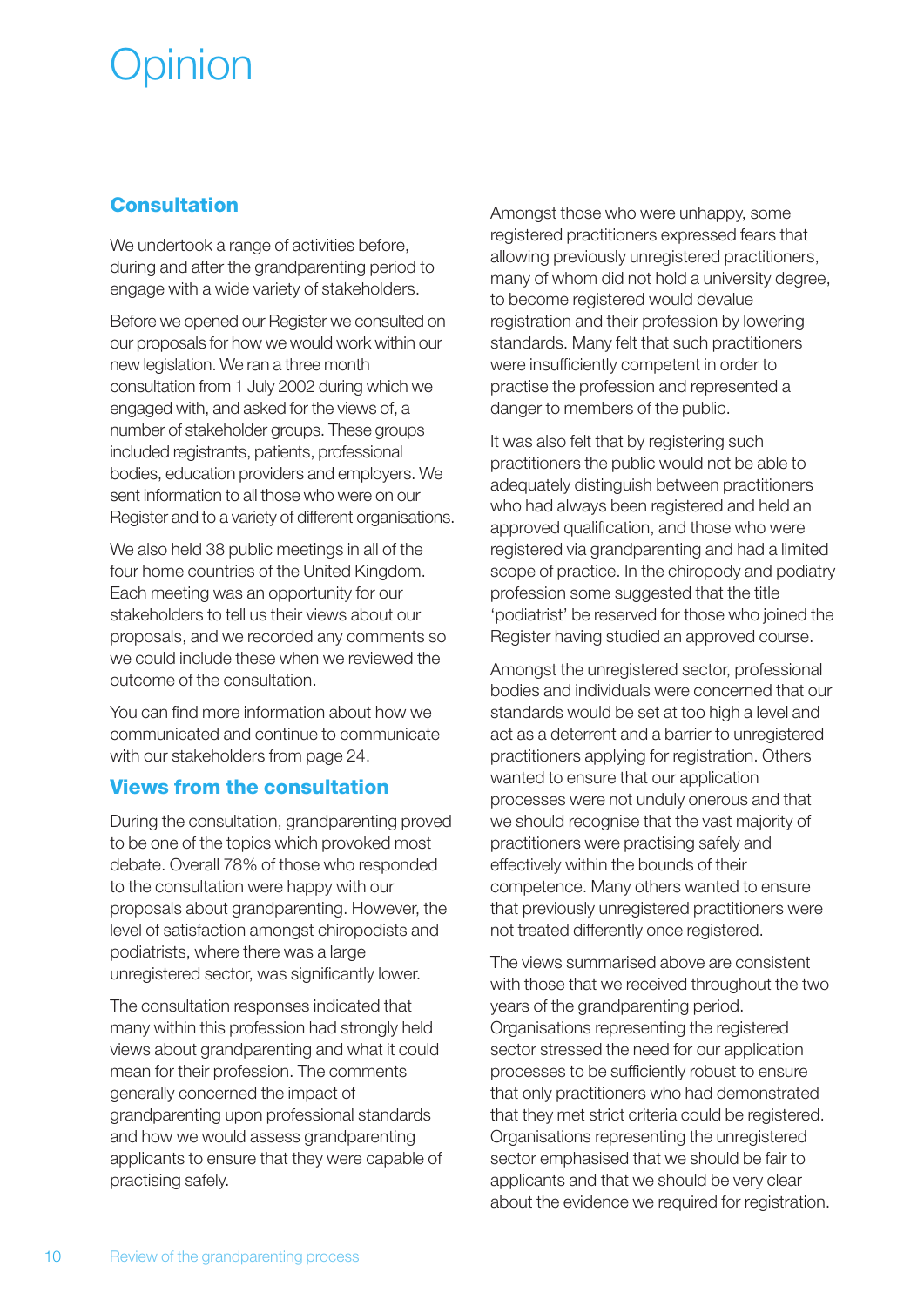# Opinion

## Consultation

We undertook a range of activities before, during and after the grandparenting period to engage with a wide variety of stakeholders.

Before we opened our Register we consulted on our proposals for how we would work within our new legislation. We ran a three month consultation from 1 July 2002 during which we engaged with, and asked for the views of, a number of stakeholder groups. These groups included registrants, patients, professional bodies, education providers and employers. We sent information to all those who were on our Register and to a variety of different organisations.

We also held 38 public meetings in all of the four home countries of the United Kingdom. Each meeting was an opportunity for our stakeholders to tell us their views about our proposals, and we recorded any comments so we could include these when we reviewed the outcome of the consultation.

You can find more information about how we communicated and continue to communicate with our stakeholders from page 24.

## Views from the consultation

During the consultation, grandparenting proved to be one of the topics which provoked most debate. Overall 78% of those who responded to the consultation were happy with our proposals about grandparenting. However, the level of satisfaction amongst chiropodists and podiatrists, where there was a large unregistered sector, was significantly lower.

The consultation responses indicated that many within this profession had strongly held views about grandparenting and what it could mean for their profession. The comments generally concerned the impact of grandparenting upon professional standards and how we would assess grandparenting applicants to ensure that they were capable of practising safely.

Amongst those who were unhappy, some registered practitioners expressed fears that allowing previously unregistered practitioners, many of whom did not hold a university degree, to become registered would devalue registration and their profession by lowering standards. Many felt that such practitioners were insufficiently competent in order to practise the profession and represented a danger to members of the public.

It was also felt that by registering such practitioners the public would not be able to adequately distinguish between practitioners who had always been registered and held an approved qualification, and those who were registered via grandparenting and had a limited scope of practice. In the chiropody and podiatry profession some suggested that the title 'podiatrist' be reserved for those who joined the Register having studied an approved course.

Amongst the unregistered sector, professional bodies and individuals were concerned that our standards would be set at too high a level and act as a deterrent and a barrier to unregistered practitioners applying for registration. Others wanted to ensure that our application processes were not unduly onerous and that we should recognise that the vast majority of practitioners were practising safely and effectively within the bounds of their competence. Many others wanted to ensure that previously unregistered practitioners were not treated differently once registered.

The views summarised above are consistent with those that we received throughout the two years of the grandparenting period. Organisations representing the registered sector stressed the need for our application processes to be sufficiently robust to ensure that only practitioners who had demonstrated that they met strict criteria could be registered. Organisations representing the unregistered sector emphasised that we should be fair to applicants and that we should be very clear about the evidence we required for registration.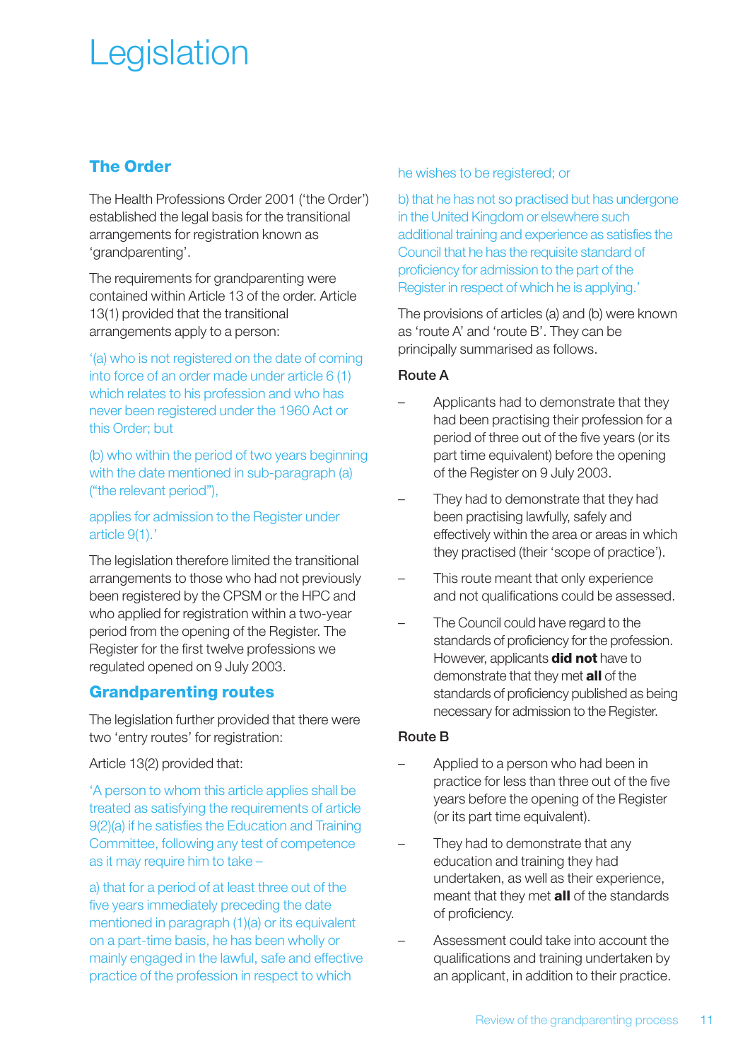# Legislation

## The Order

The Health Professions Order 2001 ('the Order') established the legal basis for the transitional arrangements for registration known as 'grandparenting'.

The requirements for grandparenting were contained within Article 13 of the order. Article 13(1) provided that the transitional arrangements apply to a person:

'(a) who is not registered on the date of coming into force of an order made under article 6 (1) which relates to his profession and who has never been registered under the 1960 Act or this Order; but

(b) who within the period of two years beginning with the date mentioned in sub-paragraph (a) ("the relevant period"),

applies for admission to the Register under article 9(1).'

The legislation therefore limited the transitional arrangements to those who had not previously been registered by the CPSM or the HPC and who applied for registration within a two-year period from the opening of the Register. The Register for the first twelve professions we regulated opened on 9 July 2003.

## Grandparenting routes

The legislation further provided that there were two 'entry routes' for registration:

Article 13(2) provided that:

'A person to whom this article applies shall be treated as satisfying the requirements of article 9(2)(a) if he satisfies the Education and Training Committee, following any test of competence as it may require him to take –

a) that for a period of at least three out of the five years immediately preceding the date mentioned in paragraph (1)(a) or its equivalent on a part-time basis, he has been wholly or mainly engaged in the lawful, safe and effective practice of the profession in respect to which he wishes to be registered; or

b) that he has not so practised but has undergone in the United Kingdom or elsewhere such additional training and experience as satisfies the Council that he has the requisite standard of proficiency for admission to the part of the Register in respect of which he is applying.'

The provisions of articles (a) and (b) were known as 'route A' and 'route B'. They can be principally summarised as follows.

### Route A

- Applicants had to demonstrate that they had been practising their profession for a period of three out of the five years (or its part time equivalent) before the opening of the Register on 9 July 2003.
- They had to demonstrate that they had been practising lawfully, safely and effectively within the area or areas in which they practised (their 'scope of practice').
- This route meant that only experience and not qualifications could be assessed.
- The Council could have regard to the standards of proficiency for the profession. However, applicants **did not** have to demonstrate that they met **all** of the standards of proficiency published as being necessary for admission to the Register.

### Route B

- Applied to a person who had been in practice for less than three out of the five years before the opening of the Register (or its part time equivalent).
- They had to demonstrate that any education and training they had undertaken, as well as their experience, meant that they met **all** of the standards of proficiency.
- Assessment could take into account the qualifications and training undertaken by an applicant, in addition to their practice.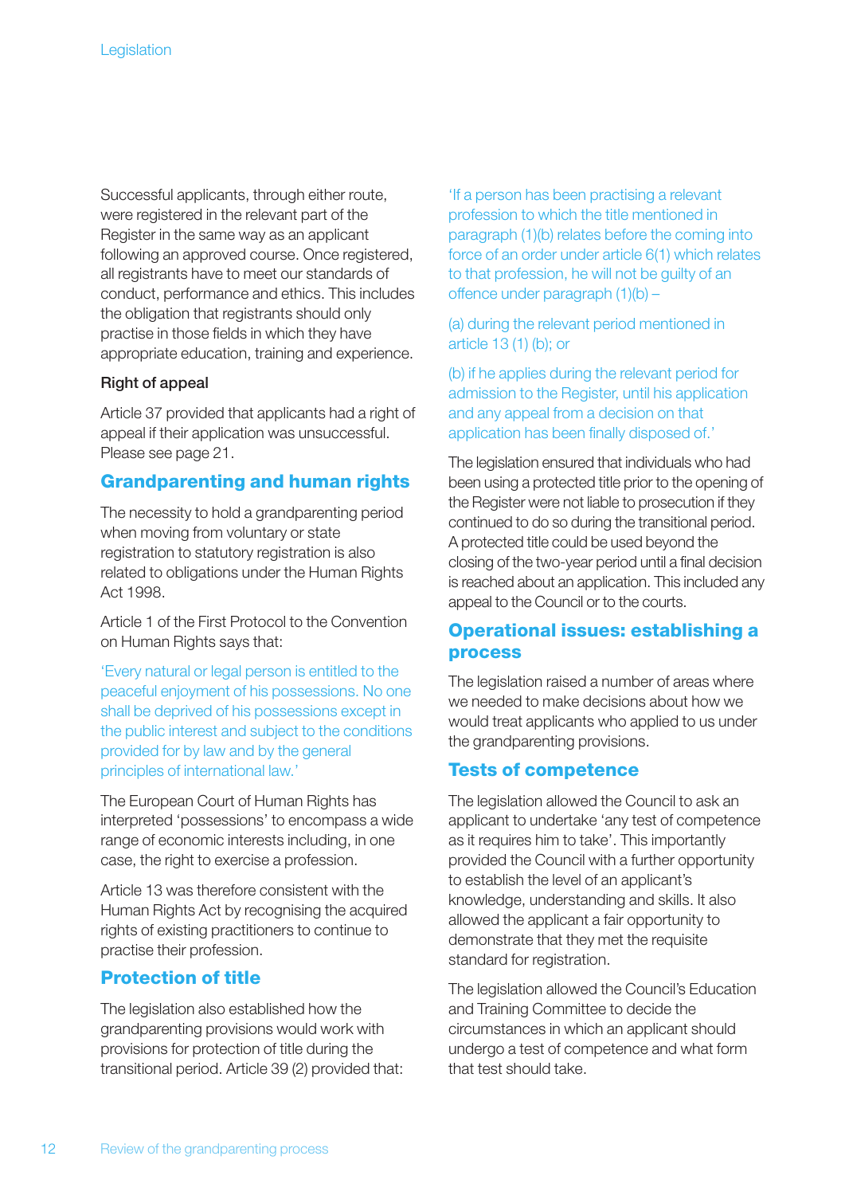Successful applicants, through either route, were registered in the relevant part of the Register in the same way as an applicant following an approved course. Once registered, all registrants have to meet our standards of conduct, performance and ethics. This includes the obligation that registrants should only practise in those fields in which they have appropriate education, training and experience.

**Right of appeal**

Article 37 provided that applicants had a right of appeal if their application was unsuccessful. Please see page 21.

## Grandparenting and human rights

The necessity to hold a grandparenting period when moving from voluntary or state registration to statutory registration is also related to obligations under the Human Rights Act 1998.

Article 1 of the First Protocol to the Convention on Human Rights says that:

'Every natural or legal person is entitled to the peaceful enjoyment of his possessions. No one shall be deprived of his possessions except in the public interest and subject to the conditions provided for by law and by the general principles of international law.'

The European Court of Human Rights has interpreted 'possessions' to encompass a wide range of economic interests including, in one case, the right to exercise a profession.

Article 13 was therefore consistent with the Human Rights Act by recognising the acquired rights of existing practitioners to continue to practise their profession.

## Protection of title

The legislation also established how the grandparenting provisions would work with provisions for protection of title during the transitional period. Article 39 (2) provided that:

'If a person has been practising a relevant profession to which the title mentioned in paragraph (1)(b) relates before the coming into force of an order under article 6(1) which relates to that profession, he will not be guilty of an offence under paragraph (1)(b) –

(a) during the relevant period mentioned in article 13 (1) (b); or

(b) if he applies during the relevant period for admission to the Register, until his application and any appeal from a decision on that application has been finally disposed of.'

The legislation ensured that individuals who had been using a protected title prior to the opening of the Register were not liable to prosecution if they continued to do so during the transitional period. A protected title could be used beyond the closing of the two-year period until a final decision is reached about an application. This included any appeal to the Council or to the courts.

## Operational issues: establishing a process

The legislation raised a number of areas where we needed to make decisions about how we would treat applicants who applied to us under the grandparenting provisions.

## Tests of competence

The legislation allowed the Council to ask an applicant to undertake 'any test of competence as it requires him to take'. This importantly provided the Council with a further opportunity to establish the level of an applicant's knowledge, understanding and skills. It also allowed the applicant a fair opportunity to demonstrate that they met the requisite standard for registration.

The legislation allowed the Council's Education and Training Committee to decide the circumstances in which an applicant should undergo a test of competence and what form that test should take.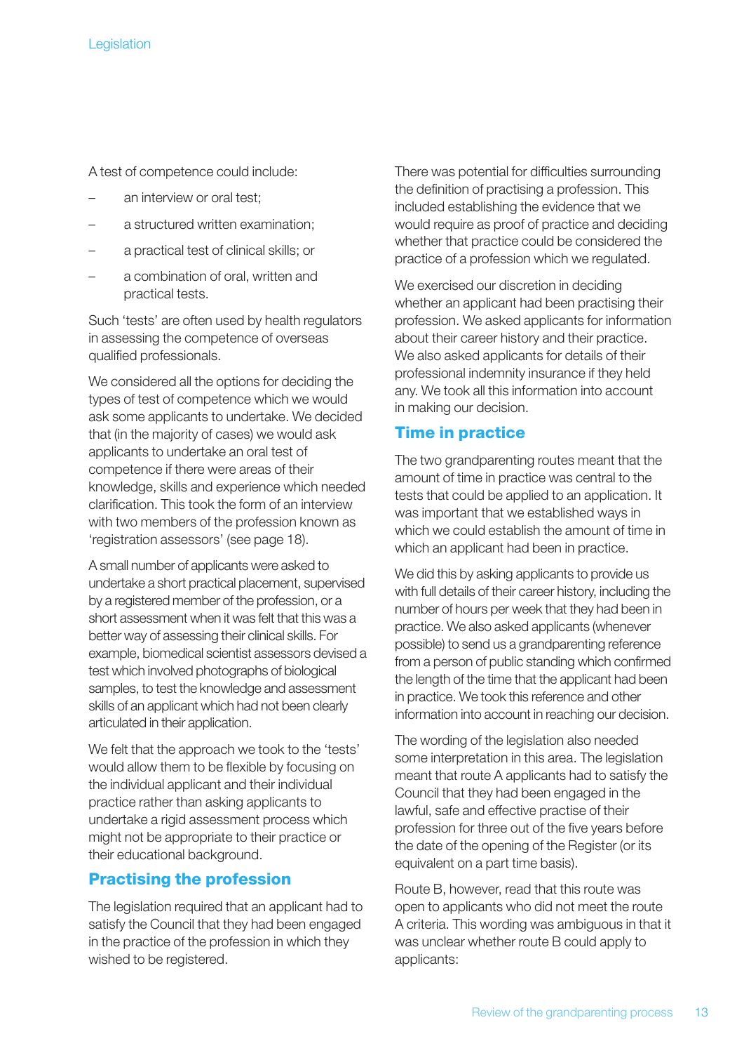A test of competence could include:

- an interview or oral test;
- a structured written examination;
- a practical test of clinical skills; or
- a combination of oral, written and practical tests.

Such 'tests' are often used by health regulators in assessing the competence of overseas qualified professionals.

We considered all the options for deciding the types of test of competence which we would ask some applicants to undertake. We decided that (in the majority of cases) we would ask applicants to undertake an oral test of competence if there were areas of their knowledge, skills and experience which needed clarification. This took the form of an interview with two members of the profession known as 'registration assessors' (see page 18).

A small number of applicants were asked to undertake a short practical placement, supervised by a registered member of the profession, or a short assessment when it was felt that this was a better way of assessing their clinical skills. For example, biomedical scientist assessors devised a test which involved photographs of biological samples, to test the knowledge and assessment skills of an applicant which had not been clearly articulated in their application.

We felt that the approach we took to the 'tests' would allow them to be flexible by focusing on the individual applicant and their individual practice rather than asking applicants to undertake a rigid assessment process which might not be appropriate to their practice or their educational background.

## Practising the profession

The legislation required that an applicant had to satisfy the Council that they had been engaged in the practice of the profession in which they wished to be registered.

There was potential for difficulties surrounding the definition of practising a profession. This included establishing the evidence that we would require as proof of practice and deciding whether that practice could be considered the practice of a profession which we regulated.

We exercised our discretion in deciding whether an applicant had been practising their profession. We asked applicants for information about their career history and their practice. We also asked applicants for details of their professional indemnity insurance if they held any. We took all this information into account in making our decision.

## Time in practice

The two grandparenting routes meant that the amount of time in practice was central to the tests that could be applied to an application. It was important that we established ways in which we could establish the amount of time in which an applicant had been in practice.

We did this by asking applicants to provide us with full details of their career history, including the number of hours per week that they had been in practice. We also asked applicants (whenever possible) to send us a grandparenting reference from a person of public standing which confirmed the length of the time that the applicant had been in practice. We took this reference and other information into account in reaching our decision.

The wording of the legislation also needed some interpretation in this area. The legislation meant that route A applicants had to satisfy the Council that they had been engaged in the lawful, safe and effective practise of their profession for three out of the five years before the date of the opening of the Register (or its equivalent on a part time basis).

Route B, however, read that this route was open to applicants who did not meet the route A criteria. This wording was ambiguous in that it was unclear whether route B could apply to applicants: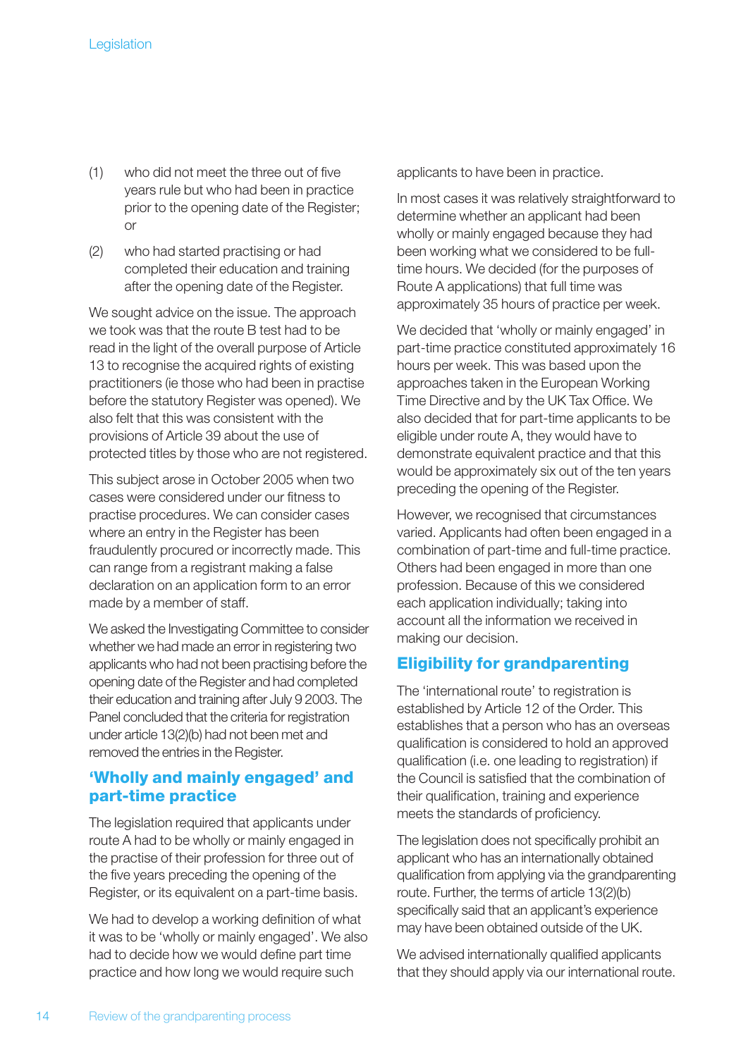(1) who did not meet the three out of five years rule but who had been in practice prior to the opening date of the Register; or

(2) who had started practising or had completed their education and training after the opening date of the Register.

We sought advice on the issue. The approach we took was that the route B test had to be read in the light of the overall purpose of Article 13 to recognise the acquired rights of existing practitioners (ie those who had been in practise before the statutory Register was opened). We also felt that this was consistent with the provisions of Article 39 about the use of protected titles by those who are not registered.

This subject arose in October 2005 when two cases were considered under our fitness to practise procedures. We can consider cases where an entry in the Register has been fraudulently procured or incorrectly made. This can range from a registrant making a false declaration on an application form to an error made by a member of staff.

We asked the Investigating Committee to consider whether we had made an error in registering two applicants who had not been practising before the opening date of the Register and had completed their education and training after July 9 2003. The Panel concluded that the criteria for registration under article 13(2)(b) had not been met and removed the entries in the Register.

## 'Wholly and mainly engaged' and part-time practice

The legislation required that applicants under route A had to be wholly or mainly engaged in the practise of their profession for three out of the five years preceding the opening of the Register, or its equivalent on a part-time basis.

We had to develop a working definition of what it was to be 'wholly or mainly engaged'. We also had to decide how we would define part time practice and how long we would require such applicants to have been in practice.

In most cases it was relatively straightforward to determine whether an applicant had been wholly or mainly engaged because they had been working what we considered to be full-time hours. We decided (for the purposes of Route A applications) that full time was approximately 35 hours of practice per week.

We decided that 'wholly or mainly engaged' in part-time practice constituted approximately 16 hours per week. This was based upon the approaches taken in the European Working Time Directive and by the UK Tax Office. We also decided that for part-time applicants to be eligible under route A, they would have to demonstrate equivalent practice and that this would be approximately six out of the ten years preceding the opening of the Register.

However, we recognised that circumstances varied. Applicants had often been engaged in a combination of part-time and full-time practice. Others had been engaged in more than one profession. Because of this we considered each application individually; taking into account all the information we received in making our decision.

## Eligibility for grandparenting

The 'international route' to registration is established by Article 12 of the Order. This establishes that a person who has an overseas qualification is considered to hold an approved qualification (i.e. one leading to registration) if the Council is satisfied that the combination of their qualification, training and experience meets the standards of proficiency.

The legislation does not specifically prohibit an applicant who has an internationally obtained qualification from applying via the grandparenting route. Further, the terms of article 13(2)(b) specifically said that an applicant's experience may have been obtained outside of the UK.

We advised internationally qualified applicants that they should apply via our international route.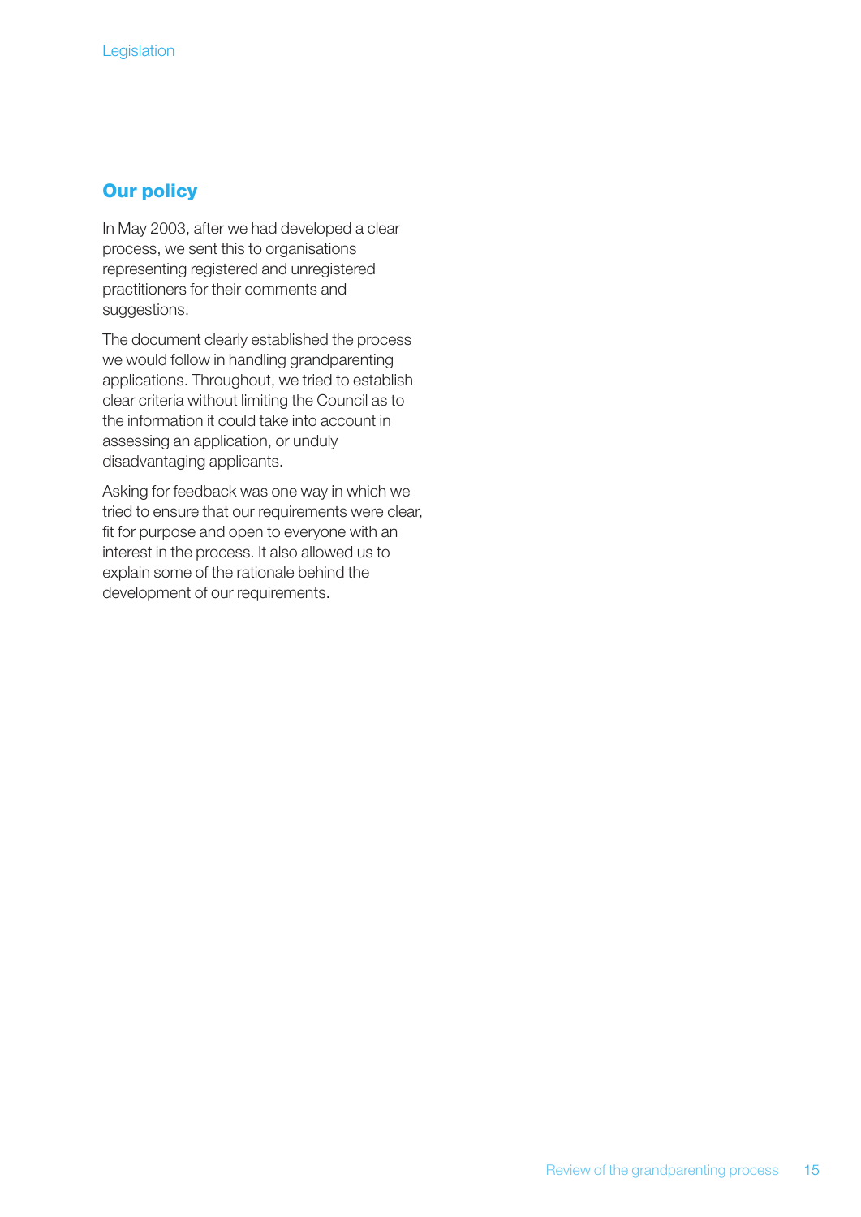## Our policy

In May 2003, after we had developed a clear process, we sent this to organisations representing registered and unregistered practitioners for their comments and suggestions.

The document clearly established the process we would follow in handling grandparenting applications. Throughout, we tried to establish clear criteria without limiting the Council as to the information it could take into account in assessing an application, or unduly disadvantaging applicants.

Asking for feedback was one way in which we tried to ensure that our requirements were clear, fit for purpose and open to everyone with an interest in the process. It also allowed us to explain some of the rationale behind the development of our requirements.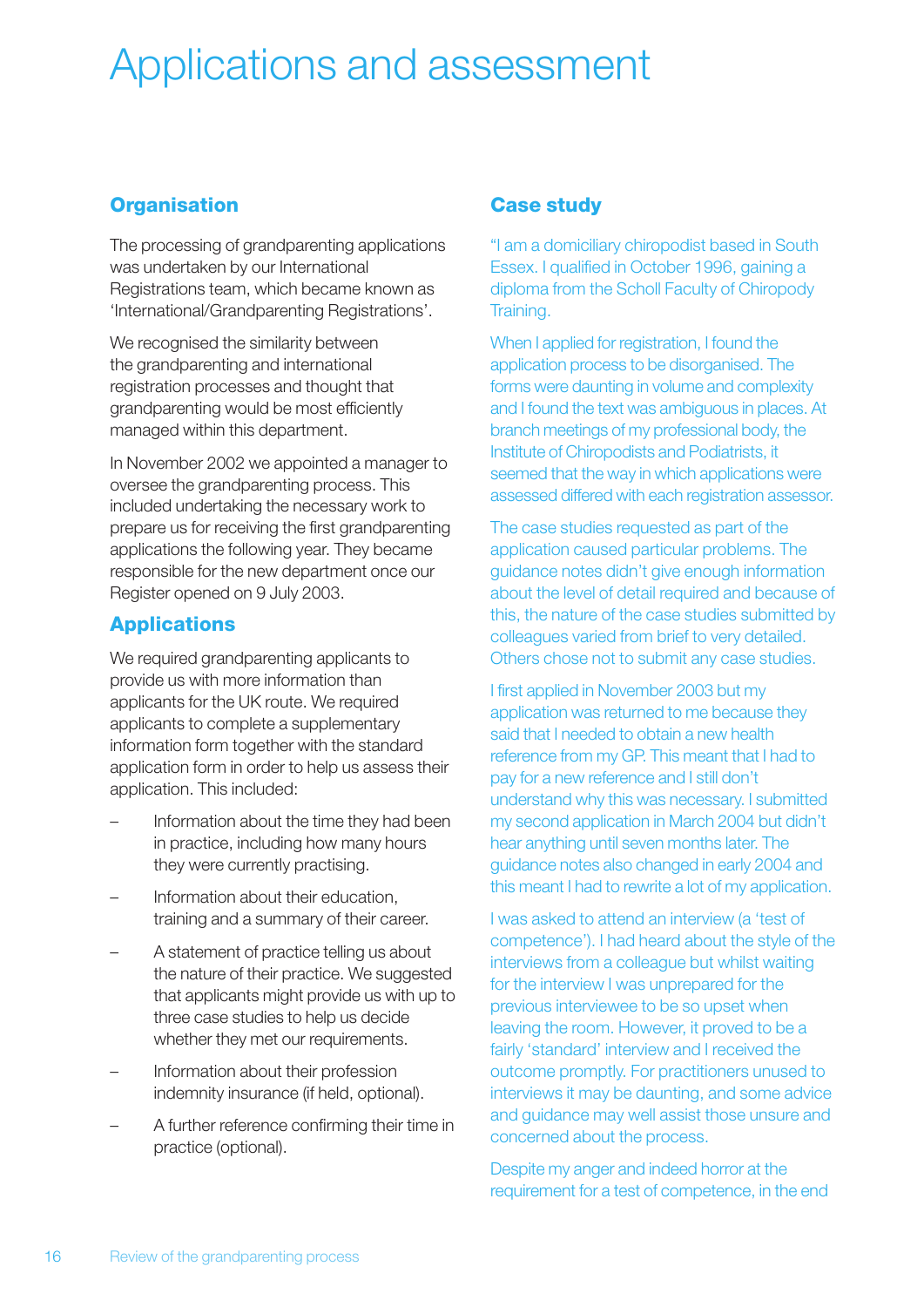# Applications and assessment

## Organisation

The processing of grandparenting applications was undertaken by our International Registrations team, which became known as 'International/Grandparenting Registrations'.

We recognised the similarity between the grandparenting and international registration processes and thought that grandparenting would be most efficiently managed within this department.

In November 2002 we appointed a manager to oversee the grandparenting process. This included undertaking the necessary work to prepare us for receiving the first grandparenting applications the following year. They became responsible for the new department once our Register opened on 9 July 2003.

## Applications

We required grandparenting applicants to provide us with more information than applicants for the UK route. We required applicants to complete a supplementary information form together with the standard application form in order to help us assess their application. This included:

- Information about the time they had been in practice, including how many hours they were currently practising.
- Information about their education, training and a summary of their career.
- A statement of practice telling us about the nature of their practice. We suggested that applicants might provide us with up to three case studies to help us decide whether they met our requirements.
- Information about their profession indemnity insurance (if held, optional).
- A further reference confirming their time in practice (optional).

## Case study

"I am a domiciliary chiropodist based in South Essex. I qualified in October 1996, gaining a diploma from the Scholl Faculty of Chiropody Training.

When I applied for registration, I found the application process to be disorganised. The forms were daunting in volume and complexity and I found the text was ambiguous in places. At branch meetings of my professional body, the Institute of Chiropodists and Podiatrists, it seemed that the way in which applications were assessed differed with each registration assessor.

The case studies requested as part of the application caused particular problems. The guidance notes didn't give enough information about the level of detail required and because of this, the nature of the case studies submitted by colleagues varied from brief to very detailed. Others chose not to submit any case studies.

I first applied in November 2003 but my application was returned to me because they said that I needed to obtain a new health reference from my GP. This meant that I had to pay for a new reference and I still don't understand why this was necessary. I submitted my second application in March 2004 but didn't hear anything until seven months later. The guidance notes also changed in early 2004 and this meant I had to rewrite a lot of my application.

I was asked to attend an interview (a 'test of competence'). I had heard about the style of the interviews from a colleague but whilst waiting for the interview I was unprepared for the previous interviewee to be so upset when leaving the room. However, it proved to be a fairly 'standard' interview and I received the outcome promptly. For practitioners unused to interviews it may be daunting, and some advice and guidance may well assist those unsure and concerned about the process.

Despite my anger and indeed horror at the requirement for a test of competence, in the end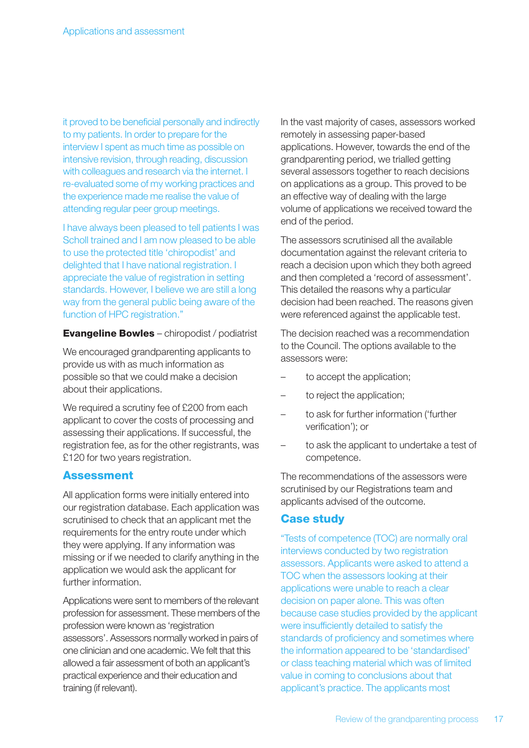it proved to be beneficial personally and indirectly to my patients. In order to prepare for the interview I spent as much time as possible on intensive revision, through reading, discussion with colleagues and research via the internet. I re-evaluated some of my working practices and the experience made me realise the value of attending regular peer group meetings.

I have always been pleased to tell patients I was Scholl trained and I am now pleased to be able to use the protected title 'chiropodist' and delighted that I have national registration. I appreciate the value of registration in setting standards. However, I believe we are still a long way from the general public being aware of the function of HPC registration."

**Evangeline Bowles** – chiropodist / podiatrist

We encouraged grandparenting applicants to provide us with as much information as possible so that we could make a decision about their applications.

We required a scrutiny fee of £200 from each applicant to cover the costs of processing and assessing their applications. If successful, the registration fee, as for the other registrants, was £120 for two years registration.

## Assessment

All application forms were initially entered into our registration database. Each application was scrutinised to check that an applicant met the requirements for the entry route under which they were applying. If any information was missing or if we needed to clarify anything in the application we would ask the applicant for further information.

Applications were sent to members of the relevant profession for assessment. These members of the profession were known as 'registration assessors'. Assessors normally worked in pairs of one clinician and one academic. We felt that this allowed a fair assessment of both an applicant's practical experience and their education and training (if relevant).

In the vast majority of cases, assessors worked remotely in assessing paper-based applications. However, towards the end of the grandparenting period, we trialled getting several assessors together to reach decisions on applications as a group. This proved to be an effective way of dealing with the large volume of applications we received toward the end of the period.

The assessors scrutinised all the available documentation against the relevant criteria to reach a decision upon which they both agreed and then completed a 'record of assessment'. This detailed the reasons why a particular decision had been reached. The reasons given were referenced against the applicable test.

The decision reached was a recommendation to the Council. The options available to the assessors were:

- to accept the application;
- to reject the application;
- to ask for further information ('further verification'); or
- to ask the applicant to undertake a test of competence.

The recommendations of the assessors were scrutinised by our Registrations team and applicants advised of the outcome.

## Case study

"Tests of competence (TOC) are normally oral interviews conducted by two registration assessors. Applicants were asked to attend a TOC when the assessors looking at their applications were unable to reach a clear decision on paper alone. This was often because case studies provided by the applicant were insufficiently detailed to satisfy the standards of proficiency and sometimes where the information appeared to be 'standardised' or class teaching material which was of limited value in coming to conclusions about that applicant's practice. The applicants most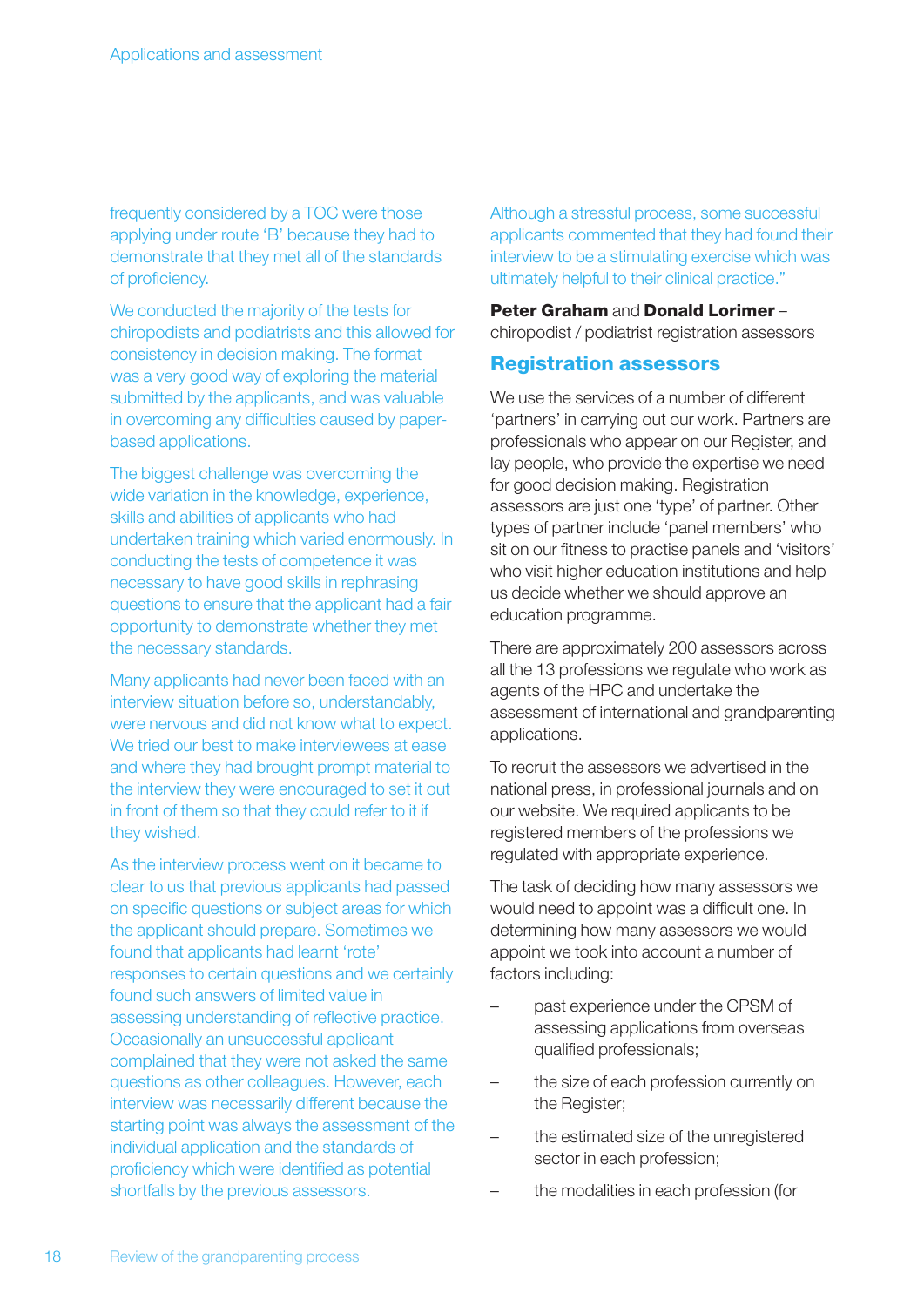frequently considered by a TOC were those applying under route 'B' because they had to demonstrate that they met all of the standards of proficiency.

We conducted the majority of the tests for chiropodists and podiatrists and this allowed for consistency in decision making. The format was a very good way of exploring the material submitted by the applicants, and was valuable in overcoming any difficulties caused by paper-based applications.

The biggest challenge was overcoming the wide variation in the knowledge, experience, skills and abilities of applicants who had undertaken training which varied enormously. In conducting the tests of competence it was necessary to have good skills in rephrasing questions to ensure that the applicant had a fair opportunity to demonstrate whether they met the necessary standards.

Many applicants had never been faced with an interview situation before so, understandably, were nervous and did not know what to expect. We tried our best to make interviewees at ease and where they had brought prompt material to the interview they were encouraged to set it out in front of them so that they could refer to it if they wished.

As the interview process went on it became to clear to us that previous applicants had passed on specific questions or subject areas for which the applicant should prepare. Sometimes we found that applicants had learnt 'rote' responses to certain questions and we certainly found such answers of limited value in assessing understanding of reflective practice. Occasionally an unsuccessful applicant complained that they were not asked the same questions as other colleagues. However, each interview was necessarily different because the starting point was always the assessment of the individual application and the standards of proficiency which were identified as potential shortfalls by the previous assessors.

Although a stressful process, some successful applicants commented that they had found their interview to be a stimulating exercise which was ultimately helpful to their clinical practice."

**Peter Graham** and **Donald Lorimer** – chiropodist / podiatrist registration assessors

## Registration assessors

We use the services of a number of different 'partners' in carrying out our work. Partners are professionals who appear on our Register, and lay people, who provide the expertise we need for good decision making. Registration assessors are just one 'type' of partner. Other types of partner include 'panel members' who sit on our fitness to practise panels and 'visitors' who visit higher education institutions and help us decide whether we should approve an education programme.

There are approximately 200 assessors across all the 13 professions we regulate who work as agents of the HPC and undertake the assessment of international and grandparenting applications.

To recruit the assessors we advertised in the national press, in professional journals and on our website. We required applicants to be registered members of the professions we regulated with appropriate experience.

The task of deciding how many assessors we would need to appoint was a difficult one. In determining how many assessors we would appoint we took into account a number of factors including:

- past experience under the CPSM of assessing applications from overseas qualified professionals;
- the size of each profession currently on the Register;
- the estimated size of the unregistered sector in each profession;
- the modalities in each profession (for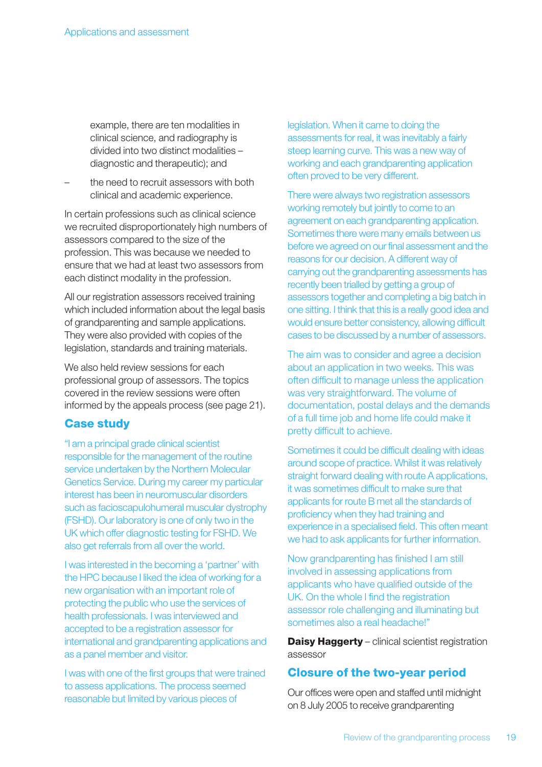example, there are ten modalities in clinical science, and radiography is divided into two distinct modalities – diagnostic and therapeutic); and

– the need to recruit assessors with both clinical and academic experience.

In certain professions such as clinical science we recruited disproportionately high numbers of assessors compared to the size of the profession. This was because we needed to ensure that we had at least two assessors from each distinct modality in the profession.

All our registration assessors received training which included information about the legal basis of grandparenting and sample applications. They were also provided with copies of the legislation, standards and training materials.

We also held review sessions for each professional group of assessors. The topics covered in the review sessions were often informed by the appeals process (see page 21).

## Case study

"I am a principal grade clinical scientist responsible for the management of the routine service undertaken by the Northern Molecular Genetics Service. During my career my particular interest has been in neuromuscular disorders such as facioscapulohumeral muscular dystrophy (FSHD). Our laboratory is one of only two in the UK which offer diagnostic testing for FSHD. We also get referrals from all over the world.

I was interested in the becoming a 'partner' with the HPC because I liked the idea of working for a new organisation with an important role of protecting the public who use the services of health professionals. I was interviewed and accepted to be a registration assessor for international and grandparenting applications and as a panel member and visitor.

I was with one of the first groups that were trained to assess applications. The process seemed reasonable but limited by various pieces of legislation. When it came to doing the assessments for real, it was inevitably a fairly steep learning curve. This was a new way of working and each grandparenting application often proved to be very different.

There were always two registration assessors working remotely but jointly to come to an agreement on each grandparenting application. Sometimes there were many emails between us before we agreed on our final assessment and the reasons for our decision. A different way of carrying out the grandparenting assessments has recently been trialled by getting a group of assessors together and completing a big batch in one sitting. I think that this is a really good idea and would ensure better consistency, allowing difficult cases to be discussed by a number of assessors.

The aim was to consider and agree a decision about an application in two weeks. This was often difficult to manage unless the application was very straightforward. The volume of documentation, postal delays and the demands of a full time job and home life could make it pretty difficult to achieve.

Sometimes it could be difficult dealing with ideas around scope of practice. Whilst it was relatively straight forward dealing with route A applications, it was sometimes difficult to make sure that applicants for route B met all the standards of proficiency when they had training and experience in a specialised field. This often meant we had to ask applicants for further information.

Now grandparenting has finished I am still involved in assessing applications from applicants who have qualified outside of the UK. On the whole I find the registration assessor role challenging and illuminating but sometimes also a real headache!"

**Daisy Haggerty** – clinical scientist registration assessor

## Closure of the two-year period

Our offices were open and staffed until midnight on 8 July 2005 to receive grandparenting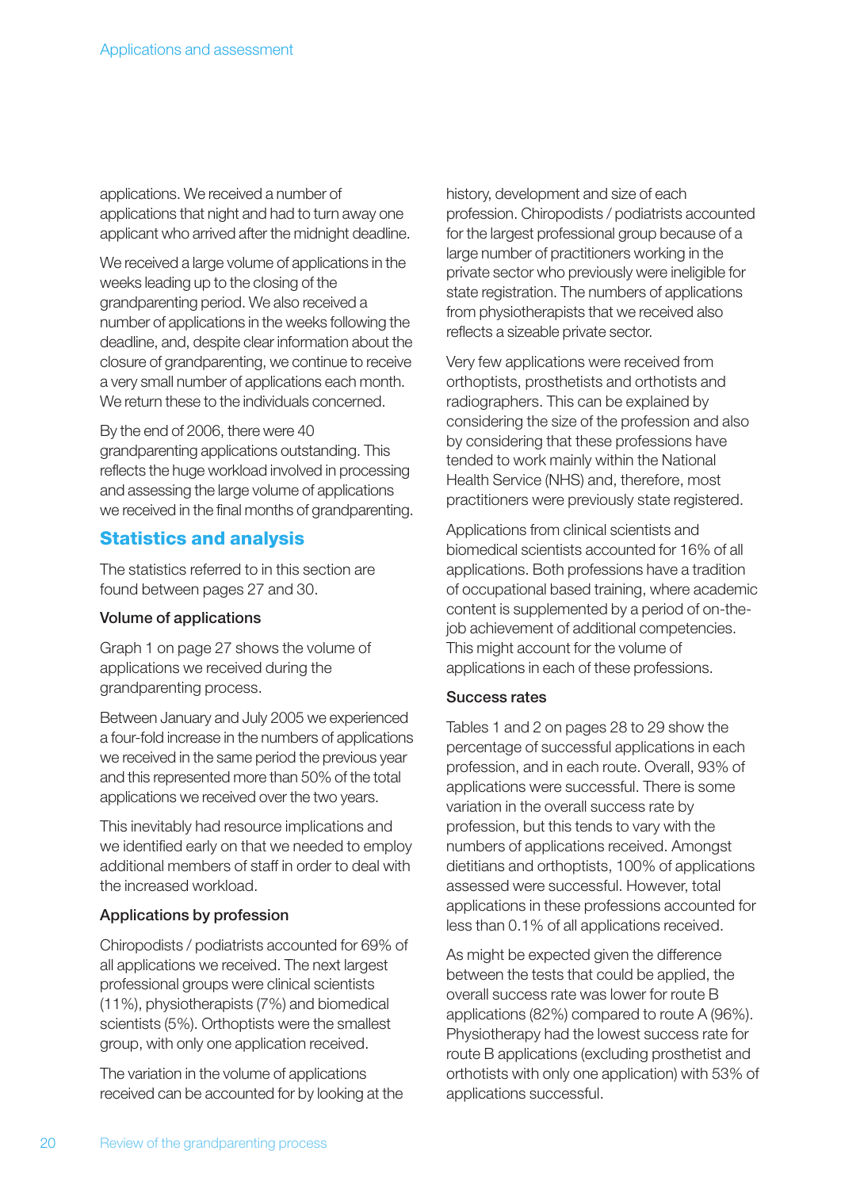applications. We received a number of applications that night and had to turn away one applicant who arrived after the midnight deadline.

We received a large volume of applications in the weeks leading up to the closing of the grandparenting period. We also received a number of applications in the weeks following the deadline, and, despite clear information about the closure of grandparenting, we continue to receive a very small number of applications each month. We return these to the individuals concerned.

By the end of 2006, there were 40 grandparenting applications outstanding. This reflects the huge workload involved in processing and assessing the large volume of applications we received in the final months of grandparenting.

## Statistics and analysis

The statistics referred to in this section are found between pages 27 and 30.

### Volume of applications

Graph 1 on page 27 shows the volume of applications we received during the grandparenting process.

Between January and July 2005 we experienced a four-fold increase in the numbers of applications we received in the same period the previous year and this represented more than 50% of the total applications we received over the two years.

This inevitably had resource implications and we identified early on that we needed to employ additional members of staff in order to deal with the increased workload.

### Applications by profession

Chiropodists / podiatrists accounted for 69% of all applications we received. The next largest professional groups were clinical scientists (11%), physiotherapists (7%) and biomedical scientists (5%). Orthoptists were the smallest group, with only one application received.

The variation in the volume of applications received can be accounted for by looking at the history, development and size of each profession. Chiropodists / podiatrists accounted for the largest professional group because of a large number of practitioners working in the private sector who previously were ineligible for state registration. The numbers of applications from physiotherapists that we received also reflects a sizeable private sector.

Very few applications were received from orthoptists, prosthetists and orthotists and radiographers. This can be explained by considering the size of the profession and also by considering that these professions have tended to work mainly within the National Health Service (NHS) and, therefore, most practitioners were previously state registered.

Applications from clinical scientists and biomedical scientists accounted for 16% of all applications. Both professions have a tradition of occupational based training, where academic content is supplemented by a period of on-the-job achievement of additional competencies. This might account for the volume of applications in each of these professions.

### Success rates

Tables 1 and 2 on pages 28 to 29 show the percentage of successful applications in each profession, and in each route. Overall, 93% of applications were successful. There is some variation in the overall success rate by profession, but this tends to vary with the numbers of applications received. Amongst dietitians and orthoptists, 100% of applications assessed were successful. However, total applications in these professions accounted for less than 0.1% of all applications received.

As might be expected given the difference between the tests that could be applied, the overall success rate was lower for route B applications (82%) compared to route A (96%). Physiotherapy had the lowest success rate for route B applications (excluding prosthetist and orthotists with only one application) with 53% of applications successful.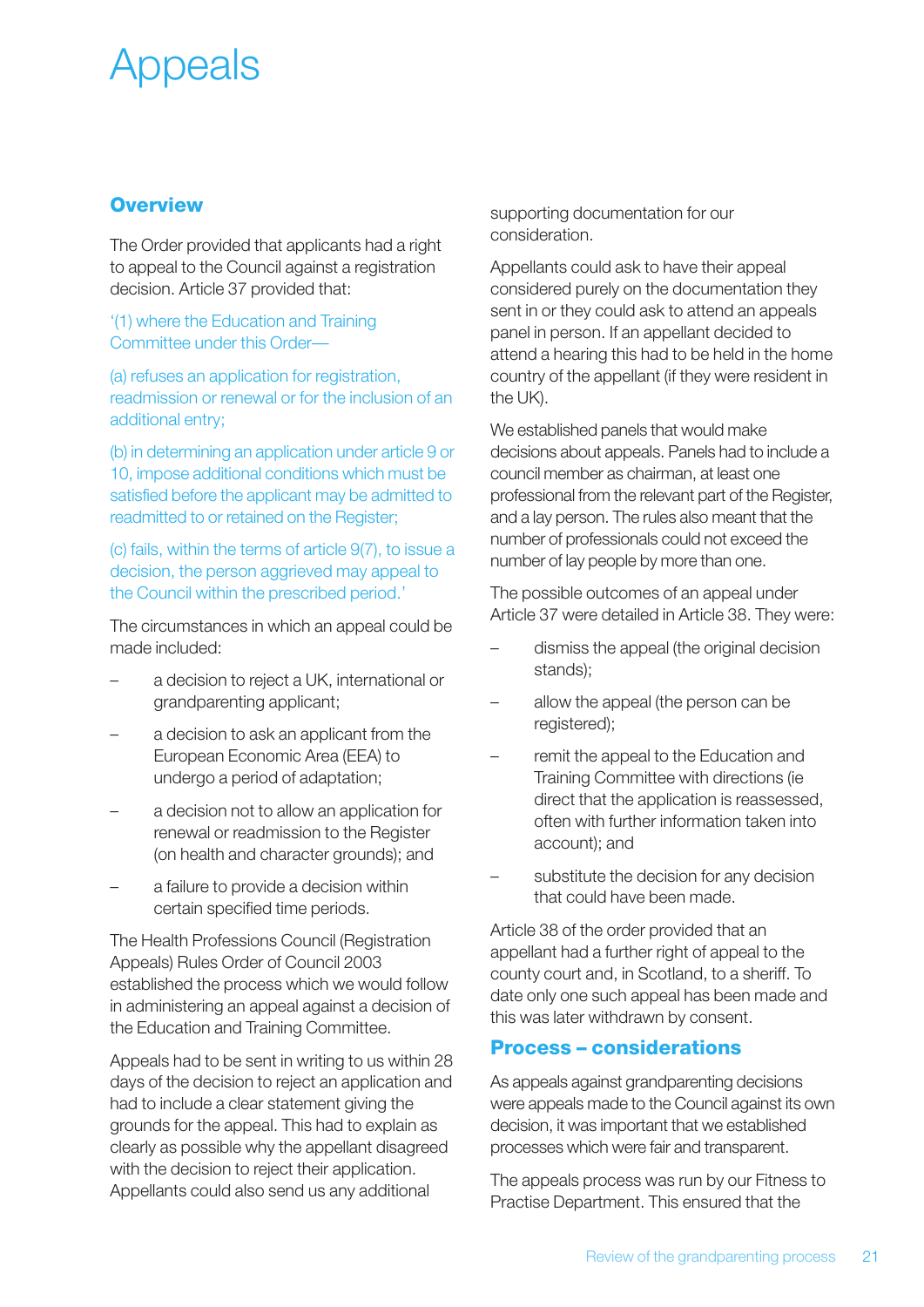# Appeals

## Overview

The Order provided that applicants had a right to appeal to the Council against a registration decision. Article 37 provided that:

'(1) where the Education and Training Committee under this Order—

(a) refuses an application for registration, readmission or renewal or for the inclusion of an additional entry;

(b) in determining an application under article 9 or 10, impose additional conditions which must be satisfied before the applicant may be admitted to or readmitted to or retained on the Register;

(c) fails, within the terms of article 9(7), to issue a decision, the person aggrieved may appeal to the Council within the prescribed period.'

The circumstances in which an appeal could be made included:

- a decision to reject a UK, international or grandparenting applicant;
- a decision to ask an applicant from the European Economic Area (EEA) to undergo a period of adaptation;
- a decision not to allow an application for renewal or readmission to the Register (on health and character grounds); and
- a failure to provide a decision within certain specified time periods.

The Health Professions Council (Registration Appeals) Rules Order of Council 2003 established the process which we would follow in administering an appeal against a decision of the Education and Training Committee.

Appeals had to be sent in writing to us within 28 days of the decision to reject an application and had to include a clear statement giving the grounds for the appeal. This had to explain as clearly as possible why the appellant disagreed with the decision to reject their application. Appellants could also send us any additional supporting documentation for our consideration.

Appellants could ask to have their appeal considered purely on the documentation they sent in or they could ask to attend an appeals panel in person. If an appellant decided to attend a hearing this had to be held in the home country of the appellant (if they were resident in the UK).

We established panels that would make decisions about appeals. Panels had to include a council member as chairman, at least one professional from the relevant part of the Register, and a lay person. The rules also meant that the number of professionals could not exceed the number of lay people by more than one.

The possible outcomes of an appeal under Article 37 were detailed in Article 38. They were:

- dismiss the appeal (the original decision stands);
- allow the appeal (the person can be registered);
- remit the appeal to the Education and Training Committee with directions (ie direct that the application is reassessed, often with further information taken into account); and
- substitute the decision for any decision that could have been made.

Article 38 of the order provided that an appellant had a further right of appeal to the county court and, in Scotland, to a sheriff. To date only one such appeal has been made and this was later withdrawn by consent.

## Process – considerations

As appeals against grandparenting decisions were appeals made to the Council against its own decision, it was important that we established processes which were fair and transparent.

The appeals process was run by our Fitness to Practise Department. This ensured that the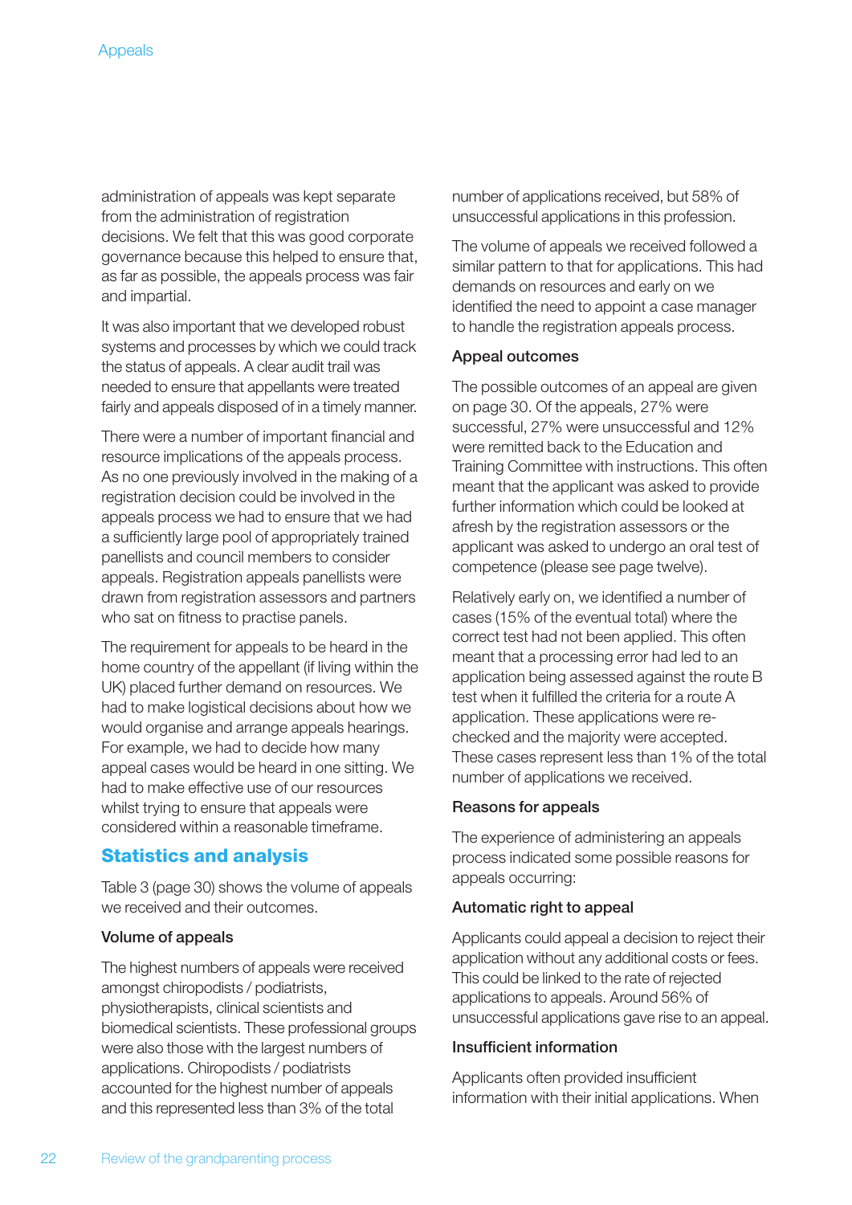administration of appeals was kept separate from the administration of registration decisions. We felt that this was good corporate governance because this helped to ensure that, as far as possible, the appeals process was fair and impartial.

It was also important that we developed robust systems and processes by which we could track the status of appeals. A clear audit trail was needed to ensure that appellants were treated fairly and appeals disposed of in a timely manner.

There were a number of important financial and resource implications of the appeals process. As no one previously involved in the making of a registration decision could be involved in the appeals process we had to ensure that we had a sufficiently large pool of appropriately trained panellists and council members to consider appeals. Registration appeals panellists were drawn from registration assessors and partners who sat on fitness to practise panels.

The requirement for appeals to be heard in the home country of the appellant (if living within the UK) placed further demand on resources. We had to make logistical decisions about how we would organise and arrange appeals hearings. For example, we had to decide how many appeal cases would be heard in one sitting. We had to make effective use of our resources whilst trying to ensure that appeals were considered within a reasonable timeframe.

## Statistics and analysis

Table 3 (page 30) shows the volume of appeals we received and their outcomes.

### Volume of appeals

The highest numbers of appeals were received amongst chiropodists / podiatrists, physiotherapists, clinical scientists and biomedical scientists. These professional groups were also those with the largest numbers of applications. Chiropodists / podiatrists accounted for the highest number of appeals and this represented less than 3% of the total number of applications received, but 58% of unsuccessful applications in this profession.

The volume of appeals we received followed a similar pattern to that for applications. This had demands on resources and early on we identified the need to appoint a case manager to handle the registration appeals process.

### Appeal outcomes

The possible outcomes of an appeal are given on page 30. Of the appeals, 27% were successful, 27% were unsuccessful and 12% were remitted back to the Education and Training Committee with instructions. This often meant that the applicant was asked to provide further information which could be looked at afresh by the registration assessors or the applicant was asked to undergo an oral test of competence (please see page twelve).

Relatively early on, we identified a number of cases (15% of the eventual total) where the correct test had not been applied. This often meant that a processing error had led to an application being assessed against the route B test when it fulfilled the criteria for a route A application. These applications were re-checked and the majority were accepted. These cases represent less than 1% of the total number of applications we received.

### Reasons for appeals

The experience of administering an appeals process indicated some possible reasons for appeals occurring:

### Automatic right to appeal

Applicants could appeal a decision to reject their application without any additional costs or fees. This could be linked to the rate of rejected applications to appeals. Around 56% of unsuccessful applications gave rise to an appeal.

### Insufficient information

Applicants often provided insufficient information with their initial applications. When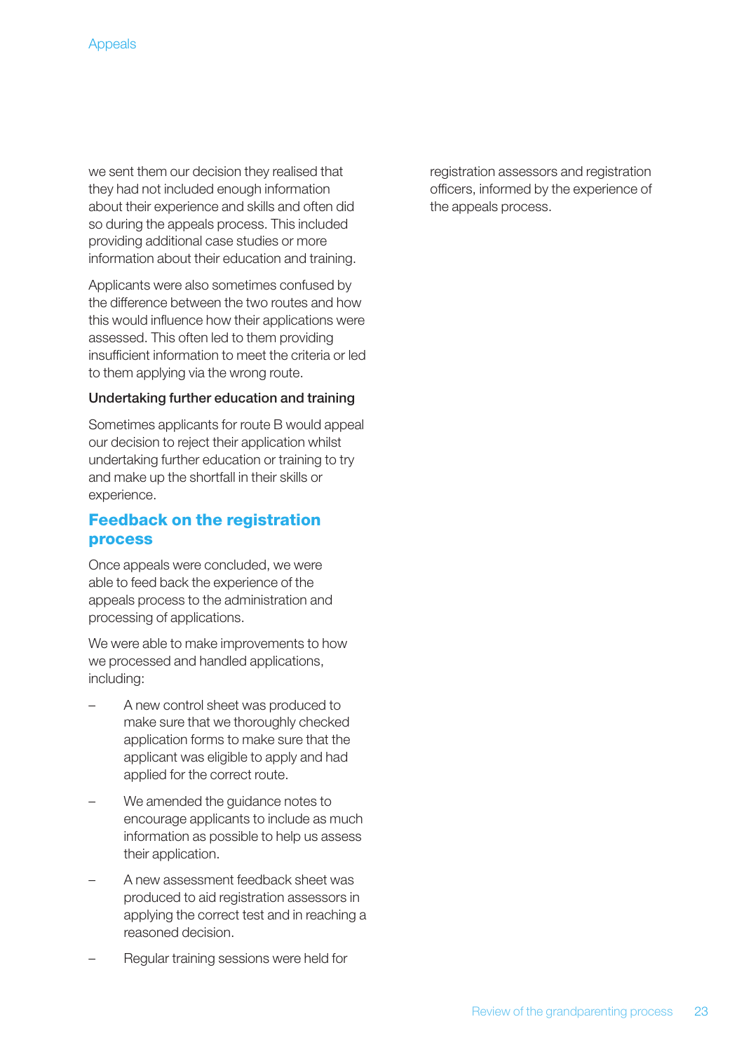we sent them our decision they realised that they had not included enough information about their experience and skills and often did so during the appeals process. This included providing additional case studies or more information about their education and training.

Applicants were also sometimes confused by the difference between the two routes and how this would influence how their applications were assessed. This often led to them providing insufficient information to meet the criteria or led to them applying via the wrong route.

**Undertaking further education and training**

Sometimes applicants for route B would appeal our decision to reject their application whilst undertaking further education or training to try and make up the shortfall in their skills or experience.

## Feedback on the registration process

Once appeals were concluded, we were able to feed back the experience of the appeals process to the administration and processing of applications.

We were able to make improvements to how we processed and handled applications, including:

- A new control sheet was produced to make sure that we thoroughly checked application forms to make sure that the applicant was eligible to apply and had applied for the correct route.
- We amended the guidance notes to encourage applicants to include as much information as possible to help us assess their application.
- A new assessment feedback sheet was produced to aid registration assessors in applying the correct test and in reaching a reasoned decision.
- Regular training sessions were held for registration assessors and registration officers, informed by the experience of the appeals process.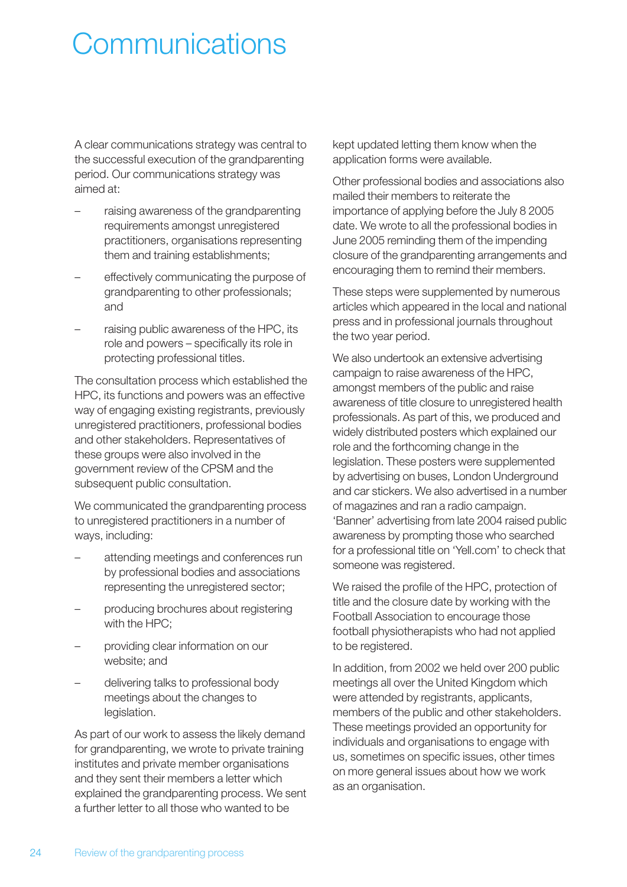# Communications

A clear communications strategy was central to the successful execution of the grandparenting period. Our communications strategy was aimed at:

- raising awareness of the grandparenting requirements amongst unregistered practitioners, organisations representing them and training establishments;
- effectively communicating the purpose of grandparenting to other professionals; and
- raising public awareness of the HPC, its role and powers – specifically its role in protecting professional titles.

The consultation process which established the HPC, its functions and powers was an effective way of engaging existing registrants, previously unregistered practitioners, professional bodies and other stakeholders. Representatives of these groups were also involved in the government review of the CPSM and the subsequent public consultation.

We communicated the grandparenting process to unregistered practitioners in a number of ways, including:

- attending meetings and conferences run by professional bodies and associations representing the unregistered sector;
- producing brochures about registering with the HPC;
- providing clear information on our website; and
- delivering talks to professional body meetings about the changes to legislation.

As part of our work to assess the likely demand for grandparenting, we wrote to private training institutes and private member organisations and they sent their members a letter which explained the grandparenting process. We sent a further letter to all those who wanted to be kept updated letting them know when the application forms were available.

Other professional bodies and associations also mailed their members to reiterate the importance of applying before the July 8 2005 date. We wrote to all the professional bodies in June 2005 reminding them of the impending closure of the grandparenting arrangements and encouraging them to remind their members.

These steps were supplemented by numerous articles which appeared in the local and national press and in professional journals throughout the two year period.

We also undertook an extensive advertising campaign to raise awareness of the HPC, amongst members of the public and raise awareness of title closure to unregistered health professionals. As part of this, we produced and widely distributed posters which explained our role and the forthcoming change in the legislation. These posters were supplemented by advertising on buses, London Underground and car stickers. We also advertised in a number of magazines and ran a radio campaign. 'Banner' advertising from late 2004 raised public awareness by prompting those who searched for a professional title on 'Yell.com' to check that someone was registered.

We raised the profile of the HPC, protection of title and the closure date by working with the Football Association to encourage those football physiotherapists who had not applied to be registered.

In addition, from 2002 we held over 200 public meetings all over the United Kingdom which were attended by registrants, applicants, members of the public and other stakeholders. These meetings provided an opportunity for individuals and organisations to engage with us, sometimes on specific issues, other times on more general issues about how we work as an organisation.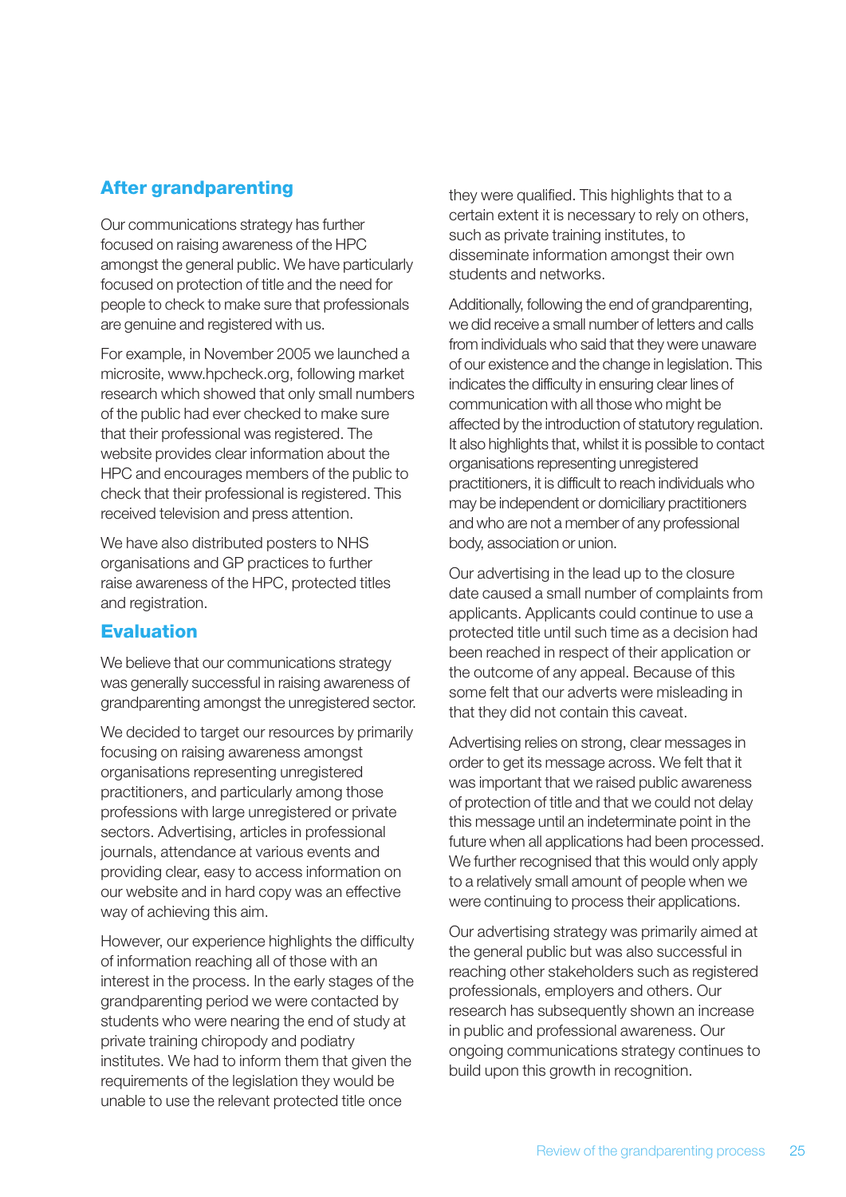## After grandparenting

Our communications strategy has further focused on raising awareness of the HPC amongst the general public. We have particularly focused on protection of title and the need for people to check to make sure that professionals are genuine and registered with us.

For example, in November 2005 we launched a microsite, www.hpcheck.org, following market research which showed that only small numbers of the public had ever checked to make sure that their professional was registered. The website provides clear information about the HPC and encourages members of the public to check that their professional is registered. This received television and press attention.

We have also distributed posters to NHS organisations and GP practices to further raise awareness of the HPC, protected titles and registration.

## Evaluation

We believe that our communications strategy was generally successful in raising awareness of grandparenting amongst the unregistered sector.

We decided to target our resources by primarily focusing on raising awareness amongst organisations representing unregistered practitioners, and particularly among those professions with large unregistered or private sectors. Advertising, articles in professional journals, attendance at various events and providing clear, easy to access information on our website and in hard copy was an effective way of achieving this aim.

However, our experience highlights the difficulty of information reaching all of those with an interest in the process. In the early stages of the grandparenting period we were contacted by students who were nearing the end of study at private training chiropody and podiatry institutes. We had to inform them that given the requirements of the legislation they would be unable to use the relevant protected title once they were qualified. This highlights that to a certain extent it is necessary to rely on others, such as private training institutes, to disseminate information amongst their own students and networks.

Additionally, following the end of grandparenting, we did receive a small number of letters and calls from individuals who said that they were unaware of our existence and the change in legislation. This indicates the difficulty in ensuring clear lines of communication with all those who might be affected by the introduction of statutory regulation. It also highlights that, whilst it is possible to contact organisations representing unregistered practitioners, it is difficult to reach individuals who may be independent or domiciliary practitioners and who are not a member of any professional body, association or union.

Our advertising in the lead up to the closure date caused a small number of complaints from applicants. Applicants could continue to use a protected title until such time as a decision had been reached in respect of their application or the outcome of any appeal. Because of this some felt that our adverts were misleading in that they did not contain this caveat.

Advertising relies on strong, clear messages in order to get its message across. We felt that it was important that we raised public awareness of protection of title and that we could not delay this message until an indeterminate point in the future when all applications had been processed. We further recognised that this would only apply to a relatively small amount of people when we were continuing to process their applications.

Our advertising strategy was primarily aimed at the general public but was also successful in reaching other stakeholders such as registered professionals, employers and others. Our research has subsequently shown an increase in public and professional awareness. Our ongoing communications strategy continues to build upon this growth in recognition.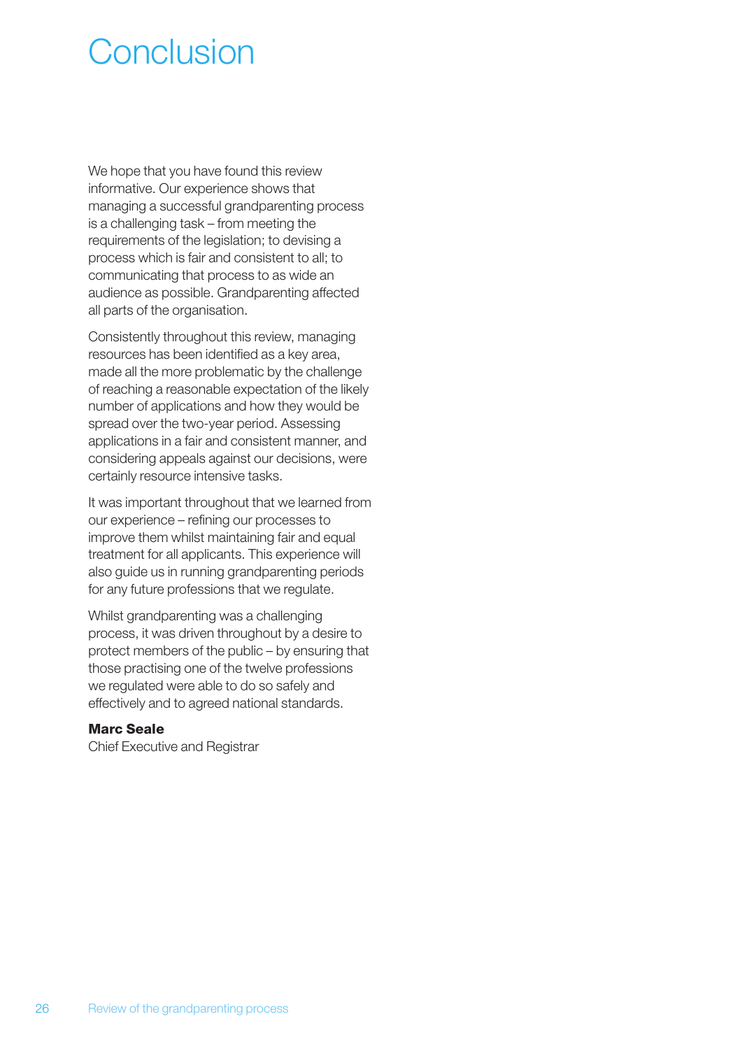# Conclusion

We hope that you have found this review informative. Our experience shows that managing a successful grandparenting process is a challenging task – from meeting the requirements of the legislation; to devising a process which is fair and consistent to all; to communicating that process to as wide an audience as possible. Grandparenting affected all parts of the organisation.

Consistently throughout this review, managing resources has been identified as a key area, made all the more problematic by the challenge of reaching a reasonable expectation of the likely number of applications and how they would be spread over the two-year period. Assessing applications in a fair and consistent manner, and considering appeals against our decisions, were certainly resource intensive tasks.

It was important throughout that we learned from our experience – refining our processes to improve them whilst maintaining fair and equal treatment for all applicants. This experience will also guide us in running grandparenting periods for any future professions that we regulate.

Whilst grandparenting was a challenging process, it was driven throughout by a desire to protect members of the public – by ensuring that those practising one of the twelve professions we regulated were able to do so safely and effectively and to agreed national standards.

**Marc Seale**
Chief Executive and Registrar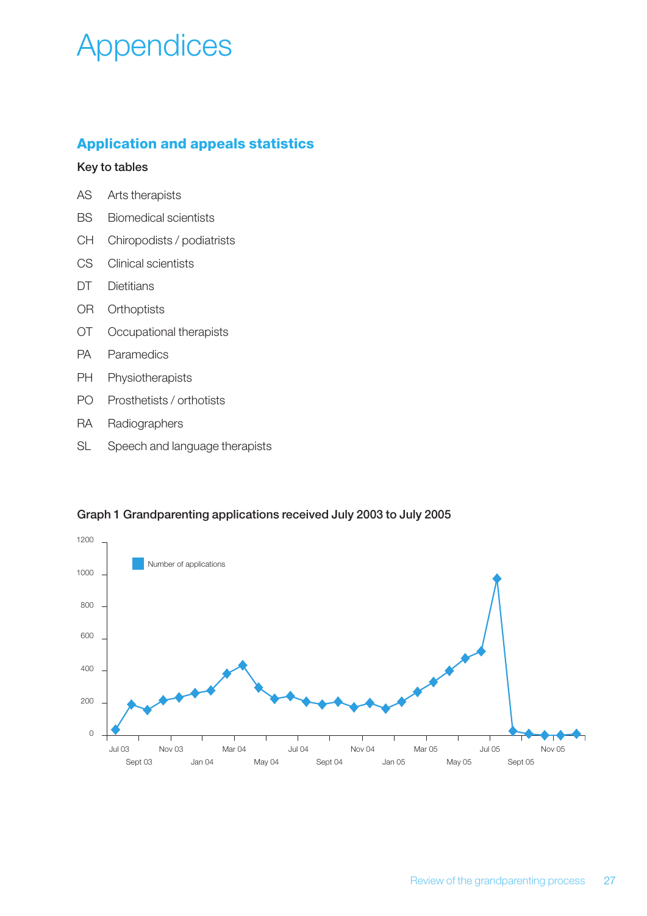# Appendices

## Application and appeals statistics

### Key to tables

| | |
|---|---|
| AS | Arts therapists |
| BS | Biomedical scientists |
| CH | Chiropodists / podiatrists |
| CS | Clinical scientists |
| DT | Dietitians |
| OR | Orthoptists |
| OT | Occupational therapists |
| PA | Paramedics |
| PH | Physiotherapists |
| PO | Prosthetists / orthotists |
| RA | Radiographers |
| SL | Speech and language therapists |

**Graph 1 Grandparenting applications received July 2003 to July 2005**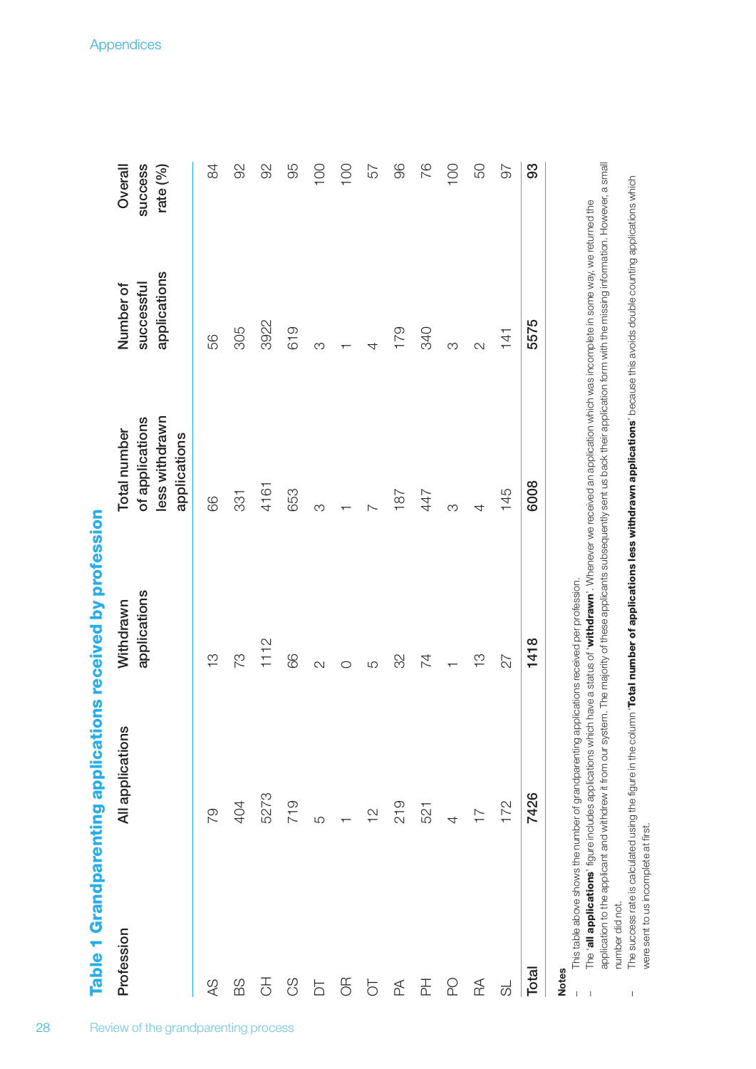# Table 1 Grandparenting applications received by profession

| Profession | All applications | Withdrawn applications | Total number of applications less withdrawn applications | Number of successful applications | Overall success rate (%) |
|---|---|---|---|---|---|
| AS | 79 | 13 | 66 | 56 | 84 |
| BS | 404 | 73 | 331 | 305 | 92 |
| CH | 5273 | 1112 | 4161 | 3922 | 92 |
| CS | 719 | 66 | 653 | 619 | 95 |
| DT | 5 | 2 | 3 | 3 | 100 |
| OR | 1 | 0 | 1 | 1 | 100 |
| OT | 12 | 5 | 7 | 4 | 57 |
| PA | 219 | 32 | 187 | 179 | 96 |
| PH | 521 | 74 | 447 | 340 | 76 |
| PO | 4 | 1 | 3 | 3 | 100 |
| RA | 17 | 13 | 4 | 2 | 50 |
| SL | 172 | 27 | 145 | 141 | 97 |
| **Total** | **7426** | **1418** | **6008** | **5575** | **93** |

**Notes**

- This table above shows the number of grandparenting applications received per profession.
- The '**all applications**' figure includes applications which have a status of '**withdrawn**'. Whenever we received an application which was incomplete in some way, we returned the application to the applicant and withdrew it from our system. The majority of these applicants subsequently sent us back their application form with the missing information. However, a small number did not.
- The success rate is calculated using the figure in the column '**Total number of applications less withdrawn applications**' because this avoids double counting applications which were sent to us incomplete at first.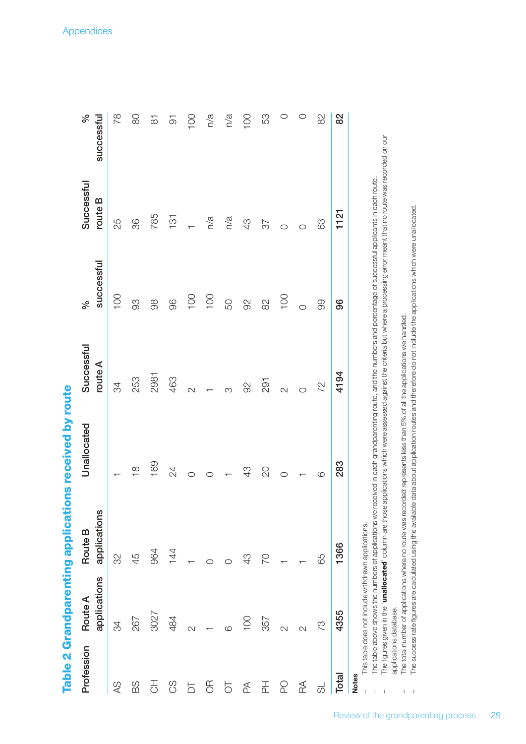## Table 2 Grandparenting applications received by route

| Profession | Route A applications | Route B applications | Unallocated | Successful route A | % successful | Successful route B | % successful |
|---|---|---|---|---|---|---|---|
| AS | 34 | 32 | 1 | 34 | 100 | 25 | 78 |
| BS | 267 | 45 | 18 | 253 | 93 | 36 | 80 |
| CH | 3027 | 964 | 169 | 2981 | 98 | 785 | 81 |
| CS | 484 | 144 | 24 | 463 | 96 | 131 | 91 |
| DT | 2 | 1 | 0 | 2 | 100 | 1 | 100 |
| OR | 1 | 0 | 0 | 1 | 100 | n/a | n/a |
| OT | 6 | 0 | 1 | 3 | 50 | n/a | n/a |
| PA | 100 | 43 | 43 | 92 | 92 | 43 | 100 |
| PH | 357 | 70 | 20 | 291 | 82 | 37 | 53 |
| PO | 2 | 1 | 0 | 2 | 100 | 0 | 0 |
| RA | 2 | 1 | 1 | 0 | 0 | 0 | 0 |
| SL | 73 | 65 | 6 | 72 | 99 | 63 | 82 |
| **Total** | **4355** | **1366** | **283** | **4194** | **96** | **1121** | **82** |

**Notes**

- This table does not include withdrawn applications.
- The table above shows the numbers of applications we received in each grandparenting route, and the numbers and percentage of successful applicants in each route.
- The figures given in the '**unallocated**' column are those applications which were assessed against the criteria but where a processing error meant that no route was recorded on our applications database.
- The total number of applications where no route was recorded represents less than 5% of all the applications we handled.
- The success rate figures are calculated using the available data about application routes and therefore do not include the applications which were unallocated.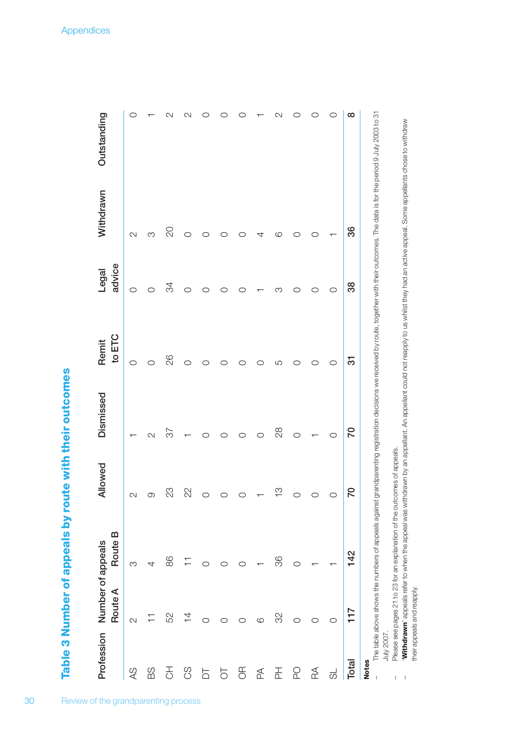## Table 3 Number of appeals by route with their outcomes

| Profession | Number of appeals | | Allowed | Dismissed | Remit to ETC | Legal advice | Withdrawn | Outstanding |
|---|---|---|---|---|---|---|---|---|
| | Route A | Route B | | | | | | |
| AS | 2 | 3 | 2 | 1 | 0 | 0 | 2 | 0 |
| BS | 11 | 4 | 9 | 2 | 0 | 0 | 3 | 1 |
| CH | 52 | 86 | 23 | 37 | 26 | 34 | 20 | 2 |
| CS | 14 | 11 | 22 | 1 | 0 | 0 | 0 | 2 |
| DT | 0 | 0 | 0 | 0 | 0 | 0 | 0 | 0 |
| OT | 0 | 0 | 0 | 0 | 0 | 0 | 0 | 0 |
| OR | 0 | 0 | 0 | 0 | 0 | 0 | 0 | 0 |
| PA | 6 | 1 | 1 | 0 | 0 | 1 | 4 | 1 |
| PH | 32 | 36 | 13 | 28 | 5 | 3 | 6 | 2 |
| PO | 0 | 0 | 0 | 0 | 0 | 0 | 0 | 0 |
| RA | 0 | 1 | 0 | 1 | 0 | 0 | 0 | 0 |
| SL | 0 | 1 | 0 | 0 | 0 | 0 | 1 | 0 |
| **Total** | **117** | **142** | **70** | **70** | **31** | **38** | **36** | **8** |

**Notes**

- The table above shows the numbers of appeals against grandparenting registration decisions we received by route, together with their outcomes. The data is for the period 9 July 2003 to 31 July 2007.
- Please see pages 21 to 23 for an explanation of the outcomes of appeals.
- '**Withdrawn**' appeals refer to when the appeal was withdrawn by an appellant. An appellant could not reapply to us whilst they had an active appeal. Some appellants chose to withdraw their appeals and reapply.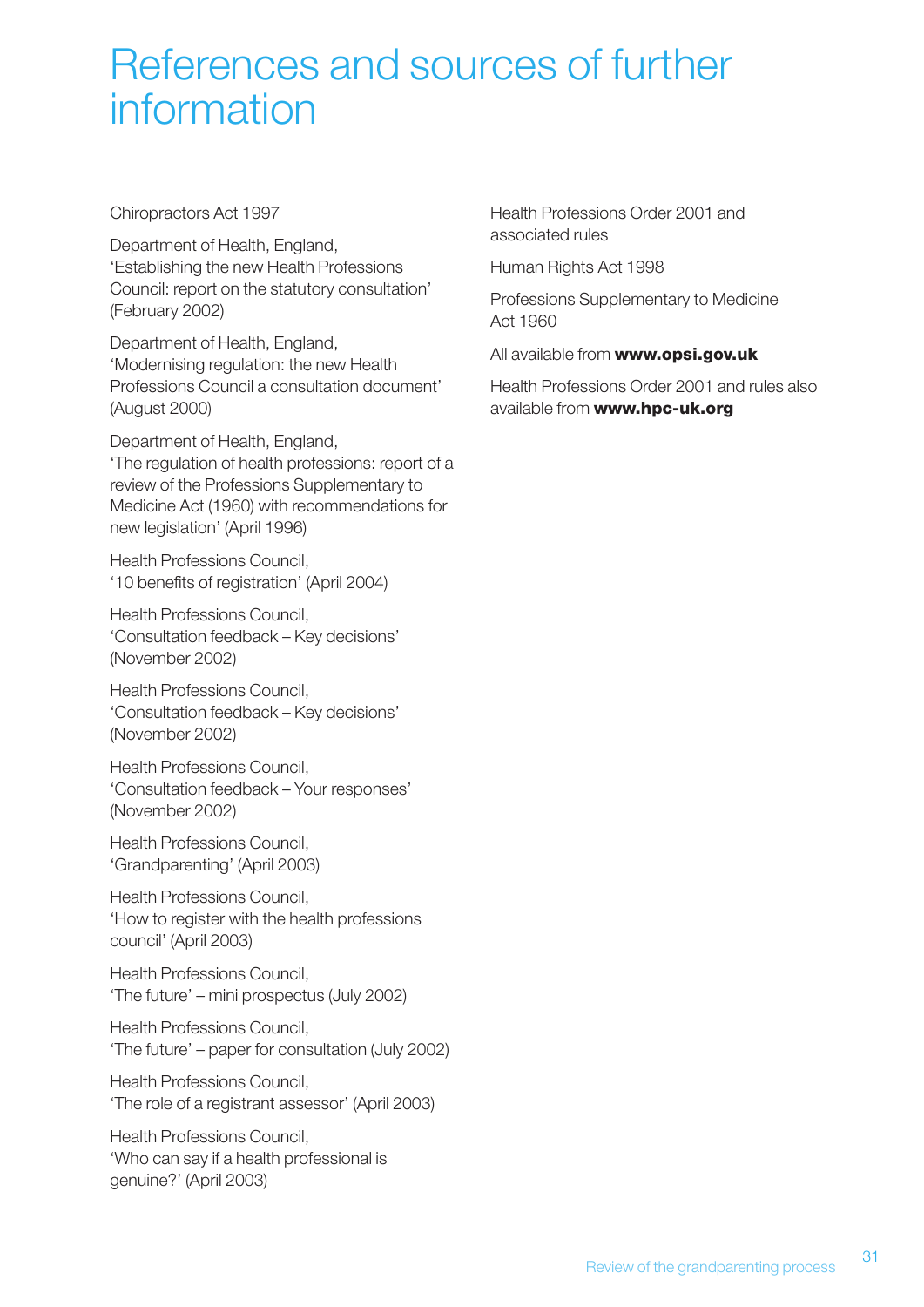# References and sources of further information

Chiroractors Act 1997

Department of Health, England, 'Establishing the new Health Professions Council: report on the statutory consultation' (February 2002)

Department of Health, England, 'Modernising regulation: the new Health Professions Council a consultation document' (August 2000)

Department of Health, England, 'The regulation of health professions: report of a review of the Professions Supplementary to Medicine Act (1960) with recommendations for new legislation' (April 1996)

Health Professions Council, '10 benefits of registration' (April 2004)

Health Professions Council, 'Consultation feedback – Key decisions' (November 2002)

Health Professions Council, 'Consultation feedback – Key decisions' (November 2002)

Health Professions Council, 'Consultation feedback – Your responses' (November 2002)

Health Professions Council, 'Grandparenting' (April 2003)

Health Professions Council, 'How to register with the health professions council' (April 2003)

Health Professions Council, 'The future' – mini prospectus (July 2002)

Health Professions Council, 'The future' – paper for consultation (July 2002)

Health Professions Council, 'The role of a registrant assessor' (April 2003)

Health Professions Council, 'Who can say if a health professional is genuine?' (April 2003)

Health Professions Order 2001 and associated rules

Human Rights Act 1998

Professions Supplementary to Medicine Act 1960

All available from **www.opsi.gov.uk**

Health Professions Order 2001 and rules also available from **www.hpc-uk.org**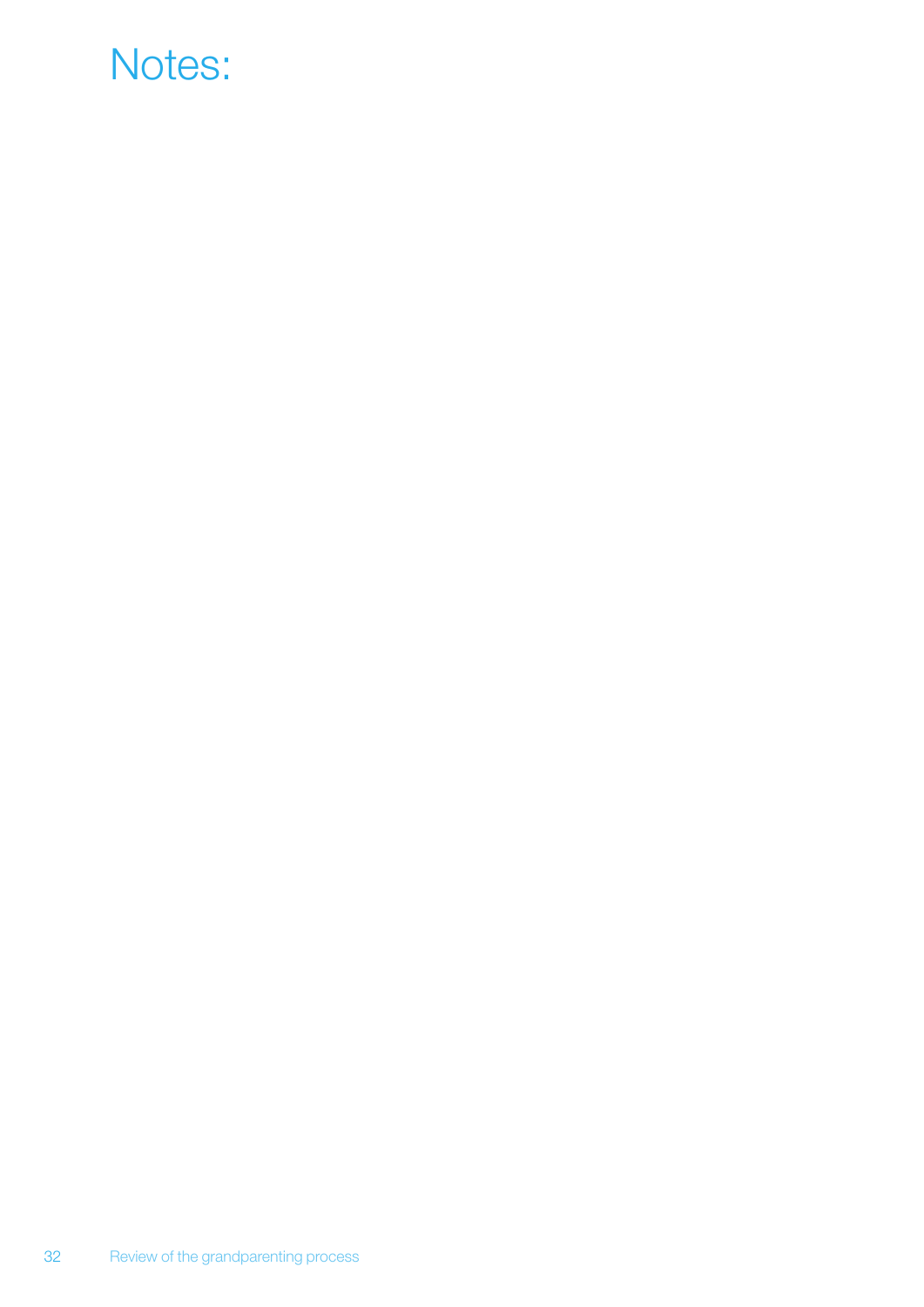# Notes: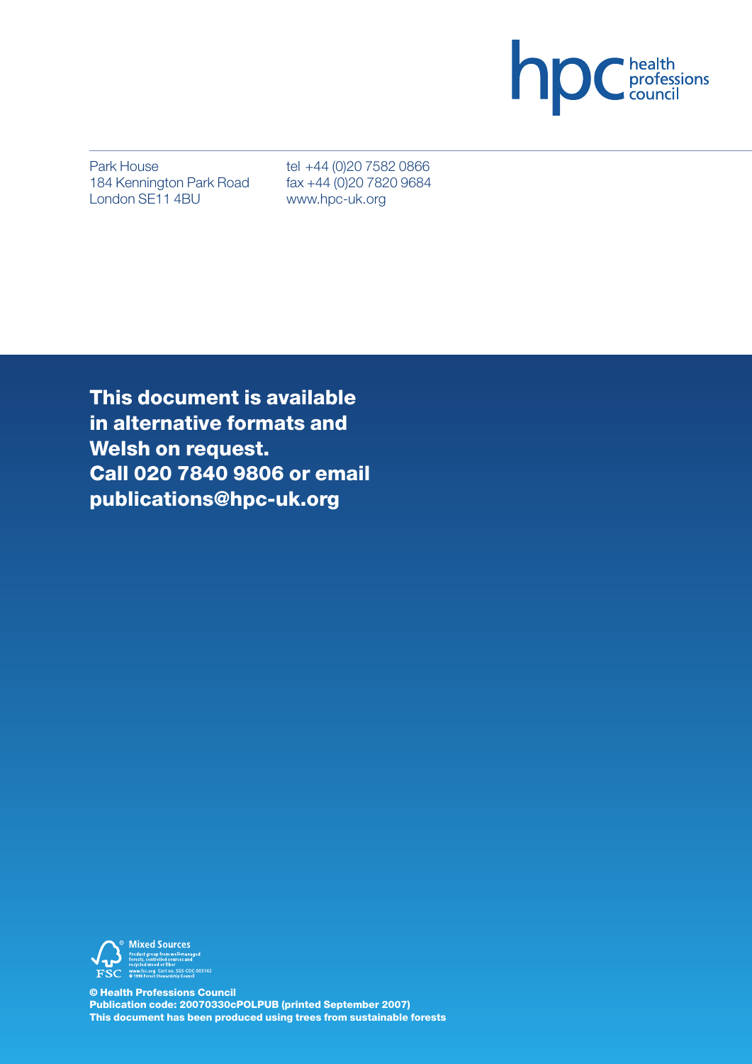hpc health professions council

Park House
184 Kennington Park Road
London SE11 4BU

tel +44 (0)20 7582 0866
fax +44 (0)20 7820 9684
www.hpc-uk.org

**This document is available in alternative formats and Welsh on request. Call 020 7840 9806 or email publications@hpc-uk.org**

Mixed Sources
Product group from well-managed forests, controlled sources and recycled wood or fiber
www.fsc.org Cert no. SGS-COC-003142
© 1996 Forest Stewardship Council

**© Health Professions Council**
**Publication code: 20070330cPOLPUB (printed September 2007)**
**This document has been produced using trees from sustainable forests**